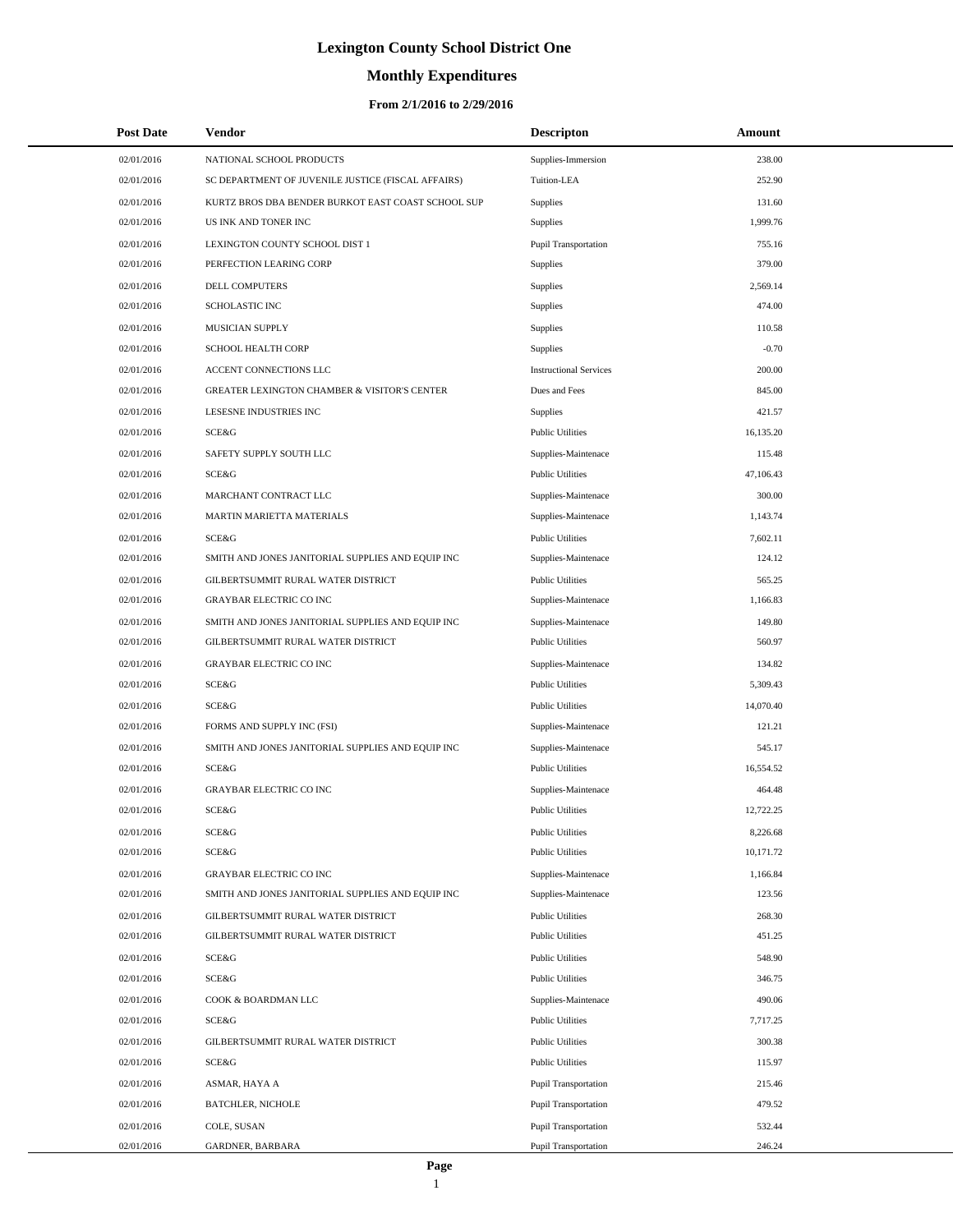# Lexington County School District One

## Monthly Expenditures

### From 2/1/2016 to 2/29/2016

| Post Date | Vendor | Descripton | Amount |
|---|---|---|---|
| 02/01/2016 | NATIONAL SCHOOL PRODUCTS | Supplies-Immersion | 238.00 |
| 02/01/2016 | SC DEPARTMENT OF JUVENILE JUSTICE (FISCAL AFFAIRS) | Tuition-LEA | 252.90 |
| 02/01/2016 | KURTZ BROS DBA BENDER BURKOT EAST COAST SCHOOL SUP | Supplies | 131.60 |
| 02/01/2016 | US INK AND TONER INC | Supplies | 1,999.76 |
| 02/01/2016 | LEXINGTON COUNTY SCHOOL DIST 1 | Pupil Transportation | 755.16 |
| 02/01/2016 | PERFECTION LEARING CORP | Supplies | 379.00 |
| 02/01/2016 | DELL COMPUTERS | Supplies | 2,569.14 |
| 02/01/2016 | SCHOLASTIC INC | Supplies | 474.00 |
| 02/01/2016 | MUSICIAN SUPPLY | Supplies | 110.58 |
| 02/01/2016 | SCHOOL HEALTH CORP | Supplies | -0.70 |
| 02/01/2016 | ACCENT CONNECTIONS LLC | Instructional Services | 200.00 |
| 02/01/2016 | GREATER LEXINGTON CHAMBER & VISITOR'S CENTER | Dues and Fees | 845.00 |
| 02/01/2016 | LESESNE INDUSTRIES INC | Supplies | 421.57 |
| 02/01/2016 | SCE&G | Public Utilities | 16,135.20 |
| 02/01/2016 | SAFETY SUPPLY SOUTH LLC | Supplies-Maintenace | 115.48 |
| 02/01/2016 | SCE&G | Public Utilities | 47,106.43 |
| 02/01/2016 | MARCHANT CONTRACT LLC | Supplies-Maintenace | 300.00 |
| 02/01/2016 | MARTIN MARIETTA MATERIALS | Supplies-Maintenace | 1,143.74 |
| 02/01/2016 | SCE&G | Public Utilities | 7,602.11 |
| 02/01/2016 | SMITH AND JONES JANITORIAL SUPPLIES AND EQUIP INC | Supplies-Maintenace | 124.12 |
| 02/01/2016 | GILBERTSUMMIT RURAL WATER DISTRICT | Public Utilities | 565.25 |
| 02/01/2016 | GRAYBAR ELECTRIC CO INC | Supplies-Maintenace | 1,166.83 |
| 02/01/2016 | SMITH AND JONES JANITORIAL SUPPLIES AND EQUIP INC | Supplies-Maintenace | 149.80 |
| 02/01/2016 | GILBERTSUMMIT RURAL WATER DISTRICT | Public Utilities | 560.97 |
| 02/01/2016 | GRAYBAR ELECTRIC CO INC | Supplies-Maintenace | 134.82 |
| 02/01/2016 | SCE&G | Public Utilities | 5,309.43 |
| 02/01/2016 | SCE&G | Public Utilities | 14,070.40 |
| 02/01/2016 | FORMS AND SUPPLY INC (FSI) | Supplies-Maintenace | 121.21 |
| 02/01/2016 | SMITH AND JONES JANITORIAL SUPPLIES AND EQUIP INC | Supplies-Maintenace | 545.17 |
| 02/01/2016 | SCE&G | Public Utilities | 16,554.52 |
| 02/01/2016 | GRAYBAR ELECTRIC CO INC | Supplies-Maintenace | 464.48 |
| 02/01/2016 | SCE&G | Public Utilities | 12,722.25 |
| 02/01/2016 | SCE&G | Public Utilities | 8,226.68 |
| 02/01/2016 | SCE&G | Public Utilities | 10,171.72 |
| 02/01/2016 | GRAYBAR ELECTRIC CO INC | Supplies-Maintenace | 1,166.84 |
| 02/01/2016 | SMITH AND JONES JANITORIAL SUPPLIES AND EQUIP INC | Supplies-Maintenace | 123.56 |
| 02/01/2016 | GILBERTSUMMIT RURAL WATER DISTRICT | Public Utilities | 268.30 |
| 02/01/2016 | GILBERTSUMMIT RURAL WATER DISTRICT | Public Utilities | 451.25 |
| 02/01/2016 | SCE&G | Public Utilities | 548.90 |
| 02/01/2016 | SCE&G | Public Utilities | 346.75 |
| 02/01/2016 | COOK & BOARDMAN LLC | Supplies-Maintenace | 490.06 |
| 02/01/2016 | SCE&G | Public Utilities | 7,717.25 |
| 02/01/2016 | GILBERTSUMMIT RURAL WATER DISTRICT | Public Utilities | 300.38 |
| 02/01/2016 | SCE&G | Public Utilities | 115.97 |
| 02/01/2016 | ASMAR, HAYA A | Pupil Transportation | 215.46 |
| 02/01/2016 | BATCHLER, NICHOLE | Pupil Transportation | 479.52 |
| 02/01/2016 | COLE, SUSAN | Pupil Transportation | 532.44 |
| 02/01/2016 | GARDNER, BARBARA | Pupil Transportation | 246.24 |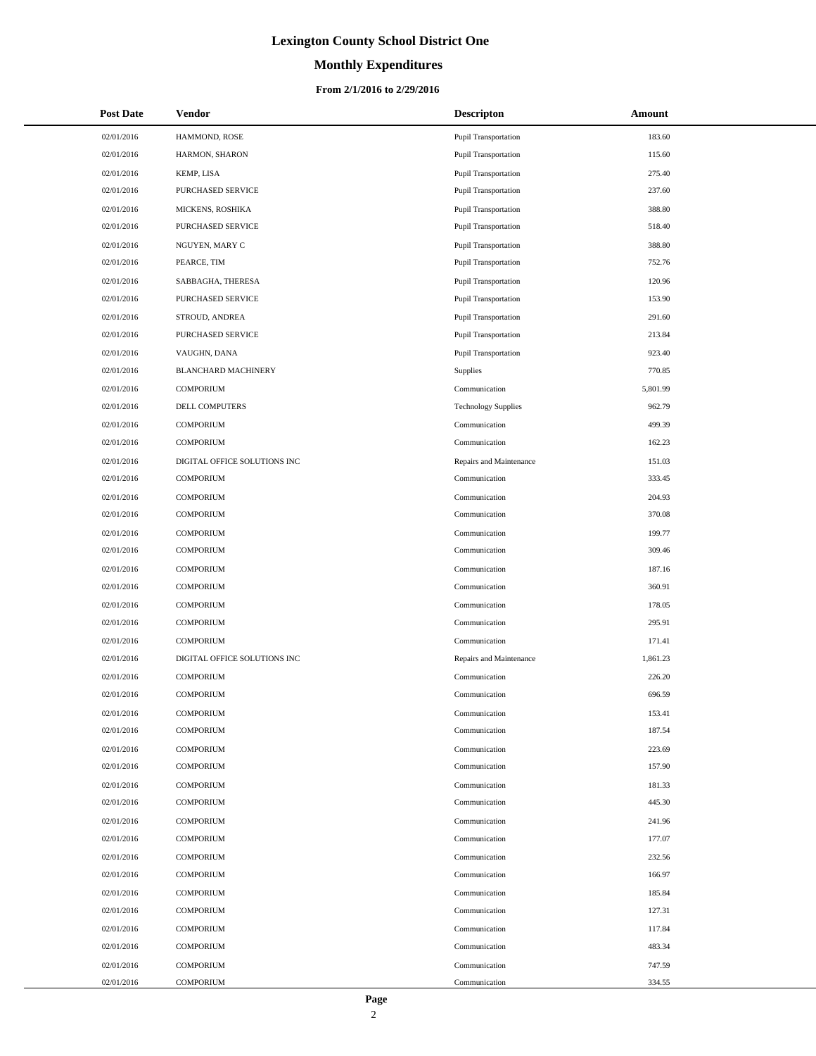# Lexington County School District One

## Monthly Expenditures

### From 2/1/2016 to 2/29/2016

| Post Date | Vendor | Descripton | Amount |
|---|---|---|---|
| 02/01/2016 | HAMMOND, ROSE | Pupil Transportation | 183.60 |
| 02/01/2016 | HARMON, SHARON | Pupil Transportation | 115.60 |
| 02/01/2016 | KEMP, LISA | Pupil Transportation | 275.40 |
| 02/01/2016 | PURCHASED SERVICE | Pupil Transportation | 237.60 |
| 02/01/2016 | MICKENS, ROSHIKA | Pupil Transportation | 388.80 |
| 02/01/2016 | PURCHASED SERVICE | Pupil Transportation | 518.40 |
| 02/01/2016 | NGUYEN, MARY C | Pupil Transportation | 388.80 |
| 02/01/2016 | PEARCE, TIM | Pupil Transportation | 752.76 |
| 02/01/2016 | SABBAGHA, THERESA | Pupil Transportation | 120.96 |
| 02/01/2016 | PURCHASED SERVICE | Pupil Transportation | 153.90 |
| 02/01/2016 | STROUD, ANDREA | Pupil Transportation | 291.60 |
| 02/01/2016 | PURCHASED SERVICE | Pupil Transportation | 213.84 |
| 02/01/2016 | VAUGHN, DANA | Pupil Transportation | 923.40 |
| 02/01/2016 | BLANCHARD MACHINERY | Supplies | 770.85 |
| 02/01/2016 | COMPORIUM | Communication | 5,801.99 |
| 02/01/2016 | DELL COMPUTERS | Technology Supplies | 962.79 |
| 02/01/2016 | COMPORIUM | Communication | 499.39 |
| 02/01/2016 | COMPORIUM | Communication | 162.23 |
| 02/01/2016 | DIGITAL OFFICE SOLUTIONS INC | Repairs and Maintenance | 151.03 |
| 02/01/2016 | COMPORIUM | Communication | 333.45 |
| 02/01/2016 | COMPORIUM | Communication | 204.93 |
| 02/01/2016 | COMPORIUM | Communication | 370.08 |
| 02/01/2016 | COMPORIUM | Communication | 199.77 |
| 02/01/2016 | COMPORIUM | Communication | 309.46 |
| 02/01/2016 | COMPORIUM | Communication | 187.16 |
| 02/01/2016 | COMPORIUM | Communication | 360.91 |
| 02/01/2016 | COMPORIUM | Communication | 178.05 |
| 02/01/2016 | COMPORIUM | Communication | 295.91 |
| 02/01/2016 | COMPORIUM | Communication | 171.41 |
| 02/01/2016 | DIGITAL OFFICE SOLUTIONS INC | Repairs and Maintenance | 1,861.23 |
| 02/01/2016 | COMPORIUM | Communication | 226.20 |
| 02/01/2016 | COMPORIUM | Communication | 696.59 |
| 02/01/2016 | COMPORIUM | Communication | 153.41 |
| 02/01/2016 | COMPORIUM | Communication | 187.54 |
| 02/01/2016 | COMPORIUM | Communication | 223.69 |
| 02/01/2016 | COMPORIUM | Communication | 157.90 |
| 02/01/2016 | COMPORIUM | Communication | 181.33 |
| 02/01/2016 | COMPORIUM | Communication | 445.30 |
| 02/01/2016 | COMPORIUM | Communication | 241.96 |
| 02/01/2016 | COMPORIUM | Communication | 177.07 |
| 02/01/2016 | COMPORIUM | Communication | 232.56 |
| 02/01/2016 | COMPORIUM | Communication | 166.97 |
| 02/01/2016 | COMPORIUM | Communication | 185.84 |
| 02/01/2016 | COMPORIUM | Communication | 127.31 |
| 02/01/2016 | COMPORIUM | Communication | 117.84 |
| 02/01/2016 | COMPORIUM | Communication | 483.34 |
| 02/01/2016 | COMPORIUM | Communication | 747.59 |
| 02/01/2016 | COMPORIUM | Communication | 334.55 |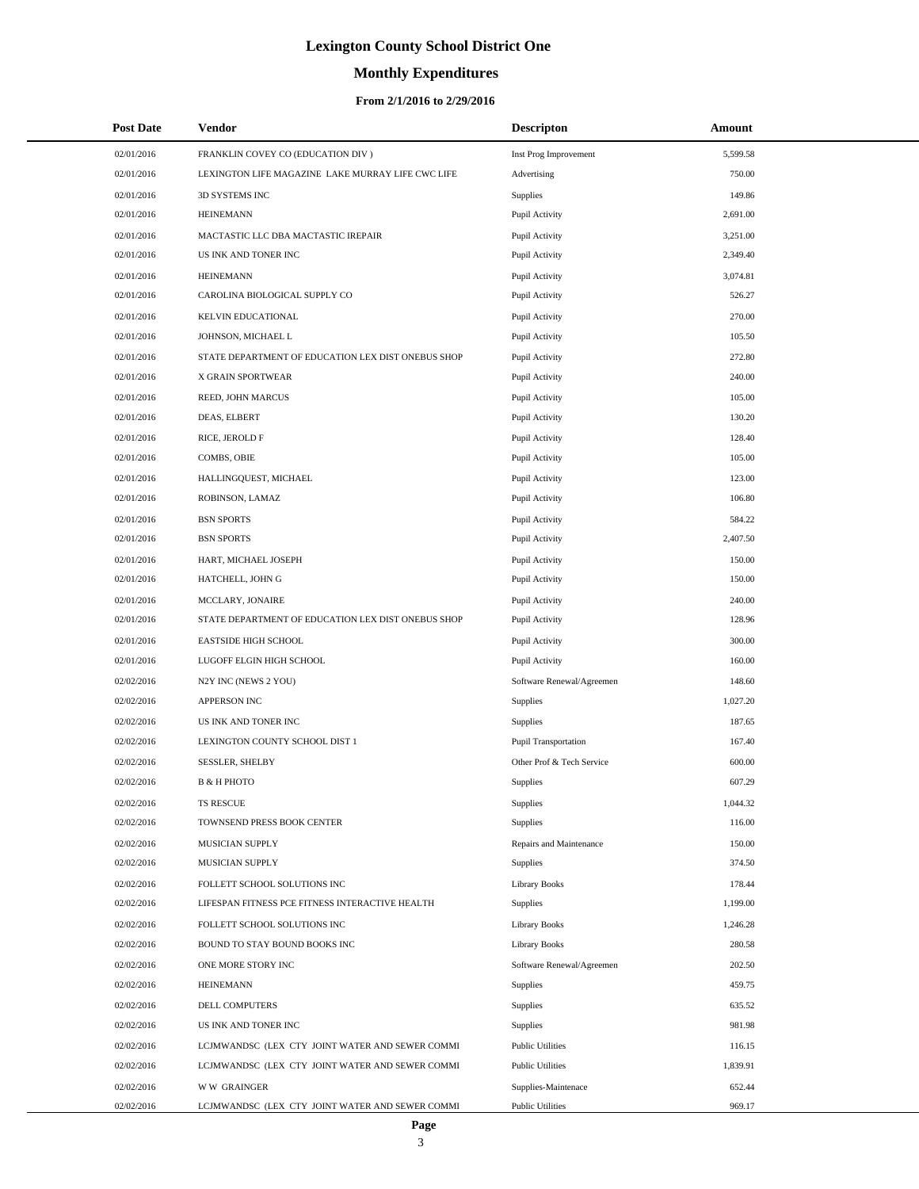# Lexington County School District One

## Monthly Expenditures

### From 2/1/2016 to 2/29/2016

| Post Date | Vendor | Descripton | Amount |
|---|---|---|---|
| 02/01/2016 | FRANKLIN COVEY CO (EDUCATION DIV ) | Inst Prog Improvement | 5,599.58 |
| 02/01/2016 | LEXINGTON LIFE MAGAZINE LAKE MURRAY LIFE CWC LIFE | Advertising | 750.00 |
| 02/01/2016 | 3D SYSTEMS INC | Supplies | 149.86 |
| 02/01/2016 | HEINEMANN | Pupil Activity | 2,691.00 |
| 02/01/2016 | MACTASTIC LLC DBA MACTASTIC IREPAIR | Pupil Activity | 3,251.00 |
| 02/01/2016 | US INK AND TONER INC | Pupil Activity | 2,349.40 |
| 02/01/2016 | HEINEMANN | Pupil Activity | 3,074.81 |
| 02/01/2016 | CAROLINA BIOLOGICAL SUPPLY CO | Pupil Activity | 526.27 |
| 02/01/2016 | KELVIN EDUCATIONAL | Pupil Activity | 270.00 |
| 02/01/2016 | JOHNSON, MICHAEL L | Pupil Activity | 105.50 |
| 02/01/2016 | STATE DEPARTMENT OF EDUCATION LEX DIST ONEBUS SHOP | Pupil Activity | 272.80 |
| 02/01/2016 | X GRAIN SPORTWEAR | Pupil Activity | 240.00 |
| 02/01/2016 | REED, JOHN MARCUS | Pupil Activity | 105.00 |
| 02/01/2016 | DEAS, ELBERT | Pupil Activity | 130.20 |
| 02/01/2016 | RICE, JEROLD F | Pupil Activity | 128.40 |
| 02/01/2016 | COMBS, OBIE | Pupil Activity | 105.00 |
| 02/01/2016 | HALLINGQUEST, MICHAEL | Pupil Activity | 123.00 |
| 02/01/2016 | ROBINSON, LAMAZ | Pupil Activity | 106.80 |
| 02/01/2016 | BSN SPORTS | Pupil Activity | 584.22 |
| 02/01/2016 | BSN SPORTS | Pupil Activity | 2,407.50 |
| 02/01/2016 | HART, MICHAEL JOSEPH | Pupil Activity | 150.00 |
| 02/01/2016 | HATCHELL, JOHN G | Pupil Activity | 150.00 |
| 02/01/2016 | MCCLARY, JONAIRE | Pupil Activity | 240.00 |
| 02/01/2016 | STATE DEPARTMENT OF EDUCATION LEX DIST ONEBUS SHOP | Pupil Activity | 128.96 |
| 02/01/2016 | EASTSIDE HIGH SCHOOL | Pupil Activity | 300.00 |
| 02/01/2016 | LUGOFF ELGIN HIGH SCHOOL | Pupil Activity | 160.00 |
| 02/02/2016 | N2Y INC (NEWS 2 YOU) | Software Renewal/Agreemen | 148.60 |
| 02/02/2016 | APPERSON INC | Supplies | 1,027.20 |
| 02/02/2016 | US INK AND TONER INC | Supplies | 187.65 |
| 02/02/2016 | LEXINGTON COUNTY SCHOOL DIST 1 | Pupil Transportation | 167.40 |
| 02/02/2016 | SESSLER, SHELBY | Other Prof & Tech Service | 600.00 |
| 02/02/2016 | B & H PHOTO | Supplies | 607.29 |
| 02/02/2016 | TS RESCUE | Supplies | 1,044.32 |
| 02/02/2016 | TOWNSEND PRESS BOOK CENTER | Supplies | 116.00 |
| 02/02/2016 | MUSICIAN SUPPLY | Repairs and Maintenance | 150.00 |
| 02/02/2016 | MUSICIAN SUPPLY | Supplies | 374.50 |
| 02/02/2016 | FOLLETT SCHOOL SOLUTIONS INC | Library Books | 178.44 |
| 02/02/2016 | LIFESPAN FITNESS PCE FITNESS INTERACTIVE HEALTH | Supplies | 1,199.00 |
| 02/02/2016 | FOLLETT SCHOOL SOLUTIONS INC | Library Books | 1,246.28 |
| 02/02/2016 | BOUND TO STAY BOUND BOOKS INC | Library Books | 280.58 |
| 02/02/2016 | ONE MORE STORY INC | Software Renewal/Agreemen | 202.50 |
| 02/02/2016 | HEINEMANN | Supplies | 459.75 |
| 02/02/2016 | DELL COMPUTERS | Supplies | 635.52 |
| 02/02/2016 | US INK AND TONER INC | Supplies | 981.98 |
| 02/02/2016 | LCJMWANDSC (LEX CTY JOINT WATER AND SEWER COMMI | Public Utilities | 116.15 |
| 02/02/2016 | LCJMWANDSC (LEX CTY JOINT WATER AND SEWER COMMI | Public Utilities | 1,839.91 |
| 02/02/2016 | W W GRAINGER | Supplies-Maintenace | 652.44 |
| 02/02/2016 | LCJMWANDSC (LEX CTY JOINT WATER AND SEWER COMMI | Public Utilities | 969.17 |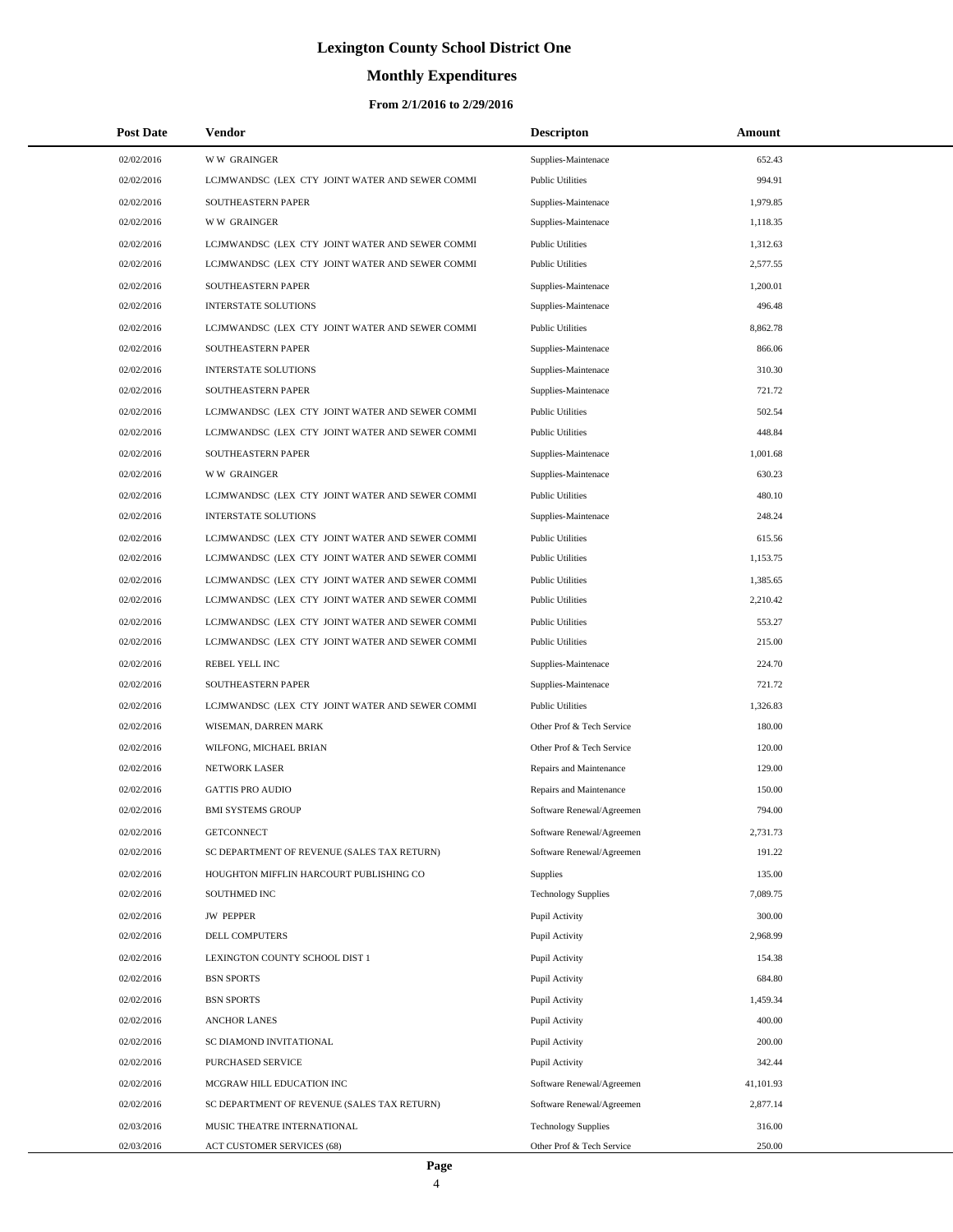# Lexington County School District One

## Monthly Expenditures

### From 2/1/2016 to 2/29/2016

| Post Date | Vendor | Descripton | Amount |
|---|---|---|---|
| 02/02/2016 | W W GRAINGER | Supplies-Maintenace | 652.43 |
| 02/02/2016 | LCJMWANDSC (LEX CTY JOINT WATER AND SEWER COMMI | Public Utilities | 994.91 |
| 02/02/2016 | SOUTHEASTERN PAPER | Supplies-Maintenace | 1,979.85 |
| 02/02/2016 | W W GRAINGER | Supplies-Maintenace | 1,118.35 |
| 02/02/2016 | LCJMWANDSC (LEX CTY JOINT WATER AND SEWER COMMI | Public Utilities | 1,312.63 |
| 02/02/2016 | LCJMWANDSC (LEX CTY JOINT WATER AND SEWER COMMI | Public Utilities | 2,577.55 |
| 02/02/2016 | SOUTHEASTERN PAPER | Supplies-Maintenace | 1,200.01 |
| 02/02/2016 | INTERSTATE SOLUTIONS | Supplies-Maintenace | 496.48 |
| 02/02/2016 | LCJMWANDSC (LEX CTY JOINT WATER AND SEWER COMMI | Public Utilities | 8,862.78 |
| 02/02/2016 | SOUTHEASTERN PAPER | Supplies-Maintenace | 866.06 |
| 02/02/2016 | INTERSTATE SOLUTIONS | Supplies-Maintenace | 310.30 |
| 02/02/2016 | SOUTHEASTERN PAPER | Supplies-Maintenace | 721.72 |
| 02/02/2016 | LCJMWANDSC (LEX CTY JOINT WATER AND SEWER COMMI | Public Utilities | 502.54 |
| 02/02/2016 | LCJMWANDSC (LEX CTY JOINT WATER AND SEWER COMMI | Public Utilities | 448.84 |
| 02/02/2016 | SOUTHEASTERN PAPER | Supplies-Maintenace | 1,001.68 |
| 02/02/2016 | W W GRAINGER | Supplies-Maintenace | 630.23 |
| 02/02/2016 | LCJMWANDSC (LEX CTY JOINT WATER AND SEWER COMMI | Public Utilities | 480.10 |
| 02/02/2016 | INTERSTATE SOLUTIONS | Supplies-Maintenace | 248.24 |
| 02/02/2016 | LCJMWANDSC (LEX CTY JOINT WATER AND SEWER COMMI | Public Utilities | 615.56 |
| 02/02/2016 | LCJMWANDSC (LEX CTY JOINT WATER AND SEWER COMMI | Public Utilities | 1,153.75 |
| 02/02/2016 | LCJMWANDSC (LEX CTY JOINT WATER AND SEWER COMMI | Public Utilities | 1,385.65 |
| 02/02/2016 | LCJMWANDSC (LEX CTY JOINT WATER AND SEWER COMMI | Public Utilities | 2,210.42 |
| 02/02/2016 | LCJMWANDSC (LEX CTY JOINT WATER AND SEWER COMMI | Public Utilities | 553.27 |
| 02/02/2016 | LCJMWANDSC (LEX CTY JOINT WATER AND SEWER COMMI | Public Utilities | 215.00 |
| 02/02/2016 | REBEL YELL INC | Supplies-Maintenace | 224.70 |
| 02/02/2016 | SOUTHEASTERN PAPER | Supplies-Maintenace | 721.72 |
| 02/02/2016 | LCJMWANDSC (LEX CTY JOINT WATER AND SEWER COMMI | Public Utilities | 1,326.83 |
| 02/02/2016 | WISEMAN, DARREN MARK | Other Prof & Tech Service | 180.00 |
| 02/02/2016 | WILFONG, MICHAEL BRIAN | Other Prof & Tech Service | 120.00 |
| 02/02/2016 | NETWORK LASER | Repairs and Maintenance | 129.00 |
| 02/02/2016 | GATTIS PRO AUDIO | Repairs and Maintenance | 150.00 |
| 02/02/2016 | BMI SYSTEMS GROUP | Software Renewal/Agreemen | 794.00 |
| 02/02/2016 | GETCONNECT | Software Renewal/Agreemen | 2,731.73 |
| 02/02/2016 | SC DEPARTMENT OF REVENUE (SALES TAX RETURN) | Software Renewal/Agreemen | 191.22 |
| 02/02/2016 | HOUGHTON MIFFLIN HARCOURT PUBLISHING CO | Supplies | 135.00 |
| 02/02/2016 | SOUTHMED INC | Technology Supplies | 7,089.75 |
| 02/02/2016 | JW PEPPER | Pupil Activity | 300.00 |
| 02/02/2016 | DELL COMPUTERS | Pupil Activity | 2,968.99 |
| 02/02/2016 | LEXINGTON COUNTY SCHOOL DIST 1 | Pupil Activity | 154.38 |
| 02/02/2016 | BSN SPORTS | Pupil Activity | 684.80 |
| 02/02/2016 | BSN SPORTS | Pupil Activity | 1,459.34 |
| 02/02/2016 | ANCHOR LANES | Pupil Activity | 400.00 |
| 02/02/2016 | SC DIAMOND INVITATIONAL | Pupil Activity | 200.00 |
| 02/02/2016 | PURCHASED SERVICE | Pupil Activity | 342.44 |
| 02/02/2016 | MCGRAW HILL EDUCATION INC | Software Renewal/Agreemen | 41,101.93 |
| 02/02/2016 | SC DEPARTMENT OF REVENUE (SALES TAX RETURN) | Software Renewal/Agreemen | 2,877.14 |
| 02/03/2016 | MUSIC THEATRE INTERNATIONAL | Technology Supplies | 316.00 |
| 02/03/2016 | ACT CUSTOMER SERVICES (68) | Other Prof & Tech Service | 250.00 |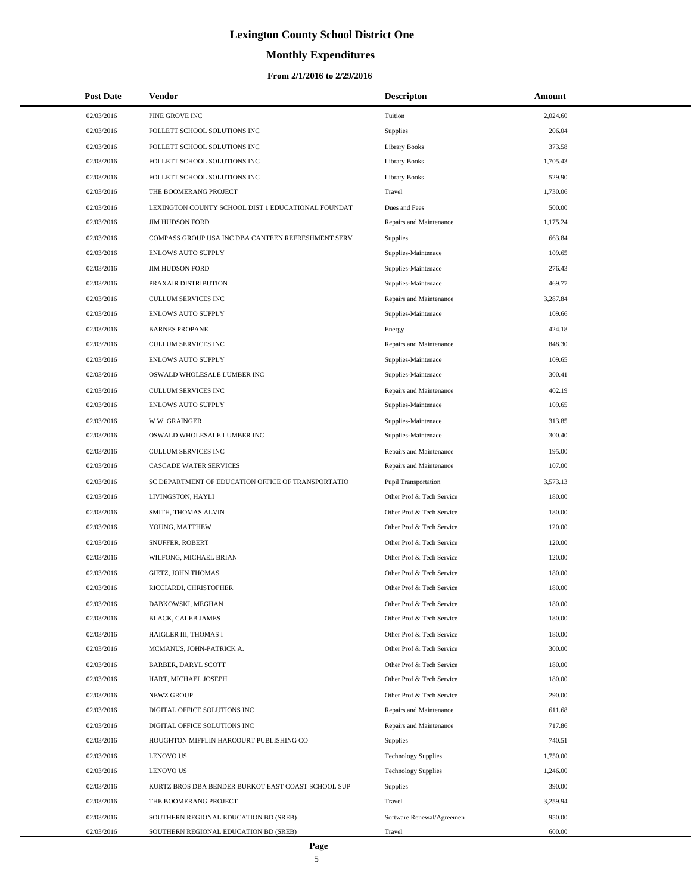# Lexington County School District One

## Monthly Expenditures

### From 2/1/2016 to 2/29/2016

| Post Date | Vendor | Descripton | Amount |
| --- | --- | --- | --- |
| 02/03/2016 | PINE GROVE INC | Tuition | 2,024.60 |
| 02/03/2016 | FOLLETT SCHOOL SOLUTIONS INC | Supplies | 206.04 |
| 02/03/2016 | FOLLETT SCHOOL SOLUTIONS INC | Library Books | 373.58 |
| 02/03/2016 | FOLLETT SCHOOL SOLUTIONS INC | Library Books | 1,705.43 |
| 02/03/2016 | FOLLETT SCHOOL SOLUTIONS INC | Library Books | 529.90 |
| 02/03/2016 | THE BOOMERANG PROJECT | Travel | 1,730.06 |
| 02/03/2016 | LEXINGTON COUNTY SCHOOL DIST 1 EDUCATIONAL FOUNDAT | Dues and Fees | 500.00 |
| 02/03/2016 | JIM HUDSON FORD | Repairs and Maintenance | 1,175.24 |
| 02/03/2016 | COMPASS GROUP USA INC DBA CANTEEN REFRESHMENT SERV | Supplies | 663.84 |
| 02/03/2016 | ENLOWS AUTO SUPPLY | Supplies-Maintenace | 109.65 |
| 02/03/2016 | JIM HUDSON FORD | Supplies-Maintenace | 276.43 |
| 02/03/2016 | PRAXAIR DISTRIBUTION | Supplies-Maintenace | 469.77 |
| 02/03/2016 | CULLUM SERVICES INC | Repairs and Maintenance | 3,287.84 |
| 02/03/2016 | ENLOWS AUTO SUPPLY | Supplies-Maintenace | 109.66 |
| 02/03/2016 | BARNES PROPANE | Energy | 424.18 |
| 02/03/2016 | CULLUM SERVICES INC | Repairs and Maintenance | 848.30 |
| 02/03/2016 | ENLOWS AUTO SUPPLY | Supplies-Maintenace | 109.65 |
| 02/03/2016 | OSWALD WHOLESALE LUMBER INC | Supplies-Maintenace | 300.41 |
| 02/03/2016 | CULLUM SERVICES INC | Repairs and Maintenance | 402.19 |
| 02/03/2016 | ENLOWS AUTO SUPPLY | Supplies-Maintenace | 109.65 |
| 02/03/2016 | W W GRAINGER | Supplies-Maintenace | 313.85 |
| 02/03/2016 | OSWALD WHOLESALE LUMBER INC | Supplies-Maintenace | 300.40 |
| 02/03/2016 | CULLUM SERVICES INC | Repairs and Maintenance | 195.00 |
| 02/03/2016 | CASCADE WATER SERVICES | Repairs and Maintenance | 107.00 |
| 02/03/2016 | SC DEPARTMENT OF EDUCATION OFFICE OF TRANSPORTATIO | Pupil Transportation | 3,573.13 |
| 02/03/2016 | LIVINGSTON, HAYLI | Other Prof & Tech Service | 180.00 |
| 02/03/2016 | SMITH, THOMAS ALVIN | Other Prof & Tech Service | 180.00 |
| 02/03/2016 | YOUNG, MATTHEW | Other Prof & Tech Service | 120.00 |
| 02/03/2016 | SNUFFER, ROBERT | Other Prof & Tech Service | 120.00 |
| 02/03/2016 | WILFONG, MICHAEL BRIAN | Other Prof & Tech Service | 120.00 |
| 02/03/2016 | GIETZ, JOHN THOMAS | Other Prof & Tech Service | 180.00 |
| 02/03/2016 | RICCIARDI, CHRISTOPHER | Other Prof & Tech Service | 180.00 |
| 02/03/2016 | DABKOWSKI, MEGHAN | Other Prof & Tech Service | 180.00 |
| 02/03/2016 | BLACK, CALEB JAMES | Other Prof & Tech Service | 180.00 |
| 02/03/2016 | HAIGLER III, THOMAS I | Other Prof & Tech Service | 180.00 |
| 02/03/2016 | MCMANUS, JOHN-PATRICK A. | Other Prof & Tech Service | 300.00 |
| 02/03/2016 | BARBER, DARYL SCOTT | Other Prof & Tech Service | 180.00 |
| 02/03/2016 | HART, MICHAEL JOSEPH | Other Prof & Tech Service | 180.00 |
| 02/03/2016 | NEWZ GROUP | Other Prof & Tech Service | 290.00 |
| 02/03/2016 | DIGITAL OFFICE SOLUTIONS INC | Repairs and Maintenance | 611.68 |
| 02/03/2016 | DIGITAL OFFICE SOLUTIONS INC | Repairs and Maintenance | 717.86 |
| 02/03/2016 | HOUGHTON MIFFLIN HARCOURT PUBLISHING CO | Supplies | 740.51 |
| 02/03/2016 | LENOVO US | Technology Supplies | 1,750.00 |
| 02/03/2016 | LENOVO US | Technology Supplies | 1,246.00 |
| 02/03/2016 | KURTZ BROS DBA BENDER BURKOT EAST COAST SCHOOL SUP | Supplies | 390.00 |
| 02/03/2016 | THE BOOMERANG PROJECT | Travel | 3,259.94 |
| 02/03/2016 | SOUTHERN REGIONAL EDUCATION BD (SREB) | Software Renewal/Agreemen | 950.00 |
| 02/03/2016 | SOUTHERN REGIONAL EDUCATION BD (SREB) | Travel | 600.00 |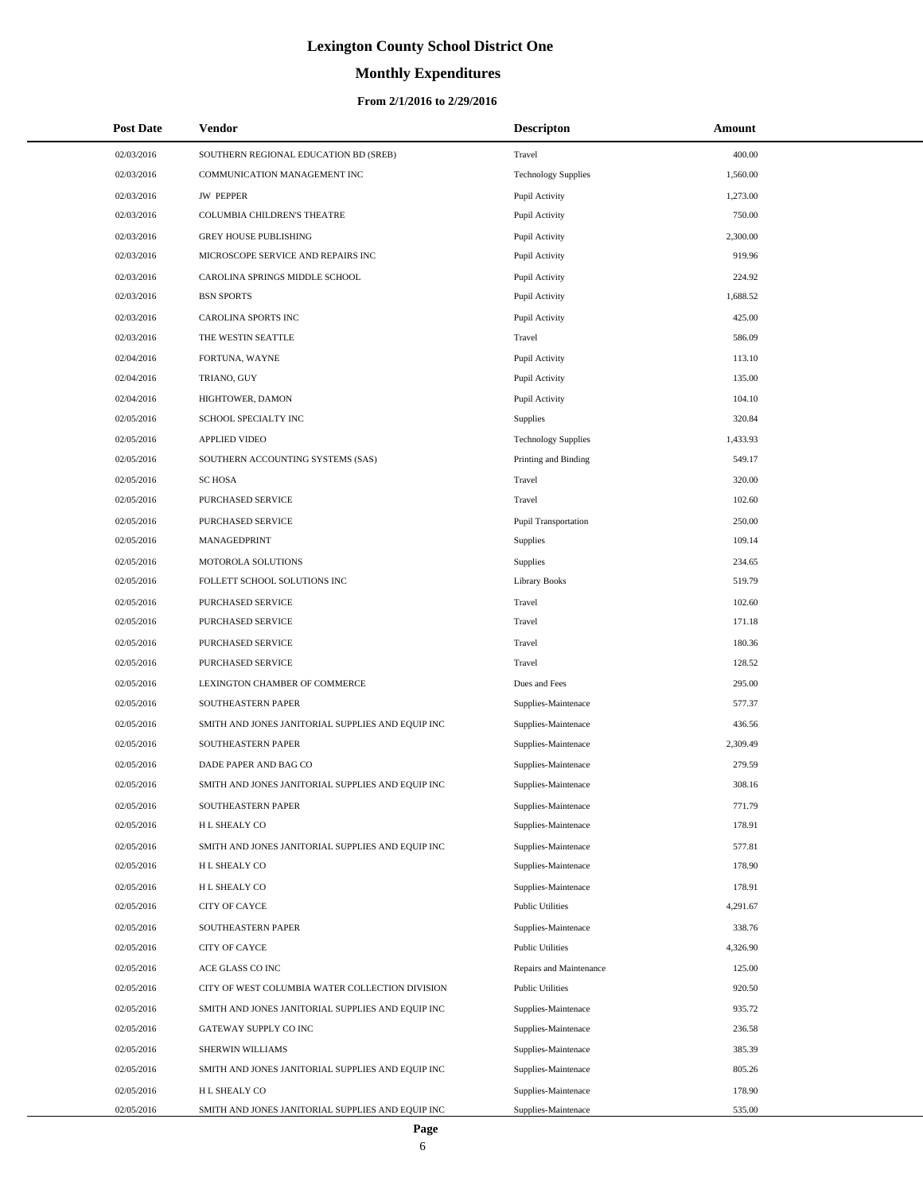# Lexington County School District One

## Monthly Expenditures

### From 2/1/2016 to 2/29/2016

| Post Date | Vendor | Descripton | Amount |
|---|---|---|---|
| 02/03/2016 | SOUTHERN REGIONAL EDUCATION BD (SREB) | Travel | 400.00 |
| 02/03/2016 | COMMUNICATION MANAGEMENT INC | Technology Supplies | 1,560.00 |
| 02/03/2016 | JW PEPPER | Pupil Activity | 1,273.00 |
| 02/03/2016 | COLUMBIA CHILDREN'S THEATRE | Pupil Activity | 750.00 |
| 02/03/2016 | GREY HOUSE PUBLISHING | Pupil Activity | 2,300.00 |
| 02/03/2016 | MICROSCOPE SERVICE AND REPAIRS INC | Pupil Activity | 919.96 |
| 02/03/2016 | CAROLINA SPRINGS MIDDLE SCHOOL | Pupil Activity | 224.92 |
| 02/03/2016 | BSN SPORTS | Pupil Activity | 1,688.52 |
| 02/03/2016 | CAROLINA SPORTS INC | Pupil Activity | 425.00 |
| 02/03/2016 | THE WESTIN SEATTLE | Travel | 586.09 |
| 02/04/2016 | FORTUNA, WAYNE | Pupil Activity | 113.10 |
| 02/04/2016 | TRIANO, GUY | Pupil Activity | 135.00 |
| 02/04/2016 | HIGHTOWER, DAMON | Pupil Activity | 104.10 |
| 02/05/2016 | SCHOOL SPECIALTY INC | Supplies | 320.84 |
| 02/05/2016 | APPLIED VIDEO | Technology Supplies | 1,433.93 |
| 02/05/2016 | SOUTHERN ACCOUNTING SYSTEMS (SAS) | Printing and Binding | 549.17 |
| 02/05/2016 | SC HOSA | Travel | 320.00 |
| 02/05/2016 | PURCHASED SERVICE | Travel | 102.60 |
| 02/05/2016 | PURCHASED SERVICE | Pupil Transportation | 250.00 |
| 02/05/2016 | MANAGEDPRINT | Supplies | 109.14 |
| 02/05/2016 | MOTOROLA SOLUTIONS | Supplies | 234.65 |
| 02/05/2016 | FOLLETT SCHOOL SOLUTIONS INC | Library Books | 519.79 |
| 02/05/2016 | PURCHASED SERVICE | Travel | 102.60 |
| 02/05/2016 | PURCHASED SERVICE | Travel | 171.18 |
| 02/05/2016 | PURCHASED SERVICE | Travel | 180.36 |
| 02/05/2016 | PURCHASED SERVICE | Travel | 128.52 |
| 02/05/2016 | LEXINGTON CHAMBER OF COMMERCE | Dues and Fees | 295.00 |
| 02/05/2016 | SOUTHEASTERN PAPER | Supplies-Maintenace | 577.37 |
| 02/05/2016 | SMITH AND JONES JANITORIAL SUPPLIES AND EQUIP INC | Supplies-Maintenace | 436.56 |
| 02/05/2016 | SOUTHEASTERN PAPER | Supplies-Maintenace | 2,309.49 |
| 02/05/2016 | DADE PAPER AND BAG CO | Supplies-Maintenace | 279.59 |
| 02/05/2016 | SMITH AND JONES JANITORIAL SUPPLIES AND EQUIP INC | Supplies-Maintenace | 308.16 |
| 02/05/2016 | SOUTHEASTERN PAPER | Supplies-Maintenace | 771.79 |
| 02/05/2016 | H L SHEALY CO | Supplies-Maintenace | 178.91 |
| 02/05/2016 | SMITH AND JONES JANITORIAL SUPPLIES AND EQUIP INC | Supplies-Maintenace | 577.81 |
| 02/05/2016 | H L SHEALY CO | Supplies-Maintenace | 178.90 |
| 02/05/2016 | H L SHEALY CO | Supplies-Maintenace | 178.91 |
| 02/05/2016 | CITY OF CAYCE | Public Utilities | 4,291.67 |
| 02/05/2016 | SOUTHEASTERN PAPER | Supplies-Maintenace | 338.76 |
| 02/05/2016 | CITY OF CAYCE | Public Utilities | 4,326.90 |
| 02/05/2016 | ACE GLASS CO INC | Repairs and Maintenance | 125.00 |
| 02/05/2016 | CITY OF WEST COLUMBIA WATER COLLECTION DIVISION | Public Utilities | 920.50 |
| 02/05/2016 | SMITH AND JONES JANITORIAL SUPPLIES AND EQUIP INC | Supplies-Maintenace | 935.72 |
| 02/05/2016 | GATEWAY SUPPLY CO INC | Supplies-Maintenace | 236.58 |
| 02/05/2016 | SHERWIN WILLIAMS | Supplies-Maintenace | 385.39 |
| 02/05/2016 | SMITH AND JONES JANITORIAL SUPPLIES AND EQUIP INC | Supplies-Maintenace | 805.26 |
| 02/05/2016 | H L SHEALY CO | Supplies-Maintenace | 178.90 |
| 02/05/2016 | SMITH AND JONES JANITORIAL SUPPLIES AND EQUIP INC | Supplies-Maintenace | 535.00 |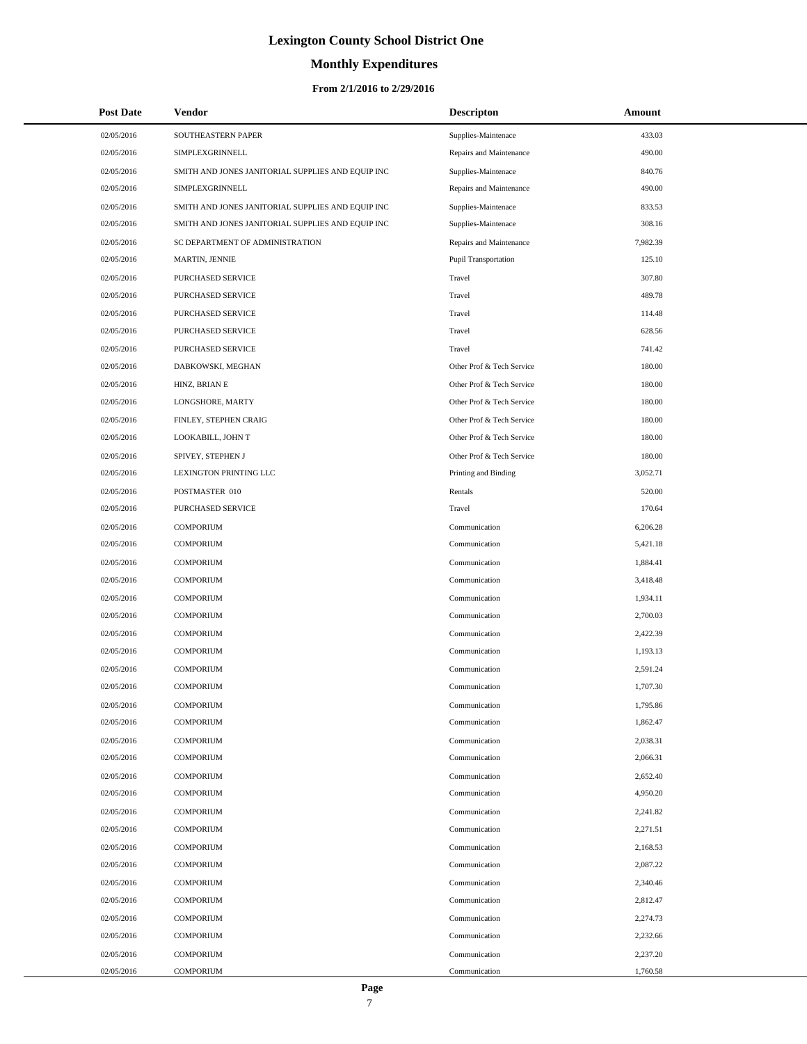# Lexington County School District One

## Monthly Expenditures

### From 2/1/2016 to 2/29/2016

| Post Date | Vendor | Descripton | Amount |
|---|---|---|---|
| 02/05/2016 | SOUTHEASTERN PAPER | Supplies-Maintenace | 433.03 |
| 02/05/2016 | SIMPLEXGRINNELL | Repairs and Maintenance | 490.00 |
| 02/05/2016 | SMITH AND JONES JANITORIAL SUPPLIES AND EQUIP INC | Supplies-Maintenace | 840.76 |
| 02/05/2016 | SIMPLEXGRINNELL | Repairs and Maintenance | 490.00 |
| 02/05/2016 | SMITH AND JONES JANITORIAL SUPPLIES AND EQUIP INC | Supplies-Maintenace | 833.53 |
| 02/05/2016 | SMITH AND JONES JANITORIAL SUPPLIES AND EQUIP INC | Supplies-Maintenace | 308.16 |
| 02/05/2016 | SC DEPARTMENT OF ADMINISTRATION | Repairs and Maintenance | 7,982.39 |
| 02/05/2016 | MARTIN, JENNIE | Pupil Transportation | 125.10 |
| 02/05/2016 | PURCHASED SERVICE | Travel | 307.80 |
| 02/05/2016 | PURCHASED SERVICE | Travel | 489.78 |
| 02/05/2016 | PURCHASED SERVICE | Travel | 114.48 |
| 02/05/2016 | PURCHASED SERVICE | Travel | 628.56 |
| 02/05/2016 | PURCHASED SERVICE | Travel | 741.42 |
| 02/05/2016 | DABKOWSKI, MEGHAN | Other Prof & Tech Service | 180.00 |
| 02/05/2016 | HINZ, BRIAN E | Other Prof & Tech Service | 180.00 |
| 02/05/2016 | LONGSHORE, MARTY | Other Prof & Tech Service | 180.00 |
| 02/05/2016 | FINLEY, STEPHEN CRAIG | Other Prof & Tech Service | 180.00 |
| 02/05/2016 | LOOKABILL, JOHN T | Other Prof & Tech Service | 180.00 |
| 02/05/2016 | SPIVEY, STEPHEN J | Other Prof & Tech Service | 180.00 |
| 02/05/2016 | LEXINGTON PRINTING LLC | Printing and Binding | 3,052.71 |
| 02/05/2016 | POSTMASTER 010 | Rentals | 520.00 |
| 02/05/2016 | PURCHASED SERVICE | Travel | 170.64 |
| 02/05/2016 | COMPORIUM | Communication | 6,206.28 |
| 02/05/2016 | COMPORIUM | Communication | 5,421.18 |
| 02/05/2016 | COMPORIUM | Communication | 1,884.41 |
| 02/05/2016 | COMPORIUM | Communication | 3,418.48 |
| 02/05/2016 | COMPORIUM | Communication | 1,934.11 |
| 02/05/2016 | COMPORIUM | Communication | 2,700.03 |
| 02/05/2016 | COMPORIUM | Communication | 2,422.39 |
| 02/05/2016 | COMPORIUM | Communication | 1,193.13 |
| 02/05/2016 | COMPORIUM | Communication | 2,591.24 |
| 02/05/2016 | COMPORIUM | Communication | 1,707.30 |
| 02/05/2016 | COMPORIUM | Communication | 1,795.86 |
| 02/05/2016 | COMPORIUM | Communication | 1,862.47 |
| 02/05/2016 | COMPORIUM | Communication | 2,038.31 |
| 02/05/2016 | COMPORIUM | Communication | 2,066.31 |
| 02/05/2016 | COMPORIUM | Communication | 2,652.40 |
| 02/05/2016 | COMPORIUM | Communication | 4,950.20 |
| 02/05/2016 | COMPORIUM | Communication | 2,241.82 |
| 02/05/2016 | COMPORIUM | Communication | 2,271.51 |
| 02/05/2016 | COMPORIUM | Communication | 2,168.53 |
| 02/05/2016 | COMPORIUM | Communication | 2,087.22 |
| 02/05/2016 | COMPORIUM | Communication | 2,340.46 |
| 02/05/2016 | COMPORIUM | Communication | 2,812.47 |
| 02/05/2016 | COMPORIUM | Communication | 2,274.73 |
| 02/05/2016 | COMPORIUM | Communication | 2,232.66 |
| 02/05/2016 | COMPORIUM | Communication | 2,237.20 |
| 02/05/2016 | COMPORIUM | Communication | 1,760.58 |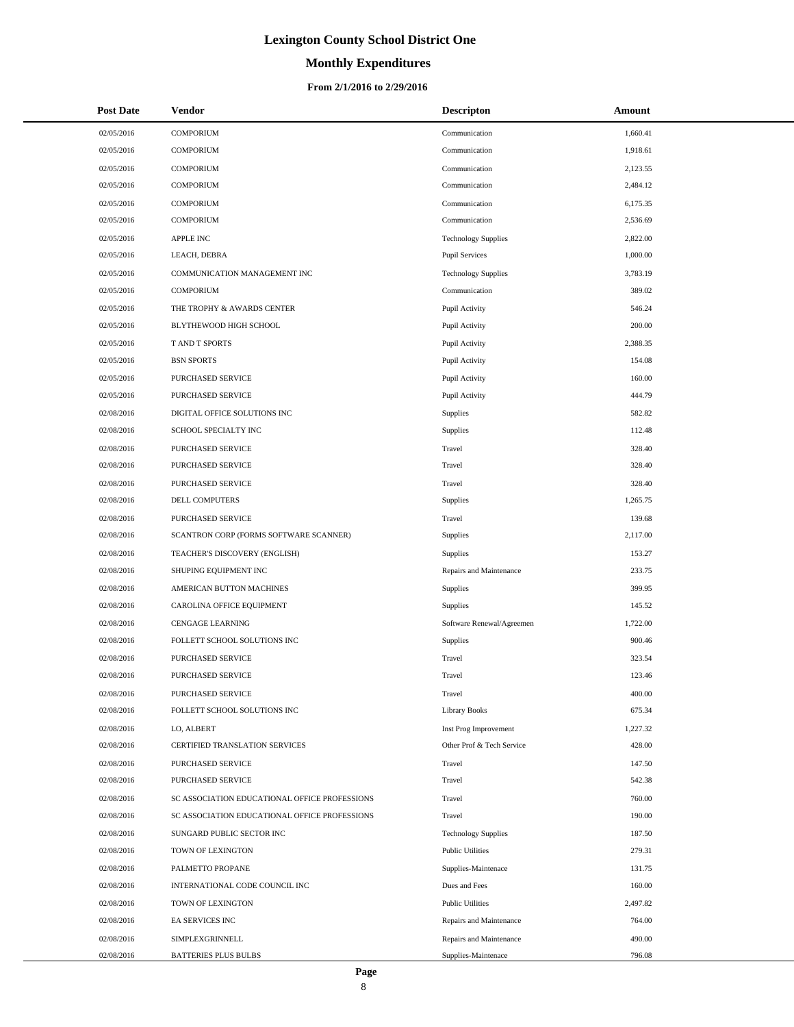# Lexington County School District One

## Monthly Expenditures

### From 2/1/2016 to 2/29/2016

| Post Date | Vendor | Descripton | Amount |
|---|---|---|---|
| 02/05/2016 | COMPORIUM | Communication | 1,660.41 |
| 02/05/2016 | COMPORIUM | Communication | 1,918.61 |
| 02/05/2016 | COMPORIUM | Communication | 2,123.55 |
| 02/05/2016 | COMPORIUM | Communication | 2,484.12 |
| 02/05/2016 | COMPORIUM | Communication | 6,175.35 |
| 02/05/2016 | COMPORIUM | Communication | 2,536.69 |
| 02/05/2016 | APPLE INC | Technology Supplies | 2,822.00 |
| 02/05/2016 | LEACH, DEBRA | Pupil Services | 1,000.00 |
| 02/05/2016 | COMMUNICATION MANAGEMENT INC | Technology Supplies | 3,783.19 |
| 02/05/2016 | COMPORIUM | Communication | 389.02 |
| 02/05/2016 | THE TROPHY & AWARDS CENTER | Pupil Activity | 546.24 |
| 02/05/2016 | BLYTHEWOOD HIGH SCHOOL | Pupil Activity | 200.00 |
| 02/05/2016 | T AND T SPORTS | Pupil Activity | 2,388.35 |
| 02/05/2016 | BSN SPORTS | Pupil Activity | 154.08 |
| 02/05/2016 | PURCHASED SERVICE | Pupil Activity | 160.00 |
| 02/05/2016 | PURCHASED SERVICE | Pupil Activity | 444.79 |
| 02/08/2016 | DIGITAL OFFICE SOLUTIONS INC | Supplies | 582.82 |
| 02/08/2016 | SCHOOL SPECIALTY INC | Supplies | 112.48 |
| 02/08/2016 | PURCHASED SERVICE | Travel | 328.40 |
| 02/08/2016 | PURCHASED SERVICE | Travel | 328.40 |
| 02/08/2016 | PURCHASED SERVICE | Travel | 328.40 |
| 02/08/2016 | DELL COMPUTERS | Supplies | 1,265.75 |
| 02/08/2016 | PURCHASED SERVICE | Travel | 139.68 |
| 02/08/2016 | SCANTRON CORP (FORMS SOFTWARE SCANNER) | Supplies | 2,117.00 |
| 02/08/2016 | TEACHER'S DISCOVERY (ENGLISH) | Supplies | 153.27 |
| 02/08/2016 | SHUPING EQUIPMENT INC | Repairs and Maintenance | 233.75 |
| 02/08/2016 | AMERICAN BUTTON MACHINES | Supplies | 399.95 |
| 02/08/2016 | CAROLINA OFFICE EQUIPMENT | Supplies | 145.52 |
| 02/08/2016 | CENGAGE LEARNING | Software Renewal/Agreemen | 1,722.00 |
| 02/08/2016 | FOLLETT SCHOOL SOLUTIONS INC | Supplies | 900.46 |
| 02/08/2016 | PURCHASED SERVICE | Travel | 323.54 |
| 02/08/2016 | PURCHASED SERVICE | Travel | 123.46 |
| 02/08/2016 | PURCHASED SERVICE | Travel | 400.00 |
| 02/08/2016 | FOLLETT SCHOOL SOLUTIONS INC | Library Books | 675.34 |
| 02/08/2016 | LO, ALBERT | Inst Prog Improvement | 1,227.32 |
| 02/08/2016 | CERTIFIED TRANSLATION SERVICES | Other Prof & Tech Service | 428.00 |
| 02/08/2016 | PURCHASED SERVICE | Travel | 147.50 |
| 02/08/2016 | PURCHASED SERVICE | Travel | 542.38 |
| 02/08/2016 | SC ASSOCIATION EDUCATIONAL OFFICE PROFESSIONS | Travel | 760.00 |
| 02/08/2016 | SC ASSOCIATION EDUCATIONAL OFFICE PROFESSIONS | Travel | 190.00 |
| 02/08/2016 | SUNGARD PUBLIC SECTOR INC | Technology Supplies | 187.50 |
| 02/08/2016 | TOWN OF LEXINGTON | Public Utilities | 279.31 |
| 02/08/2016 | PALMETTO PROPANE | Supplies-Maintenace | 131.75 |
| 02/08/2016 | INTERNATIONAL CODE COUNCIL INC | Dues and Fees | 160.00 |
| 02/08/2016 | TOWN OF LEXINGTON | Public Utilities | 2,497.82 |
| 02/08/2016 | EA SERVICES INC | Repairs and Maintenance | 764.00 |
| 02/08/2016 | SIMPLEXGRINNELL | Repairs and Maintenance | 490.00 |
| 02/08/2016 | BATTERIES PLUS BULBS | Supplies-Maintenace | 796.08 |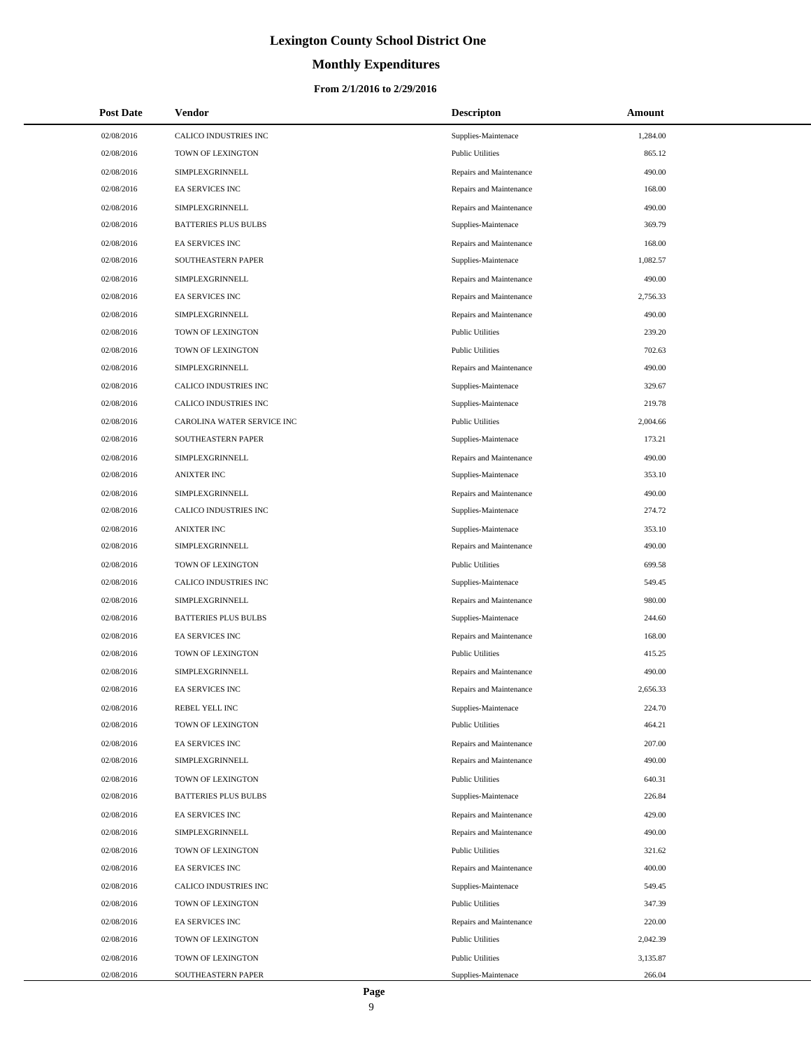# Lexington County School District One

## Monthly Expenditures

### From 2/1/2016 to 2/29/2016

| Post Date | Vendor | Descripton | Amount |
|---|---|---|---|
| 02/08/2016 | CALICO INDUSTRIES INC | Supplies-Maintenace | 1,284.00 |
| 02/08/2016 | TOWN OF LEXINGTON | Public Utilities | 865.12 |
| 02/08/2016 | SIMPLEXGRINNELL | Repairs and Maintenance | 490.00 |
| 02/08/2016 | EA SERVICES INC | Repairs and Maintenance | 168.00 |
| 02/08/2016 | SIMPLEXGRINNELL | Repairs and Maintenance | 490.00 |
| 02/08/2016 | BATTERIES PLUS BULBS | Supplies-Maintenace | 369.79 |
| 02/08/2016 | EA SERVICES INC | Repairs and Maintenance | 168.00 |
| 02/08/2016 | SOUTHEASTERN PAPER | Supplies-Maintenace | 1,082.57 |
| 02/08/2016 | SIMPLEXGRINNELL | Repairs and Maintenance | 490.00 |
| 02/08/2016 | EA SERVICES INC | Repairs and Maintenance | 2,756.33 |
| 02/08/2016 | SIMPLEXGRINNELL | Repairs and Maintenance | 490.00 |
| 02/08/2016 | TOWN OF LEXINGTON | Public Utilities | 239.20 |
| 02/08/2016 | TOWN OF LEXINGTON | Public Utilities | 702.63 |
| 02/08/2016 | SIMPLEXGRINNELL | Repairs and Maintenance | 490.00 |
| 02/08/2016 | CALICO INDUSTRIES INC | Supplies-Maintenace | 329.67 |
| 02/08/2016 | CALICO INDUSTRIES INC | Supplies-Maintenace | 219.78 |
| 02/08/2016 | CAROLINA WATER SERVICE INC | Public Utilities | 2,004.66 |
| 02/08/2016 | SOUTHEASTERN PAPER | Supplies-Maintenace | 173.21 |
| 02/08/2016 | SIMPLEXGRINNELL | Repairs and Maintenance | 490.00 |
| 02/08/2016 | ANIXTER INC | Supplies-Maintenace | 353.10 |
| 02/08/2016 | SIMPLEXGRINNELL | Repairs and Maintenance | 490.00 |
| 02/08/2016 | CALICO INDUSTRIES INC | Supplies-Maintenace | 274.72 |
| 02/08/2016 | ANIXTER INC | Supplies-Maintenace | 353.10 |
| 02/08/2016 | SIMPLEXGRINNELL | Repairs and Maintenance | 490.00 |
| 02/08/2016 | TOWN OF LEXINGTON | Public Utilities | 699.58 |
| 02/08/2016 | CALICO INDUSTRIES INC | Supplies-Maintenace | 549.45 |
| 02/08/2016 | SIMPLEXGRINNELL | Repairs and Maintenance | 980.00 |
| 02/08/2016 | BATTERIES PLUS BULBS | Supplies-Maintenace | 244.60 |
| 02/08/2016 | EA SERVICES INC | Repairs and Maintenance | 168.00 |
| 02/08/2016 | TOWN OF LEXINGTON | Public Utilities | 415.25 |
| 02/08/2016 | SIMPLEXGRINNELL | Repairs and Maintenance | 490.00 |
| 02/08/2016 | EA SERVICES INC | Repairs and Maintenance | 2,656.33 |
| 02/08/2016 | REBEL YELL INC | Supplies-Maintenace | 224.70 |
| 02/08/2016 | TOWN OF LEXINGTON | Public Utilities | 464.21 |
| 02/08/2016 | EA SERVICES INC | Repairs and Maintenance | 207.00 |
| 02/08/2016 | SIMPLEXGRINNELL | Repairs and Maintenance | 490.00 |
| 02/08/2016 | TOWN OF LEXINGTON | Public Utilities | 640.31 |
| 02/08/2016 | BATTERIES PLUS BULBS | Supplies-Maintenace | 226.84 |
| 02/08/2016 | EA SERVICES INC | Repairs and Maintenance | 429.00 |
| 02/08/2016 | SIMPLEXGRINNELL | Repairs and Maintenance | 490.00 |
| 02/08/2016 | TOWN OF LEXINGTON | Public Utilities | 321.62 |
| 02/08/2016 | EA SERVICES INC | Repairs and Maintenance | 400.00 |
| 02/08/2016 | CALICO INDUSTRIES INC | Supplies-Maintenace | 549.45 |
| 02/08/2016 | TOWN OF LEXINGTON | Public Utilities | 347.39 |
| 02/08/2016 | EA SERVICES INC | Repairs and Maintenance | 220.00 |
| 02/08/2016 | TOWN OF LEXINGTON | Public Utilities | 2,042.39 |
| 02/08/2016 | TOWN OF LEXINGTON | Public Utilities | 3,135.87 |
| 02/08/2016 | SOUTHEASTERN PAPER | Supplies-Maintenace | 266.04 |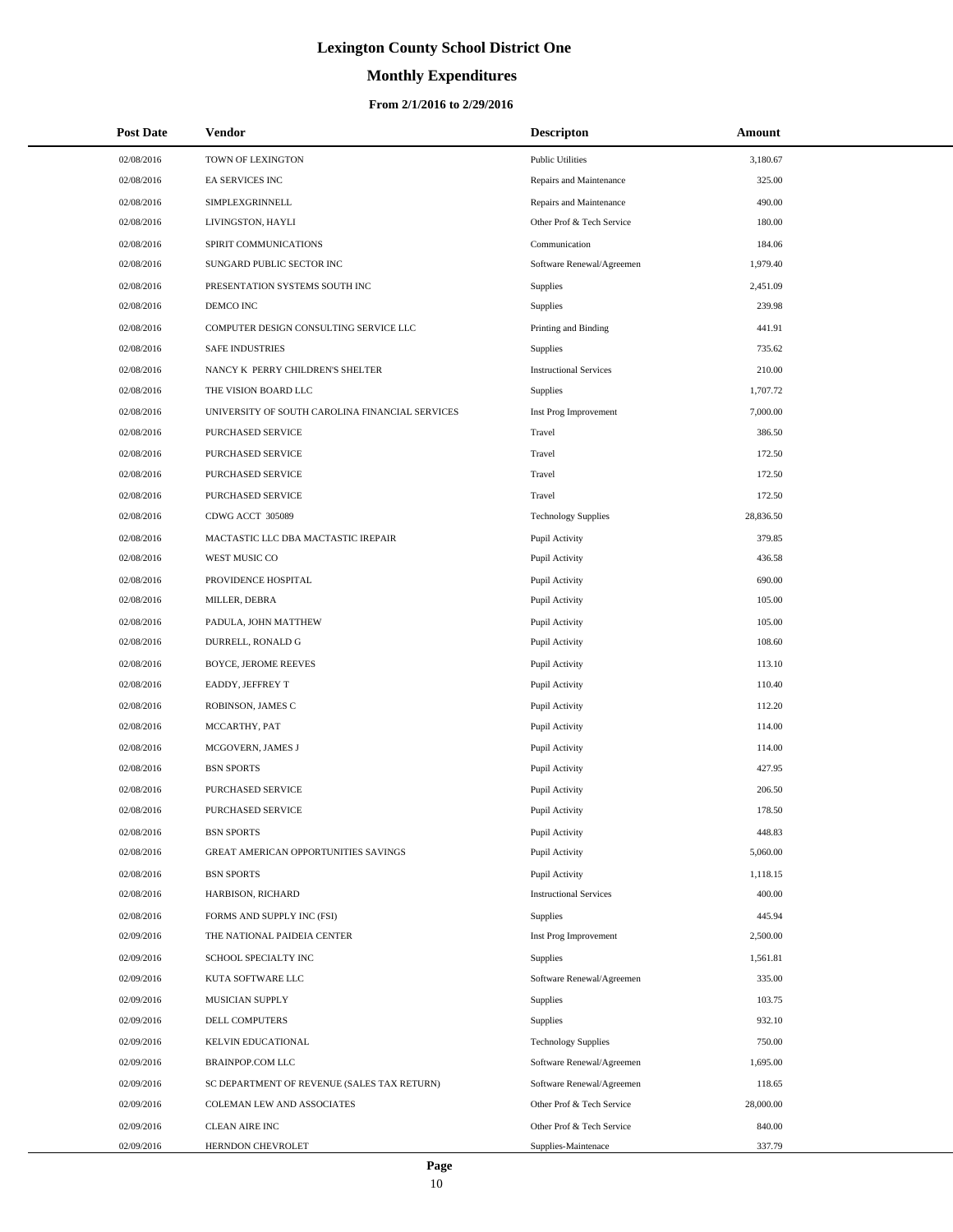# Lexington County School District One

## Monthly Expenditures

### From 2/1/2016 to 2/29/2016

| Post Date | Vendor | Descripton | Amount |
|---|---|---|---|
| 02/08/2016 | TOWN OF LEXINGTON | Public Utilities | 3,180.67 |
| 02/08/2016 | EA SERVICES INC | Repairs and Maintenance | 325.00 |
| 02/08/2016 | SIMPLEXGRINNELL | Repairs and Maintenance | 490.00 |
| 02/08/2016 | LIVINGSTON, HAYLI | Other Prof & Tech Service | 180.00 |
| 02/08/2016 | SPIRIT COMMUNICATIONS | Communication | 184.06 |
| 02/08/2016 | SUNGARD PUBLIC SECTOR INC | Software Renewal/Agreemen | 1,979.40 |
| 02/08/2016 | PRESENTATION SYSTEMS SOUTH INC | Supplies | 2,451.09 |
| 02/08/2016 | DEMCO INC | Supplies | 239.98 |
| 02/08/2016 | COMPUTER DESIGN CONSULTING SERVICE LLC | Printing and Binding | 441.91 |
| 02/08/2016 | SAFE INDUSTRIES | Supplies | 735.62 |
| 02/08/2016 | NANCY K PERRY CHILDREN'S SHELTER | Instructional Services | 210.00 |
| 02/08/2016 | THE VISION BOARD LLC | Supplies | 1,707.72 |
| 02/08/2016 | UNIVERSITY OF SOUTH CAROLINA FINANCIAL SERVICES | Inst Prog Improvement | 7,000.00 |
| 02/08/2016 | PURCHASED SERVICE | Travel | 386.50 |
| 02/08/2016 | PURCHASED SERVICE | Travel | 172.50 |
| 02/08/2016 | PURCHASED SERVICE | Travel | 172.50 |
| 02/08/2016 | PURCHASED SERVICE | Travel | 172.50 |
| 02/08/2016 | CDWG ACCT 305089 | Technology Supplies | 28,836.50 |
| 02/08/2016 | MACTASTIC LLC DBA MACTASTIC IREPAIR | Pupil Activity | 379.85 |
| 02/08/2016 | WEST MUSIC CO | Pupil Activity | 436.58 |
| 02/08/2016 | PROVIDENCE HOSPITAL | Pupil Activity | 690.00 |
| 02/08/2016 | MILLER, DEBRA | Pupil Activity | 105.00 |
| 02/08/2016 | PADULA, JOHN MATTHEW | Pupil Activity | 105.00 |
| 02/08/2016 | DURRELL, RONALD G | Pupil Activity | 108.60 |
| 02/08/2016 | BOYCE, JEROME REEVES | Pupil Activity | 113.10 |
| 02/08/2016 | EADDY, JEFFREY T | Pupil Activity | 110.40 |
| 02/08/2016 | ROBINSON, JAMES C | Pupil Activity | 112.20 |
| 02/08/2016 | MCCARTHY, PAT | Pupil Activity | 114.00 |
| 02/08/2016 | MCGOVERN, JAMES J | Pupil Activity | 114.00 |
| 02/08/2016 | BSN SPORTS | Pupil Activity | 427.95 |
| 02/08/2016 | PURCHASED SERVICE | Pupil Activity | 206.50 |
| 02/08/2016 | PURCHASED SERVICE | Pupil Activity | 178.50 |
| 02/08/2016 | BSN SPORTS | Pupil Activity | 448.83 |
| 02/08/2016 | GREAT AMERICAN OPPORTUNITIES SAVINGS | Pupil Activity | 5,060.00 |
| 02/08/2016 | BSN SPORTS | Pupil Activity | 1,118.15 |
| 02/08/2016 | HARBISON, RICHARD | Instructional Services | 400.00 |
| 02/08/2016 | FORMS AND SUPPLY INC (FSI) | Supplies | 445.94 |
| 02/09/2016 | THE NATIONAL PAIDEIA CENTER | Inst Prog Improvement | 2,500.00 |
| 02/09/2016 | SCHOOL SPECIALTY INC | Supplies | 1,561.81 |
| 02/09/2016 | KUTA SOFTWARE LLC | Software Renewal/Agreemen | 335.00 |
| 02/09/2016 | MUSICIAN SUPPLY | Supplies | 103.75 |
| 02/09/2016 | DELL COMPUTERS | Supplies | 932.10 |
| 02/09/2016 | KELVIN EDUCATIONAL | Technology Supplies | 750.00 |
| 02/09/2016 | BRAINPOP.COM LLC | Software Renewal/Agreemen | 1,695.00 |
| 02/09/2016 | SC DEPARTMENT OF REVENUE (SALES TAX RETURN) | Software Renewal/Agreemen | 118.65 |
| 02/09/2016 | COLEMAN LEW AND ASSOCIATES | Other Prof & Tech Service | 28,000.00 |
| 02/09/2016 | CLEAN AIRE INC | Other Prof & Tech Service | 840.00 |
| 02/09/2016 | HERNDON CHEVROLET | Supplies-Maintenace | 337.79 |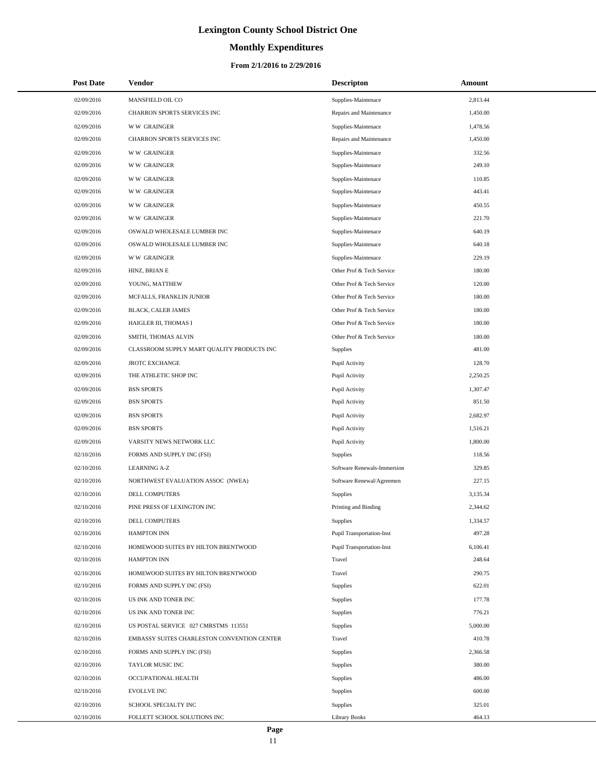# Lexington County School District One

## Monthly Expenditures

### From 2/1/2016 to 2/29/2016

| Post Date | Vendor | Descripton | Amount |
|---|---|---|---|
| 02/09/2016 | MANSFIELD OIL CO | Supplies-Maintenace | 2,813.44 |
| 02/09/2016 | CHARRON SPORTS SERVICES INC | Repairs and Maintenance | 1,450.00 |
| 02/09/2016 | W W GRAINGER | Supplies-Maintenace | 1,478.56 |
| 02/09/2016 | CHARRON SPORTS SERVICES INC | Repairs and Maintenance | 1,450.00 |
| 02/09/2016 | W W GRAINGER | Supplies-Maintenace | 332.56 |
| 02/09/2016 | W W GRAINGER | Supplies-Maintenace | 249.10 |
| 02/09/2016 | W W GRAINGER | Supplies-Maintenace | 110.85 |
| 02/09/2016 | W W GRAINGER | Supplies-Maintenace | 443.41 |
| 02/09/2016 | W W GRAINGER | Supplies-Maintenace | 450.55 |
| 02/09/2016 | W W GRAINGER | Supplies-Maintenace | 221.70 |
| 02/09/2016 | OSWALD WHOLESALE LUMBER INC | Supplies-Maintenace | 640.19 |
| 02/09/2016 | OSWALD WHOLESALE LUMBER INC | Supplies-Maintenace | 640.18 |
| 02/09/2016 | W W GRAINGER | Supplies-Maintenace | 229.19 |
| 02/09/2016 | HINZ, BRIAN E | Other Prof & Tech Service | 180.00 |
| 02/09/2016 | YOUNG, MATTHEW | Other Prof & Tech Service | 120.00 |
| 02/09/2016 | MCFALLS, FRANKLIN JUNIOR | Other Prof & Tech Service | 180.00 |
| 02/09/2016 | BLACK, CALEB JAMES | Other Prof & Tech Service | 180.00 |
| 02/09/2016 | HAIGLER III, THOMAS I | Other Prof & Tech Service | 180.00 |
| 02/09/2016 | SMITH, THOMAS ALVIN | Other Prof & Tech Service | 180.00 |
| 02/09/2016 | CLASSROOM SUPPLY MART QUALITY PRODUCTS INC | Supplies | 481.00 |
| 02/09/2016 | JROTC EXCHANGE | Pupil Activity | 128.70 |
| 02/09/2016 | THE ATHLETIC SHOP INC | Pupil Activity | 2,250.25 |
| 02/09/2016 | BSN SPORTS | Pupil Activity | 1,307.47 |
| 02/09/2016 | BSN SPORTS | Pupil Activity | 851.50 |
| 02/09/2016 | BSN SPORTS | Pupil Activity | 2,682.97 |
| 02/09/2016 | BSN SPORTS | Pupil Activity | 1,516.21 |
| 02/09/2016 | VARSITY NEWS NETWORK LLC | Pupil Activity | 1,800.00 |
| 02/10/2016 | FORMS AND SUPPLY INC (FSI) | Supplies | 118.56 |
| 02/10/2016 | LEARNING A-Z | Software Renewals-Immersion | 329.85 |
| 02/10/2016 | NORTHWEST EVALUATION ASSOC (NWEA) | Software Renewal/Agreemen | 227.15 |
| 02/10/2016 | DELL COMPUTERS | Supplies | 3,135.34 |
| 02/10/2016 | PINE PRESS OF LEXINGTON INC | Printing and Binding | 2,344.62 |
| 02/10/2016 | DELL COMPUTERS | Supplies | 1,334.57 |
| 02/10/2016 | HAMPTON INN | Pupil Transportation-Inst | 497.28 |
| 02/10/2016 | HOMEWOOD SUITES BY HILTON BRENTWOOD | Pupil Transportation-Inst | 6,106.41 |
| 02/10/2016 | HAMPTON INN | Travel | 248.64 |
| 02/10/2016 | HOMEWOOD SUITES BY HILTON BRENTWOOD | Travel | 290.75 |
| 02/10/2016 | FORMS AND SUPPLY INC (FSI) | Supplies | 622.01 |
| 02/10/2016 | US INK AND TONER INC | Supplies | 177.78 |
| 02/10/2016 | US INK AND TONER INC | Supplies | 776.21 |
| 02/10/2016 | US POSTAL SERVICE 027 CMRSTMS 113551 | Supplies | 5,000.00 |
| 02/10/2016 | EMBASSY SUITES CHARLESTON CONVENTION CENTER | Travel | 410.78 |
| 02/10/2016 | FORMS AND SUPPLY INC (FSI) | Supplies | 2,366.58 |
| 02/10/2016 | TAYLOR MUSIC INC | Supplies | 380.00 |
| 02/10/2016 | OCCUPATIONAL HEALTH | Supplies | 486.00 |
| 02/10/2016 | EVOLLVE INC | Supplies | 600.00 |
| 02/10/2016 | SCHOOL SPECIALTY INC | Supplies | 325.01 |
| 02/10/2016 | FOLLETT SCHOOL SOLUTIONS INC | Library Books | 464.13 |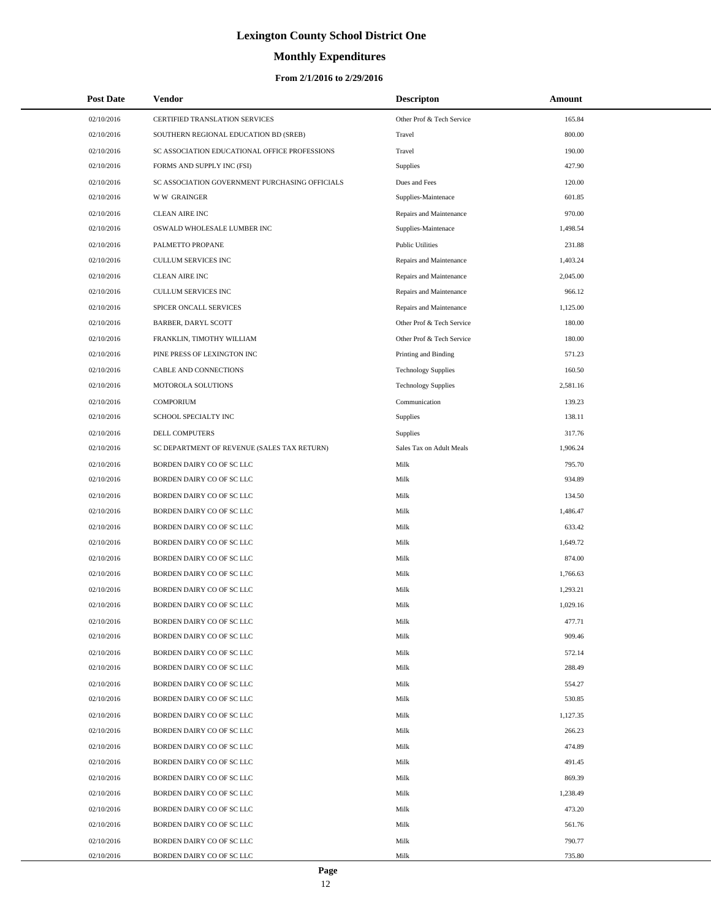# Lexington County School District One

## Monthly Expenditures

### From 2/1/2016 to 2/29/2016

| Post Date | Vendor | Descripton | Amount |
|---|---|---|---|
| 02/10/2016 | CERTIFIED TRANSLATION SERVICES | Other Prof & Tech Service | 165.84 |
| 02/10/2016 | SOUTHERN REGIONAL EDUCATION BD (SREB) | Travel | 800.00 |
| 02/10/2016 | SC ASSOCIATION EDUCATIONAL OFFICE PROFESSIONS | Travel | 190.00 |
| 02/10/2016 | FORMS AND SUPPLY INC (FSI) | Supplies | 427.90 |
| 02/10/2016 | SC ASSOCIATION GOVERNMENT PURCHASING OFFICIALS | Dues and Fees | 120.00 |
| 02/10/2016 | W W GRAINGER | Supplies-Maintenace | 601.85 |
| 02/10/2016 | CLEAN AIRE INC | Repairs and Maintenance | 970.00 |
| 02/10/2016 | OSWALD WHOLESALE LUMBER INC | Supplies-Maintenace | 1,498.54 |
| 02/10/2016 | PALMETTO PROPANE | Public Utilities | 231.88 |
| 02/10/2016 | CULLUM SERVICES INC | Repairs and Maintenance | 1,403.24 |
| 02/10/2016 | CLEAN AIRE INC | Repairs and Maintenance | 2,045.00 |
| 02/10/2016 | CULLUM SERVICES INC | Repairs and Maintenance | 966.12 |
| 02/10/2016 | SPICER ONCALL SERVICES | Repairs and Maintenance | 1,125.00 |
| 02/10/2016 | BARBER, DARYL SCOTT | Other Prof & Tech Service | 180.00 |
| 02/10/2016 | FRANKLIN, TIMOTHY WILLIAM | Other Prof & Tech Service | 180.00 |
| 02/10/2016 | PINE PRESS OF LEXINGTON INC | Printing and Binding | 571.23 |
| 02/10/2016 | CABLE AND CONNECTIONS | Technology Supplies | 160.50 |
| 02/10/2016 | MOTOROLA SOLUTIONS | Technology Supplies | 2,581.16 |
| 02/10/2016 | COMPORIUM | Communication | 139.23 |
| 02/10/2016 | SCHOOL SPECIALTY INC | Supplies | 138.11 |
| 02/10/2016 | DELL COMPUTERS | Supplies | 317.76 |
| 02/10/2016 | SC DEPARTMENT OF REVENUE (SALES TAX RETURN) | Sales Tax on Adult Meals | 1,906.24 |
| 02/10/2016 | BORDEN DAIRY CO OF SC LLC | Milk | 795.70 |
| 02/10/2016 | BORDEN DAIRY CO OF SC LLC | Milk | 934.89 |
| 02/10/2016 | BORDEN DAIRY CO OF SC LLC | Milk | 134.50 |
| 02/10/2016 | BORDEN DAIRY CO OF SC LLC | Milk | 1,486.47 |
| 02/10/2016 | BORDEN DAIRY CO OF SC LLC | Milk | 633.42 |
| 02/10/2016 | BORDEN DAIRY CO OF SC LLC | Milk | 1,649.72 |
| 02/10/2016 | BORDEN DAIRY CO OF SC LLC | Milk | 874.00 |
| 02/10/2016 | BORDEN DAIRY CO OF SC LLC | Milk | 1,766.63 |
| 02/10/2016 | BORDEN DAIRY CO OF SC LLC | Milk | 1,293.21 |
| 02/10/2016 | BORDEN DAIRY CO OF SC LLC | Milk | 1,029.16 |
| 02/10/2016 | BORDEN DAIRY CO OF SC LLC | Milk | 477.71 |
| 02/10/2016 | BORDEN DAIRY CO OF SC LLC | Milk | 909.46 |
| 02/10/2016 | BORDEN DAIRY CO OF SC LLC | Milk | 572.14 |
| 02/10/2016 | BORDEN DAIRY CO OF SC LLC | Milk | 288.49 |
| 02/10/2016 | BORDEN DAIRY CO OF SC LLC | Milk | 554.27 |
| 02/10/2016 | BORDEN DAIRY CO OF SC LLC | Milk | 530.85 |
| 02/10/2016 | BORDEN DAIRY CO OF SC LLC | Milk | 1,127.35 |
| 02/10/2016 | BORDEN DAIRY CO OF SC LLC | Milk | 266.23 |
| 02/10/2016 | BORDEN DAIRY CO OF SC LLC | Milk | 474.89 |
| 02/10/2016 | BORDEN DAIRY CO OF SC LLC | Milk | 491.45 |
| 02/10/2016 | BORDEN DAIRY CO OF SC LLC | Milk | 869.39 |
| 02/10/2016 | BORDEN DAIRY CO OF SC LLC | Milk | 1,238.49 |
| 02/10/2016 | BORDEN DAIRY CO OF SC LLC | Milk | 473.20 |
| 02/10/2016 | BORDEN DAIRY CO OF SC LLC | Milk | 561.76 |
| 02/10/2016 | BORDEN DAIRY CO OF SC LLC | Milk | 790.77 |
| 02/10/2016 | BORDEN DAIRY CO OF SC LLC | Milk | 735.80 |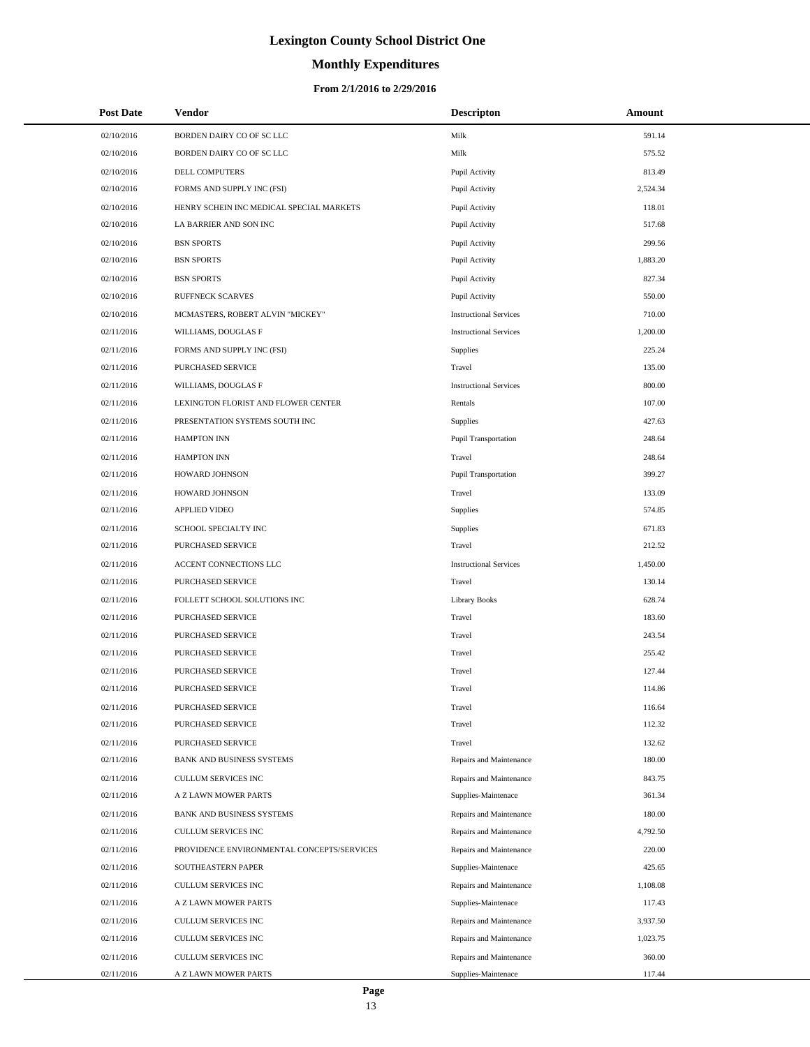# Lexington County School District One

## Monthly Expenditures

### From 2/1/2016 to 2/29/2016

| Post Date | Vendor | Descripton | Amount |
|---|---|---|---|
| 02/10/2016 | BORDEN DAIRY CO OF SC LLC | Milk | 591.14 |
| 02/10/2016 | BORDEN DAIRY CO OF SC LLC | Milk | 575.52 |
| 02/10/2016 | DELL COMPUTERS | Pupil Activity | 813.49 |
| 02/10/2016 | FORMS AND SUPPLY INC (FSI) | Pupil Activity | 2,524.34 |
| 02/10/2016 | HENRY SCHEIN INC MEDICAL SPECIAL MARKETS | Pupil Activity | 118.01 |
| 02/10/2016 | LA BARRIER AND SON INC | Pupil Activity | 517.68 |
| 02/10/2016 | BSN SPORTS | Pupil Activity | 299.56 |
| 02/10/2016 | BSN SPORTS | Pupil Activity | 1,883.20 |
| 02/10/2016 | BSN SPORTS | Pupil Activity | 827.34 |
| 02/10/2016 | RUFFNECK SCARVES | Pupil Activity | 550.00 |
| 02/10/2016 | MCMASTERS, ROBERT ALVIN "MICKEY" | Instructional Services | 710.00 |
| 02/11/2016 | WILLIAMS, DOUGLAS F | Instructional Services | 1,200.00 |
| 02/11/2016 | FORMS AND SUPPLY INC (FSI) | Supplies | 225.24 |
| 02/11/2016 | PURCHASED SERVICE | Travel | 135.00 |
| 02/11/2016 | WILLIAMS, DOUGLAS F | Instructional Services | 800.00 |
| 02/11/2016 | LEXINGTON FLORIST AND FLOWER CENTER | Rentals | 107.00 |
| 02/11/2016 | PRESENTATION SYSTEMS SOUTH INC | Supplies | 427.63 |
| 02/11/2016 | HAMPTON INN | Pupil Transportation | 248.64 |
| 02/11/2016 | HAMPTON INN | Travel | 248.64 |
| 02/11/2016 | HOWARD JOHNSON | Pupil Transportation | 399.27 |
| 02/11/2016 | HOWARD JOHNSON | Travel | 133.09 |
| 02/11/2016 | APPLIED VIDEO | Supplies | 574.85 |
| 02/11/2016 | SCHOOL SPECIALTY INC | Supplies | 671.83 |
| 02/11/2016 | PURCHASED SERVICE | Travel | 212.52 |
| 02/11/2016 | ACCENT CONNECTIONS LLC | Instructional Services | 1,450.00 |
| 02/11/2016 | PURCHASED SERVICE | Travel | 130.14 |
| 02/11/2016 | FOLLETT SCHOOL SOLUTIONS INC | Library Books | 628.74 |
| 02/11/2016 | PURCHASED SERVICE | Travel | 183.60 |
| 02/11/2016 | PURCHASED SERVICE | Travel | 243.54 |
| 02/11/2016 | PURCHASED SERVICE | Travel | 255.42 |
| 02/11/2016 | PURCHASED SERVICE | Travel | 127.44 |
| 02/11/2016 | PURCHASED SERVICE | Travel | 114.86 |
| 02/11/2016 | PURCHASED SERVICE | Travel | 116.64 |
| 02/11/2016 | PURCHASED SERVICE | Travel | 112.32 |
| 02/11/2016 | PURCHASED SERVICE | Travel | 132.62 |
| 02/11/2016 | BANK AND BUSINESS SYSTEMS | Repairs and Maintenance | 180.00 |
| 02/11/2016 | CULLUM SERVICES INC | Repairs and Maintenance | 843.75 |
| 02/11/2016 | A Z LAWN MOWER PARTS | Supplies-Maintenace | 361.34 |
| 02/11/2016 | BANK AND BUSINESS SYSTEMS | Repairs and Maintenance | 180.00 |
| 02/11/2016 | CULLUM SERVICES INC | Repairs and Maintenance | 4,792.50 |
| 02/11/2016 | PROVIDENCE ENVIRONMENTAL CONCEPTS/SERVICES | Repairs and Maintenance | 220.00 |
| 02/11/2016 | SOUTHEASTERN PAPER | Supplies-Maintenace | 425.65 |
| 02/11/2016 | CULLUM SERVICES INC | Repairs and Maintenance | 1,108.08 |
| 02/11/2016 | A Z LAWN MOWER PARTS | Supplies-Maintenace | 117.43 |
| 02/11/2016 | CULLUM SERVICES INC | Repairs and Maintenance | 3,937.50 |
| 02/11/2016 | CULLUM SERVICES INC | Repairs and Maintenance | 1,023.75 |
| 02/11/2016 | CULLUM SERVICES INC | Repairs and Maintenance | 360.00 |
| 02/11/2016 | A Z LAWN MOWER PARTS | Supplies-Maintenace | 117.44 |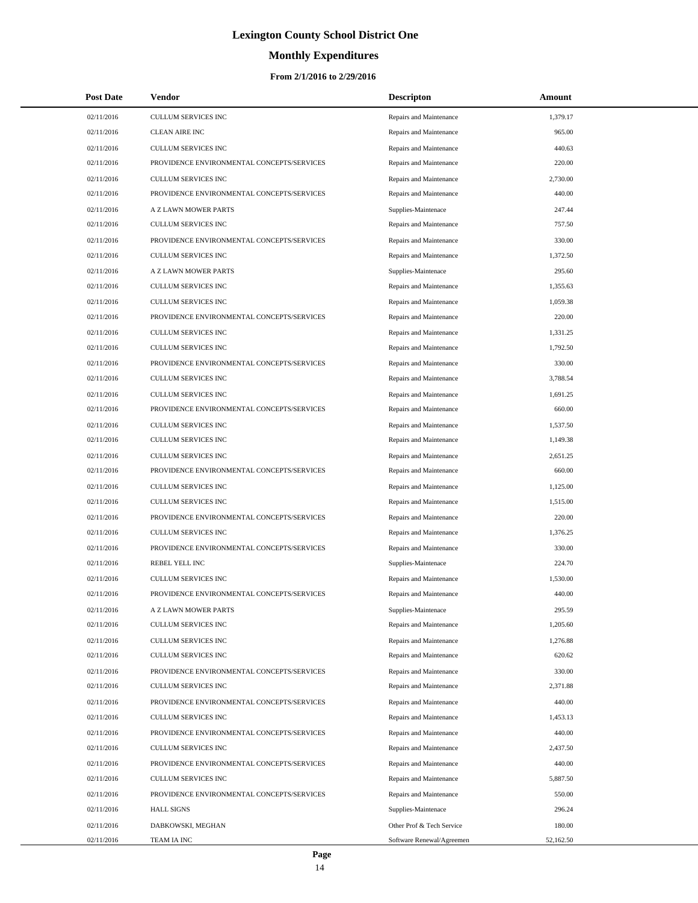# Lexington County School District One

## Monthly Expenditures

### From 2/1/2016 to 2/29/2016

| Post Date | Vendor | Descripton | Amount |
|---|---|---|---|
| 02/11/2016 | CULLUM SERVICES INC | Repairs and Maintenance | 1,379.17 |
| 02/11/2016 | CLEAN AIRE INC | Repairs and Maintenance | 965.00 |
| 02/11/2016 | CULLUM SERVICES INC | Repairs and Maintenance | 440.63 |
| 02/11/2016 | PROVIDENCE ENVIRONMENTAL CONCEPTS/SERVICES | Repairs and Maintenance | 220.00 |
| 02/11/2016 | CULLUM SERVICES INC | Repairs and Maintenance | 2,730.00 |
| 02/11/2016 | PROVIDENCE ENVIRONMENTAL CONCEPTS/SERVICES | Repairs and Maintenance | 440.00 |
| 02/11/2016 | A Z LAWN MOWER PARTS | Supplies-Maintenace | 247.44 |
| 02/11/2016 | CULLUM SERVICES INC | Repairs and Maintenance | 757.50 |
| 02/11/2016 | PROVIDENCE ENVIRONMENTAL CONCEPTS/SERVICES | Repairs and Maintenance | 330.00 |
| 02/11/2016 | CULLUM SERVICES INC | Repairs and Maintenance | 1,372.50 |
| 02/11/2016 | A Z LAWN MOWER PARTS | Supplies-Maintenace | 295.60 |
| 02/11/2016 | CULLUM SERVICES INC | Repairs and Maintenance | 1,355.63 |
| 02/11/2016 | CULLUM SERVICES INC | Repairs and Maintenance | 1,059.38 |
| 02/11/2016 | PROVIDENCE ENVIRONMENTAL CONCEPTS/SERVICES | Repairs and Maintenance | 220.00 |
| 02/11/2016 | CULLUM SERVICES INC | Repairs and Maintenance | 1,331.25 |
| 02/11/2016 | CULLUM SERVICES INC | Repairs and Maintenance | 1,792.50 |
| 02/11/2016 | PROVIDENCE ENVIRONMENTAL CONCEPTS/SERVICES | Repairs and Maintenance | 330.00 |
| 02/11/2016 | CULLUM SERVICES INC | Repairs and Maintenance | 3,788.54 |
| 02/11/2016 | CULLUM SERVICES INC | Repairs and Maintenance | 1,691.25 |
| 02/11/2016 | PROVIDENCE ENVIRONMENTAL CONCEPTS/SERVICES | Repairs and Maintenance | 660.00 |
| 02/11/2016 | CULLUM SERVICES INC | Repairs and Maintenance | 1,537.50 |
| 02/11/2016 | CULLUM SERVICES INC | Repairs and Maintenance | 1,149.38 |
| 02/11/2016 | CULLUM SERVICES INC | Repairs and Maintenance | 2,651.25 |
| 02/11/2016 | PROVIDENCE ENVIRONMENTAL CONCEPTS/SERVICES | Repairs and Maintenance | 660.00 |
| 02/11/2016 | CULLUM SERVICES INC | Repairs and Maintenance | 1,125.00 |
| 02/11/2016 | CULLUM SERVICES INC | Repairs and Maintenance | 1,515.00 |
| 02/11/2016 | PROVIDENCE ENVIRONMENTAL CONCEPTS/SERVICES | Repairs and Maintenance | 220.00 |
| 02/11/2016 | CULLUM SERVICES INC | Repairs and Maintenance | 1,376.25 |
| 02/11/2016 | PROVIDENCE ENVIRONMENTAL CONCEPTS/SERVICES | Repairs and Maintenance | 330.00 |
| 02/11/2016 | REBEL YELL INC | Supplies-Maintenace | 224.70 |
| 02/11/2016 | CULLUM SERVICES INC | Repairs and Maintenance | 1,530.00 |
| 02/11/2016 | PROVIDENCE ENVIRONMENTAL CONCEPTS/SERVICES | Repairs and Maintenance | 440.00 |
| 02/11/2016 | A Z LAWN MOWER PARTS | Supplies-Maintenace | 295.59 |
| 02/11/2016 | CULLUM SERVICES INC | Repairs and Maintenance | 1,205.60 |
| 02/11/2016 | CULLUM SERVICES INC | Repairs and Maintenance | 1,276.88 |
| 02/11/2016 | CULLUM SERVICES INC | Repairs and Maintenance | 620.62 |
| 02/11/2016 | PROVIDENCE ENVIRONMENTAL CONCEPTS/SERVICES | Repairs and Maintenance | 330.00 |
| 02/11/2016 | CULLUM SERVICES INC | Repairs and Maintenance | 2,371.88 |
| 02/11/2016 | PROVIDENCE ENVIRONMENTAL CONCEPTS/SERVICES | Repairs and Maintenance | 440.00 |
| 02/11/2016 | CULLUM SERVICES INC | Repairs and Maintenance | 1,453.13 |
| 02/11/2016 | PROVIDENCE ENVIRONMENTAL CONCEPTS/SERVICES | Repairs and Maintenance | 440.00 |
| 02/11/2016 | CULLUM SERVICES INC | Repairs and Maintenance | 2,437.50 |
| 02/11/2016 | PROVIDENCE ENVIRONMENTAL CONCEPTS/SERVICES | Repairs and Maintenance | 440.00 |
| 02/11/2016 | CULLUM SERVICES INC | Repairs and Maintenance | 5,887.50 |
| 02/11/2016 | PROVIDENCE ENVIRONMENTAL CONCEPTS/SERVICES | Repairs and Maintenance | 550.00 |
| 02/11/2016 | HALL SIGNS | Supplies-Maintenace | 296.24 |
| 02/11/2016 | DABKOWSKI, MEGHAN | Other Prof & Tech Service | 180.00 |
| 02/11/2016 | TEAM IA INC | Software Renewal/Agreemen | 52,162.50 |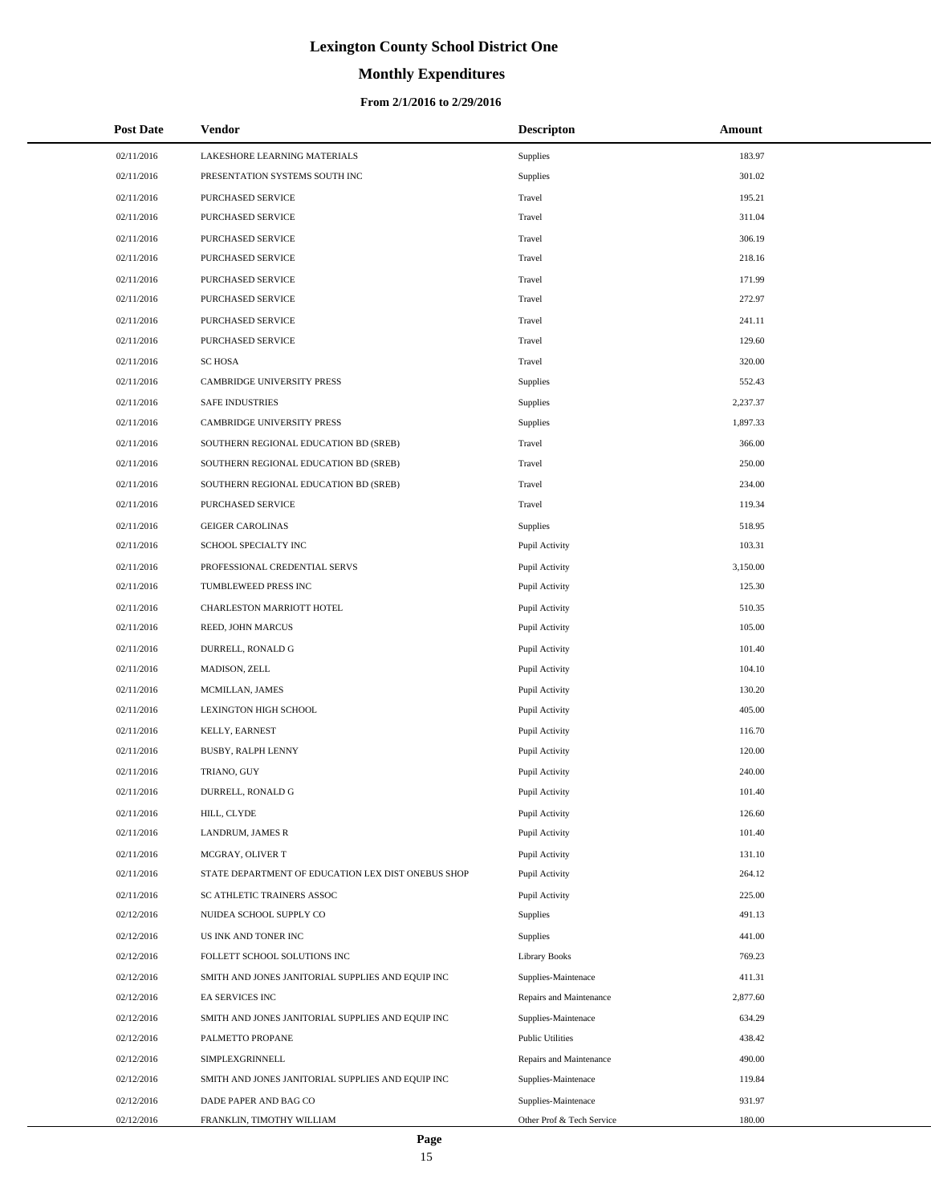# Lexington County School District One

## Monthly Expenditures

### From 2/1/2016 to 2/29/2016

| Post Date | Vendor | Descripton | Amount |
|---|---|---|---|
| 02/11/2016 | LAKESHORE LEARNING MATERIALS | Supplies | 183.97 |
| 02/11/2016 | PRESENTATION SYSTEMS SOUTH INC | Supplies | 301.02 |
| 02/11/2016 | PURCHASED SERVICE | Travel | 195.21 |
| 02/11/2016 | PURCHASED SERVICE | Travel | 311.04 |
| 02/11/2016 | PURCHASED SERVICE | Travel | 306.19 |
| 02/11/2016 | PURCHASED SERVICE | Travel | 218.16 |
| 02/11/2016 | PURCHASED SERVICE | Travel | 171.99 |
| 02/11/2016 | PURCHASED SERVICE | Travel | 272.97 |
| 02/11/2016 | PURCHASED SERVICE | Travel | 241.11 |
| 02/11/2016 | PURCHASED SERVICE | Travel | 129.60 |
| 02/11/2016 | SC HOSA | Travel | 320.00 |
| 02/11/2016 | CAMBRIDGE UNIVERSITY PRESS | Supplies | 552.43 |
| 02/11/2016 | SAFE INDUSTRIES | Supplies | 2,237.37 |
| 02/11/2016 | CAMBRIDGE UNIVERSITY PRESS | Supplies | 1,897.33 |
| 02/11/2016 | SOUTHERN REGIONAL EDUCATION BD (SREB) | Travel | 366.00 |
| 02/11/2016 | SOUTHERN REGIONAL EDUCATION BD (SREB) | Travel | 250.00 |
| 02/11/2016 | SOUTHERN REGIONAL EDUCATION BD (SREB) | Travel | 234.00 |
| 02/11/2016 | PURCHASED SERVICE | Travel | 119.34 |
| 02/11/2016 | GEIGER CAROLINAS | Supplies | 518.95 |
| 02/11/2016 | SCHOOL SPECIALTY INC | Pupil Activity | 103.31 |
| 02/11/2016 | PROFESSIONAL CREDENTIAL SERVS | Pupil Activity | 3,150.00 |
| 02/11/2016 | TUMBLEWEED PRESS INC | Pupil Activity | 125.30 |
| 02/11/2016 | CHARLESTON MARRIOTT HOTEL | Pupil Activity | 510.35 |
| 02/11/2016 | REED, JOHN MARCUS | Pupil Activity | 105.00 |
| 02/11/2016 | DURRELL, RONALD G | Pupil Activity | 101.40 |
| 02/11/2016 | MADISON, ZELL | Pupil Activity | 104.10 |
| 02/11/2016 | MCMILLAN, JAMES | Pupil Activity | 130.20 |
| 02/11/2016 | LEXINGTON HIGH SCHOOL | Pupil Activity | 405.00 |
| 02/11/2016 | KELLY, EARNEST | Pupil Activity | 116.70 |
| 02/11/2016 | BUSBY, RALPH LENNY | Pupil Activity | 120.00 |
| 02/11/2016 | TRIANO, GUY | Pupil Activity | 240.00 |
| 02/11/2016 | DURRELL, RONALD G | Pupil Activity | 101.40 |
| 02/11/2016 | HILL, CLYDE | Pupil Activity | 126.60 |
| 02/11/2016 | LANDRUM, JAMES R | Pupil Activity | 101.40 |
| 02/11/2016 | MCGRAY, OLIVER T | Pupil Activity | 131.10 |
| 02/11/2016 | STATE DEPARTMENT OF EDUCATION LEX DIST ONEBUS SHOP | Pupil Activity | 264.12 |
| 02/11/2016 | SC ATHLETIC TRAINERS ASSOC | Pupil Activity | 225.00 |
| 02/12/2016 | NUIDEA SCHOOL SUPPLY CO | Supplies | 491.13 |
| 02/12/2016 | US INK AND TONER INC | Supplies | 441.00 |
| 02/12/2016 | FOLLETT SCHOOL SOLUTIONS INC | Library Books | 769.23 |
| 02/12/2016 | SMITH AND JONES JANITORIAL SUPPLIES AND EQUIP INC | Supplies-Maintenace | 411.31 |
| 02/12/2016 | EA SERVICES INC | Repairs and Maintenance | 2,877.60 |
| 02/12/2016 | SMITH AND JONES JANITORIAL SUPPLIES AND EQUIP INC | Supplies-Maintenace | 634.29 |
| 02/12/2016 | PALMETTO PROPANE | Public Utilities | 438.42 |
| 02/12/2016 | SIMPLEXGRINNELL | Repairs and Maintenance | 490.00 |
| 02/12/2016 | SMITH AND JONES JANITORIAL SUPPLIES AND EQUIP INC | Supplies-Maintenace | 119.84 |
| 02/12/2016 | DADE PAPER AND BAG CO | Supplies-Maintenace | 931.97 |
| 02/12/2016 | FRANKLIN, TIMOTHY WILLIAM | Other Prof & Tech Service | 180.00 |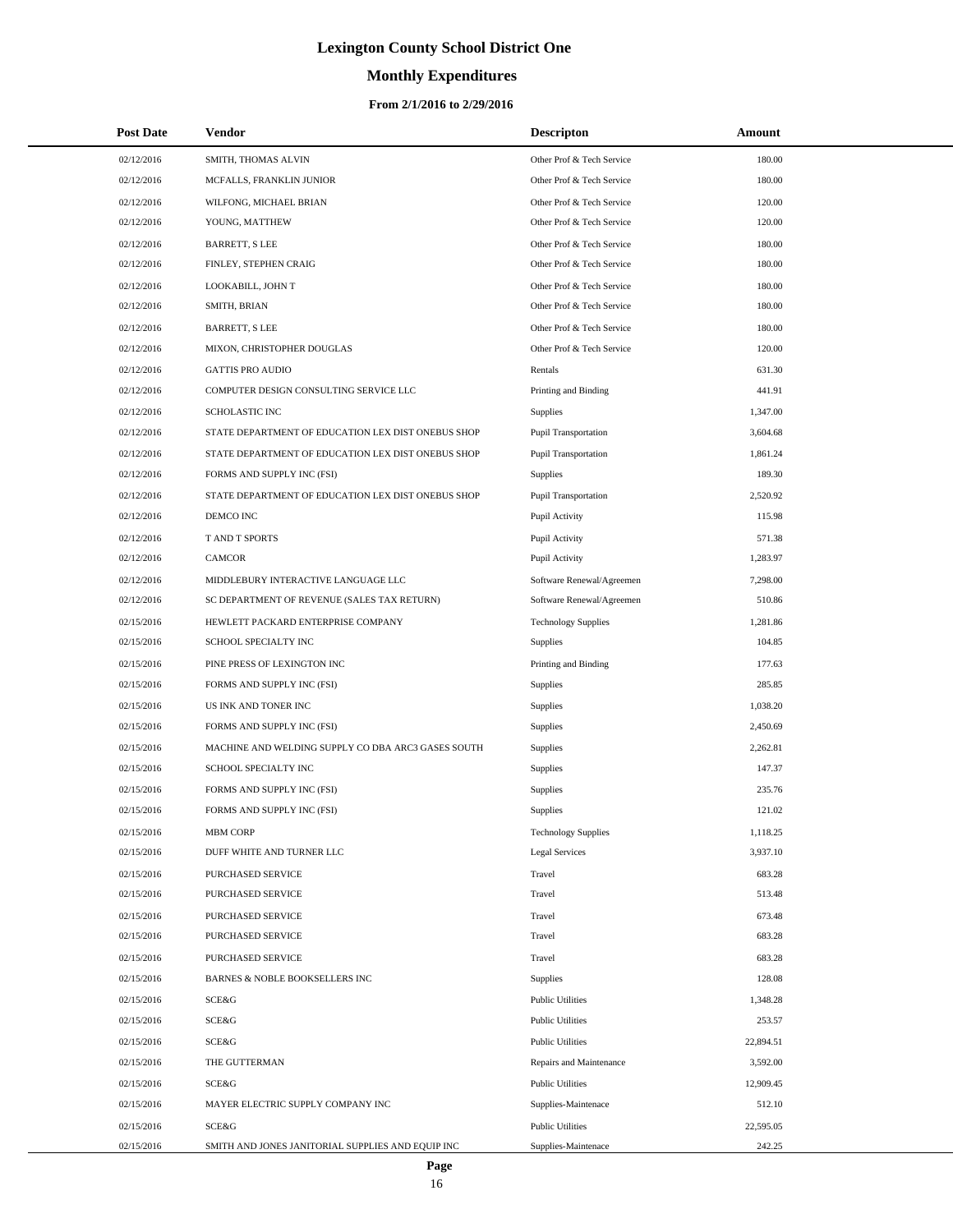# Lexington County School District One

## Monthly Expenditures

### From 2/1/2016 to 2/29/2016

| Post Date | Vendor | Descripton | Amount |
|---|---|---|---|
| 02/12/2016 | SMITH, THOMAS ALVIN | Other Prof & Tech Service | 180.00 |
| 02/12/2016 | MCFALLS, FRANKLIN JUNIOR | Other Prof & Tech Service | 180.00 |
| 02/12/2016 | WILFONG, MICHAEL BRIAN | Other Prof & Tech Service | 120.00 |
| 02/12/2016 | YOUNG, MATTHEW | Other Prof & Tech Service | 120.00 |
| 02/12/2016 | BARRETT, S LEE | Other Prof & Tech Service | 180.00 |
| 02/12/2016 | FINLEY, STEPHEN CRAIG | Other Prof & Tech Service | 180.00 |
| 02/12/2016 | LOOKABILL, JOHN T | Other Prof & Tech Service | 180.00 |
| 02/12/2016 | SMITH, BRIAN | Other Prof & Tech Service | 180.00 |
| 02/12/2016 | BARRETT, S LEE | Other Prof & Tech Service | 180.00 |
| 02/12/2016 | MIXON, CHRISTOPHER DOUGLAS | Other Prof & Tech Service | 120.00 |
| 02/12/2016 | GATTIS PRO AUDIO | Rentals | 631.30 |
| 02/12/2016 | COMPUTER DESIGN CONSULTING SERVICE LLC | Printing and Binding | 441.91 |
| 02/12/2016 | SCHOLASTIC INC | Supplies | 1,347.00 |
| 02/12/2016 | STATE DEPARTMENT OF EDUCATION LEX DIST ONEBUS SHOP | Pupil Transportation | 3,604.68 |
| 02/12/2016 | STATE DEPARTMENT OF EDUCATION LEX DIST ONEBUS SHOP | Pupil Transportation | 1,861.24 |
| 02/12/2016 | FORMS AND SUPPLY INC (FSI) | Supplies | 189.30 |
| 02/12/2016 | STATE DEPARTMENT OF EDUCATION LEX DIST ONEBUS SHOP | Pupil Transportation | 2,520.92 |
| 02/12/2016 | DEMCO INC | Pupil Activity | 115.98 |
| 02/12/2016 | T AND T SPORTS | Pupil Activity | 571.38 |
| 02/12/2016 | CAMCOR | Pupil Activity | 1,283.97 |
| 02/12/2016 | MIDDLEBURY INTERACTIVE LANGUAGE LLC | Software Renewal/Agreemen | 7,298.00 |
| 02/12/2016 | SC DEPARTMENT OF REVENUE (SALES TAX RETURN) | Software Renewal/Agreemen | 510.86 |
| 02/15/2016 | HEWLETT PACKARD ENTERPRISE COMPANY | Technology Supplies | 1,281.86 |
| 02/15/2016 | SCHOOL SPECIALTY INC | Supplies | 104.85 |
| 02/15/2016 | PINE PRESS OF LEXINGTON INC | Printing and Binding | 177.63 |
| 02/15/2016 | FORMS AND SUPPLY INC (FSI) | Supplies | 285.85 |
| 02/15/2016 | US INK AND TONER INC | Supplies | 1,038.20 |
| 02/15/2016 | FORMS AND SUPPLY INC (FSI) | Supplies | 2,450.69 |
| 02/15/2016 | MACHINE AND WELDING SUPPLY CO DBA ARC3 GASES SOUTH | Supplies | 2,262.81 |
| 02/15/2016 | SCHOOL SPECIALTY INC | Supplies | 147.37 |
| 02/15/2016 | FORMS AND SUPPLY INC (FSI) | Supplies | 235.76 |
| 02/15/2016 | FORMS AND SUPPLY INC (FSI) | Supplies | 121.02 |
| 02/15/2016 | MBM CORP | Technology Supplies | 1,118.25 |
| 02/15/2016 | DUFF WHITE AND TURNER LLC | Legal Services | 3,937.10 |
| 02/15/2016 | PURCHASED SERVICE | Travel | 683.28 |
| 02/15/2016 | PURCHASED SERVICE | Travel | 513.48 |
| 02/15/2016 | PURCHASED SERVICE | Travel | 673.48 |
| 02/15/2016 | PURCHASED SERVICE | Travel | 683.28 |
| 02/15/2016 | PURCHASED SERVICE | Travel | 683.28 |
| 02/15/2016 | BARNES & NOBLE BOOKSELLERS INC | Supplies | 128.08 |
| 02/15/2016 | SCE&G | Public Utilities | 1,348.28 |
| 02/15/2016 | SCE&G | Public Utilities | 253.57 |
| 02/15/2016 | SCE&G | Public Utilities | 22,894.51 |
| 02/15/2016 | THE GUTTERMAN | Repairs and Maintenance | 3,592.00 |
| 02/15/2016 | SCE&G | Public Utilities | 12,909.45 |
| 02/15/2016 | MAYER ELECTRIC SUPPLY COMPANY INC | Supplies-Maintenace | 512.10 |
| 02/15/2016 | SCE&G | Public Utilities | 22,595.05 |
| 02/15/2016 | SMITH AND JONES JANITORIAL SUPPLIES AND EQUIP INC | Supplies-Maintenace | 242.25 |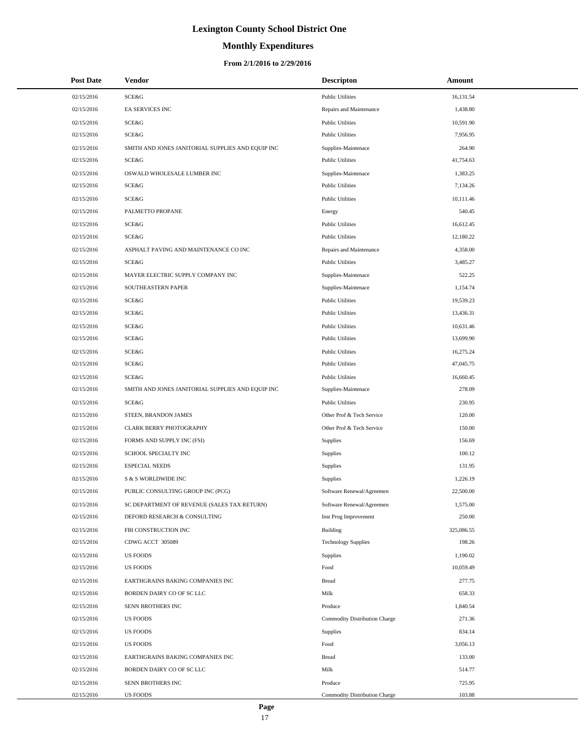# Lexington County School District One

## Monthly Expenditures

### From 2/1/2016 to 2/29/2016

| Post Date | Vendor | Descripton | Amount |
|---|---|---|---|
| 02/15/2016 | SCE&G | Public Utilities | 16,131.54 |
| 02/15/2016 | EA SERVICES INC | Repairs and Maintenance | 1,438.80 |
| 02/15/2016 | SCE&G | Public Utilities | 10,591.90 |
| 02/15/2016 | SCE&G | Public Utilities | 7,956.95 |
| 02/15/2016 | SMITH AND JONES JANITORIAL SUPPLIES AND EQUIP INC | Supplies-Maintenace | 264.90 |
| 02/15/2016 | SCE&G | Public Utilities | 41,754.63 |
| 02/15/2016 | OSWALD WHOLESALE LUMBER INC | Supplies-Maintenace | 1,383.25 |
| 02/15/2016 | SCE&G | Public Utilities | 7,134.26 |
| 02/15/2016 | SCE&G | Public Utilities | 10,111.46 |
| 02/15/2016 | PALMETTO PROPANE | Energy | 540.45 |
| 02/15/2016 | SCE&G | Public Utilities | 16,612.45 |
| 02/15/2016 | SCE&G | Public Utilities | 12,180.22 |
| 02/15/2016 | ASPHALT PAVING AND MAINTENANCE CO INC | Repairs and Maintenance | 4,358.00 |
| 02/15/2016 | SCE&G | Public Utilities | 3,485.27 |
| 02/15/2016 | MAYER ELECTRIC SUPPLY COMPANY INC | Supplies-Maintenace | 522.25 |
| 02/15/2016 | SOUTHEASTERN PAPER | Supplies-Maintenace | 1,154.74 |
| 02/15/2016 | SCE&G | Public Utilities | 19,539.23 |
| 02/15/2016 | SCE&G | Public Utilities | 13,436.31 |
| 02/15/2016 | SCE&G | Public Utilities | 10,631.46 |
| 02/15/2016 | SCE&G | Public Utilities | 13,699.90 |
| 02/15/2016 | SCE&G | Public Utilities | 16,275.24 |
| 02/15/2016 | SCE&G | Public Utilities | 47,045.75 |
| 02/15/2016 | SCE&G | Public Utilities | 16,660.45 |
| 02/15/2016 | SMITH AND JONES JANITORIAL SUPPLIES AND EQUIP INC | Supplies-Maintenace | 278.09 |
| 02/15/2016 | SCE&G | Public Utilities | 230.95 |
| 02/15/2016 | STEEN, BRANDON JAMES | Other Prof & Tech Service | 120.00 |
| 02/15/2016 | CLARK BERRY PHOTOGRAPHY | Other Prof & Tech Service | 150.00 |
| 02/15/2016 | FORMS AND SUPPLY INC (FSI) | Supplies | 156.69 |
| 02/15/2016 | SCHOOL SPECIALTY INC | Supplies | 100.12 |
| 02/15/2016 | ESPECIAL NEEDS | Supplies | 131.95 |
| 02/15/2016 | S & S WORLDWIDE INC | Supplies | 1,226.19 |
| 02/15/2016 | PUBLIC CONSULTING GROUP INC (PCG) | Software Renewal/Agreemen | 22,500.00 |
| 02/15/2016 | SC DEPARTMENT OF REVENUE (SALES TAX RETURN) | Software Renewal/Agreemen | 1,575.00 |
| 02/15/2016 | DEFORD RESEARCH & CONSULTING | Inst Prog Improvement | 250.00 |
| 02/15/2016 | FBI CONSTRUCTION INC | Building | 325,086.55 |
| 02/15/2016 | CDWG ACCT 305089 | Technology Supplies | 198.26 |
| 02/15/2016 | US FOODS | Supplies | 1,190.02 |
| 02/15/2016 | US FOODS | Food | 10,059.49 |
| 02/15/2016 | EARTHGRAINS BAKING COMPANIES INC | Bread | 277.75 |
| 02/15/2016 | BORDEN DAIRY CO OF SC LLC | Milk | 658.33 |
| 02/15/2016 | SENN BROTHERS INC | Produce | 1,840.54 |
| 02/15/2016 | US FOODS | Commodity Distribution Charge | 271.36 |
| 02/15/2016 | US FOODS | Supplies | 834.14 |
| 02/15/2016 | US FOODS | Food | 3,056.13 |
| 02/15/2016 | EARTHGRAINS BAKING COMPANIES INC | Bread | 133.00 |
| 02/15/2016 | BORDEN DAIRY CO OF SC LLC | Milk | 514.77 |
| 02/15/2016 | SENN BROTHERS INC | Produce | 725.95 |
| 02/15/2016 | US FOODS | Commodity Distribution Charge | 103.88 |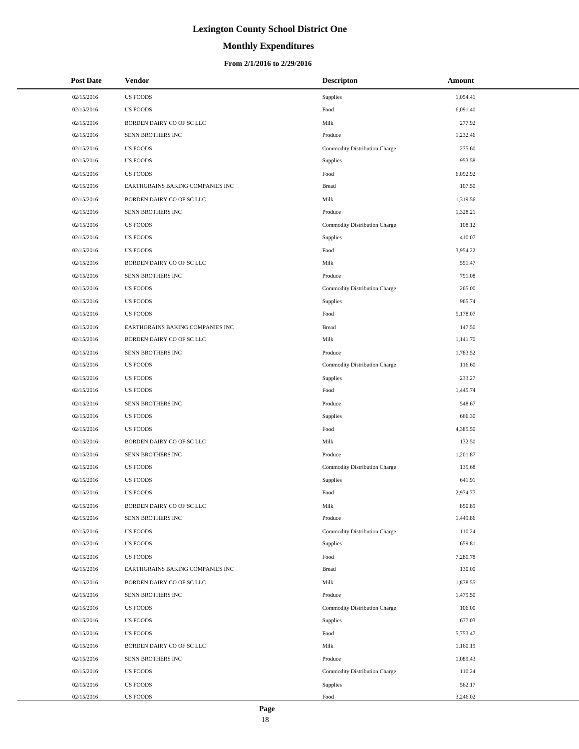# Lexington County School District One

## Monthly Expenditures

### From 2/1/2016 to 2/29/2016

| Post Date | Vendor | Descripton | Amount |
|---|---|---|---|
| 02/15/2016 | US FOODS | Supplies | 1,054.41 |
| 02/15/2016 | US FOODS | Food | 6,091.40 |
| 02/15/2016 | BORDEN DAIRY CO OF SC LLC | Milk | 277.92 |
| 02/15/2016 | SENN BROTHERS INC | Produce | 1,232.46 |
| 02/15/2016 | US FOODS | Commodity Distribution Charge | 275.60 |
| 02/15/2016 | US FOODS | Supplies | 953.58 |
| 02/15/2016 | US FOODS | Food | 6,092.92 |
| 02/15/2016 | EARTHGRAINS BAKING COMPANIES INC | Bread | 107.50 |
| 02/15/2016 | BORDEN DAIRY CO OF SC LLC | Milk | 1,319.56 |
| 02/15/2016 | SENN BROTHERS INC | Produce | 1,328.21 |
| 02/15/2016 | US FOODS | Commodity Distribution Charge | 108.12 |
| 02/15/2016 | US FOODS | Supplies | 410.07 |
| 02/15/2016 | US FOODS | Food | 3,954.22 |
| 02/15/2016 | BORDEN DAIRY CO OF SC LLC | Milk | 551.47 |
| 02/15/2016 | SENN BROTHERS INC | Produce | 791.08 |
| 02/15/2016 | US FOODS | Commodity Distribution Charge | 265.00 |
| 02/15/2016 | US FOODS | Supplies | 965.74 |
| 02/15/2016 | US FOODS | Food | 5,178.07 |
| 02/15/2016 | EARTHGRAINS BAKING COMPANIES INC | Bread | 147.50 |
| 02/15/2016 | BORDEN DAIRY CO OF SC LLC | Milk | 1,141.70 |
| 02/15/2016 | SENN BROTHERS INC | Produce | 1,783.52 |
| 02/15/2016 | US FOODS | Commodity Distribution Charge | 116.60 |
| 02/15/2016 | US FOODS | Supplies | 233.27 |
| 02/15/2016 | US FOODS | Food | 1,445.74 |
| 02/15/2016 | SENN BROTHERS INC | Produce | 548.67 |
| 02/15/2016 | US FOODS | Supplies | 666.30 |
| 02/15/2016 | US FOODS | Food | 4,385.50 |
| 02/15/2016 | BORDEN DAIRY CO OF SC LLC | Milk | 132.50 |
| 02/15/2016 | SENN BROTHERS INC | Produce | 1,201.87 |
| 02/15/2016 | US FOODS | Commodity Distribution Charge | 135.68 |
| 02/15/2016 | US FOODS | Supplies | 641.91 |
| 02/15/2016 | US FOODS | Food | 2,974.77 |
| 02/15/2016 | BORDEN DAIRY CO OF SC LLC | Milk | 850.89 |
| 02/15/2016 | SENN BROTHERS INC | Produce | 1,449.86 |
| 02/15/2016 | US FOODS | Commodity Distribution Charge | 110.24 |
| 02/15/2016 | US FOODS | Supplies | 659.81 |
| 02/15/2016 | US FOODS | Food | 7,280.78 |
| 02/15/2016 | EARTHGRAINS BAKING COMPANIES INC | Bread | 130.00 |
| 02/15/2016 | BORDEN DAIRY CO OF SC LLC | Milk | 1,878.55 |
| 02/15/2016 | SENN BROTHERS INC | Produce | 1,479.50 |
| 02/15/2016 | US FOODS | Commodity Distribution Charge | 106.00 |
| 02/15/2016 | US FOODS | Supplies | 677.03 |
| 02/15/2016 | US FOODS | Food | 5,753.47 |
| 02/15/2016 | BORDEN DAIRY CO OF SC LLC | Milk | 1,160.19 |
| 02/15/2016 | SENN BROTHERS INC | Produce | 1,089.43 |
| 02/15/2016 | US FOODS | Commodity Distribution Charge | 110.24 |
| 02/15/2016 | US FOODS | Supplies | 562.17 |
| 02/15/2016 | US FOODS | Food | 3,246.02 |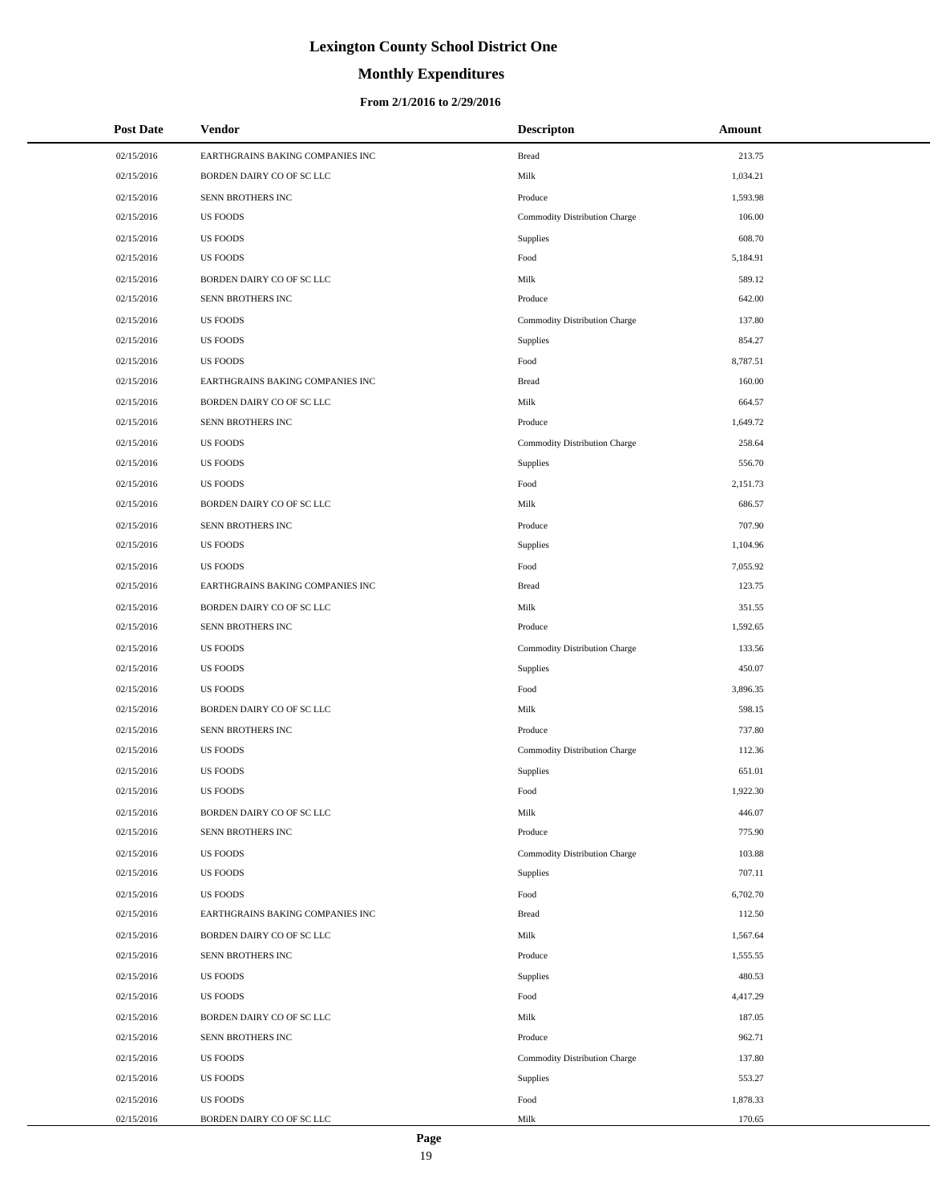# Lexington County School District One

## Monthly Expenditures

### From 2/1/2016 to 2/29/2016

| Post Date | Vendor | Descripton | Amount |
|---|---|---|---|
| 02/15/2016 | EARTHGRAINS BAKING COMPANIES INC | Bread | 213.75 |
| 02/15/2016 | BORDEN DAIRY CO OF SC LLC | Milk | 1,034.21 |
| 02/15/2016 | SENN BROTHERS INC | Produce | 1,593.98 |
| 02/15/2016 | US FOODS | Commodity Distribution Charge | 106.00 |
| 02/15/2016 | US FOODS | Supplies | 608.70 |
| 02/15/2016 | US FOODS | Food | 5,184.91 |
| 02/15/2016 | BORDEN DAIRY CO OF SC LLC | Milk | 589.12 |
| 02/15/2016 | SENN BROTHERS INC | Produce | 642.00 |
| 02/15/2016 | US FOODS | Commodity Distribution Charge | 137.80 |
| 02/15/2016 | US FOODS | Supplies | 854.27 |
| 02/15/2016 | US FOODS | Food | 8,787.51 |
| 02/15/2016 | EARTHGRAINS BAKING COMPANIES INC | Bread | 160.00 |
| 02/15/2016 | BORDEN DAIRY CO OF SC LLC | Milk | 664.57 |
| 02/15/2016 | SENN BROTHERS INC | Produce | 1,649.72 |
| 02/15/2016 | US FOODS | Commodity Distribution Charge | 258.64 |
| 02/15/2016 | US FOODS | Supplies | 556.70 |
| 02/15/2016 | US FOODS | Food | 2,151.73 |
| 02/15/2016 | BORDEN DAIRY CO OF SC LLC | Milk | 686.57 |
| 02/15/2016 | SENN BROTHERS INC | Produce | 707.90 |
| 02/15/2016 | US FOODS | Supplies | 1,104.96 |
| 02/15/2016 | US FOODS | Food | 7,055.92 |
| 02/15/2016 | EARTHGRAINS BAKING COMPANIES INC | Bread | 123.75 |
| 02/15/2016 | BORDEN DAIRY CO OF SC LLC | Milk | 351.55 |
| 02/15/2016 | SENN BROTHERS INC | Produce | 1,592.65 |
| 02/15/2016 | US FOODS | Commodity Distribution Charge | 133.56 |
| 02/15/2016 | US FOODS | Supplies | 450.07 |
| 02/15/2016 | US FOODS | Food | 3,896.35 |
| 02/15/2016 | BORDEN DAIRY CO OF SC LLC | Milk | 598.15 |
| 02/15/2016 | SENN BROTHERS INC | Produce | 737.80 |
| 02/15/2016 | US FOODS | Commodity Distribution Charge | 112.36 |
| 02/15/2016 | US FOODS | Supplies | 651.01 |
| 02/15/2016 | US FOODS | Food | 1,922.30 |
| 02/15/2016 | BORDEN DAIRY CO OF SC LLC | Milk | 446.07 |
| 02/15/2016 | SENN BROTHERS INC | Produce | 775.90 |
| 02/15/2016 | US FOODS | Commodity Distribution Charge | 103.88 |
| 02/15/2016 | US FOODS | Supplies | 707.11 |
| 02/15/2016 | US FOODS | Food | 6,702.70 |
| 02/15/2016 | EARTHGRAINS BAKING COMPANIES INC | Bread | 112.50 |
| 02/15/2016 | BORDEN DAIRY CO OF SC LLC | Milk | 1,567.64 |
| 02/15/2016 | SENN BROTHERS INC | Produce | 1,555.55 |
| 02/15/2016 | US FOODS | Supplies | 480.53 |
| 02/15/2016 | US FOODS | Food | 4,417.29 |
| 02/15/2016 | BORDEN DAIRY CO OF SC LLC | Milk | 187.05 |
| 02/15/2016 | SENN BROTHERS INC | Produce | 962.71 |
| 02/15/2016 | US FOODS | Commodity Distribution Charge | 137.80 |
| 02/15/2016 | US FOODS | Supplies | 553.27 |
| 02/15/2016 | US FOODS | Food | 1,878.33 |
| 02/15/2016 | BORDEN DAIRY CO OF SC LLC | Milk | 170.65 |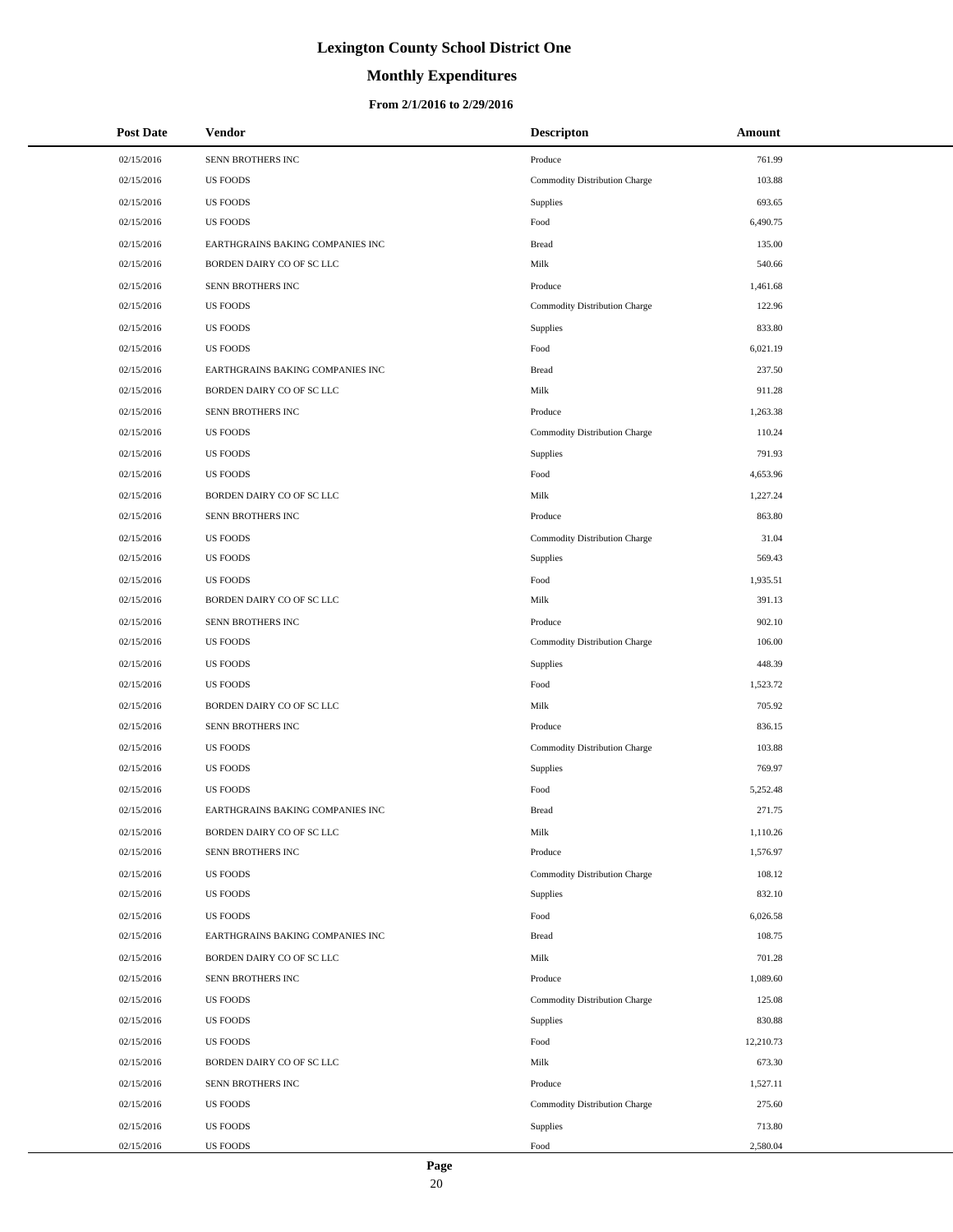# Lexington County School District One

## Monthly Expenditures

### From 2/1/2016 to 2/29/2016

| Post Date | Vendor | Descripton | Amount |
|---|---|---|---|
| 02/15/2016 | SENN BROTHERS INC | Produce | 761.99 |
| 02/15/2016 | US FOODS | Commodity Distribution Charge | 103.88 |
| 02/15/2016 | US FOODS | Supplies | 693.65 |
| 02/15/2016 | US FOODS | Food | 6,490.75 |
| 02/15/2016 | EARTHGRAINS BAKING COMPANIES INC | Bread | 135.00 |
| 02/15/2016 | BORDEN DAIRY CO OF SC LLC | Milk | 540.66 |
| 02/15/2016 | SENN BROTHERS INC | Produce | 1,461.68 |
| 02/15/2016 | US FOODS | Commodity Distribution Charge | 122.96 |
| 02/15/2016 | US FOODS | Supplies | 833.80 |
| 02/15/2016 | US FOODS | Food | 6,021.19 |
| 02/15/2016 | EARTHGRAINS BAKING COMPANIES INC | Bread | 237.50 |
| 02/15/2016 | BORDEN DAIRY CO OF SC LLC | Milk | 911.28 |
| 02/15/2016 | SENN BROTHERS INC | Produce | 1,263.38 |
| 02/15/2016 | US FOODS | Commodity Distribution Charge | 110.24 |
| 02/15/2016 | US FOODS | Supplies | 791.93 |
| 02/15/2016 | US FOODS | Food | 4,653.96 |
| 02/15/2016 | BORDEN DAIRY CO OF SC LLC | Milk | 1,227.24 |
| 02/15/2016 | SENN BROTHERS INC | Produce | 863.80 |
| 02/15/2016 | US FOODS | Commodity Distribution Charge | 31.04 |
| 02/15/2016 | US FOODS | Supplies | 569.43 |
| 02/15/2016 | US FOODS | Food | 1,935.51 |
| 02/15/2016 | BORDEN DAIRY CO OF SC LLC | Milk | 391.13 |
| 02/15/2016 | SENN BROTHERS INC | Produce | 902.10 |
| 02/15/2016 | US FOODS | Commodity Distribution Charge | 106.00 |
| 02/15/2016 | US FOODS | Supplies | 448.39 |
| 02/15/2016 | US FOODS | Food | 1,523.72 |
| 02/15/2016 | BORDEN DAIRY CO OF SC LLC | Milk | 705.92 |
| 02/15/2016 | SENN BROTHERS INC | Produce | 836.15 |
| 02/15/2016 | US FOODS | Commodity Distribution Charge | 103.88 |
| 02/15/2016 | US FOODS | Supplies | 769.97 |
| 02/15/2016 | US FOODS | Food | 5,252.48 |
| 02/15/2016 | EARTHGRAINS BAKING COMPANIES INC | Bread | 271.75 |
| 02/15/2016 | BORDEN DAIRY CO OF SC LLC | Milk | 1,110.26 |
| 02/15/2016 | SENN BROTHERS INC | Produce | 1,576.97 |
| 02/15/2016 | US FOODS | Commodity Distribution Charge | 108.12 |
| 02/15/2016 | US FOODS | Supplies | 832.10 |
| 02/15/2016 | US FOODS | Food | 6,026.58 |
| 02/15/2016 | EARTHGRAINS BAKING COMPANIES INC | Bread | 108.75 |
| 02/15/2016 | BORDEN DAIRY CO OF SC LLC | Milk | 701.28 |
| 02/15/2016 | SENN BROTHERS INC | Produce | 1,089.60 |
| 02/15/2016 | US FOODS | Commodity Distribution Charge | 125.08 |
| 02/15/2016 | US FOODS | Supplies | 830.88 |
| 02/15/2016 | US FOODS | Food | 12,210.73 |
| 02/15/2016 | BORDEN DAIRY CO OF SC LLC | Milk | 673.30 |
| 02/15/2016 | SENN BROTHERS INC | Produce | 1,527.11 |
| 02/15/2016 | US FOODS | Commodity Distribution Charge | 275.60 |
| 02/15/2016 | US FOODS | Supplies | 713.80 |
| 02/15/2016 | US FOODS | Food | 2,580.04 |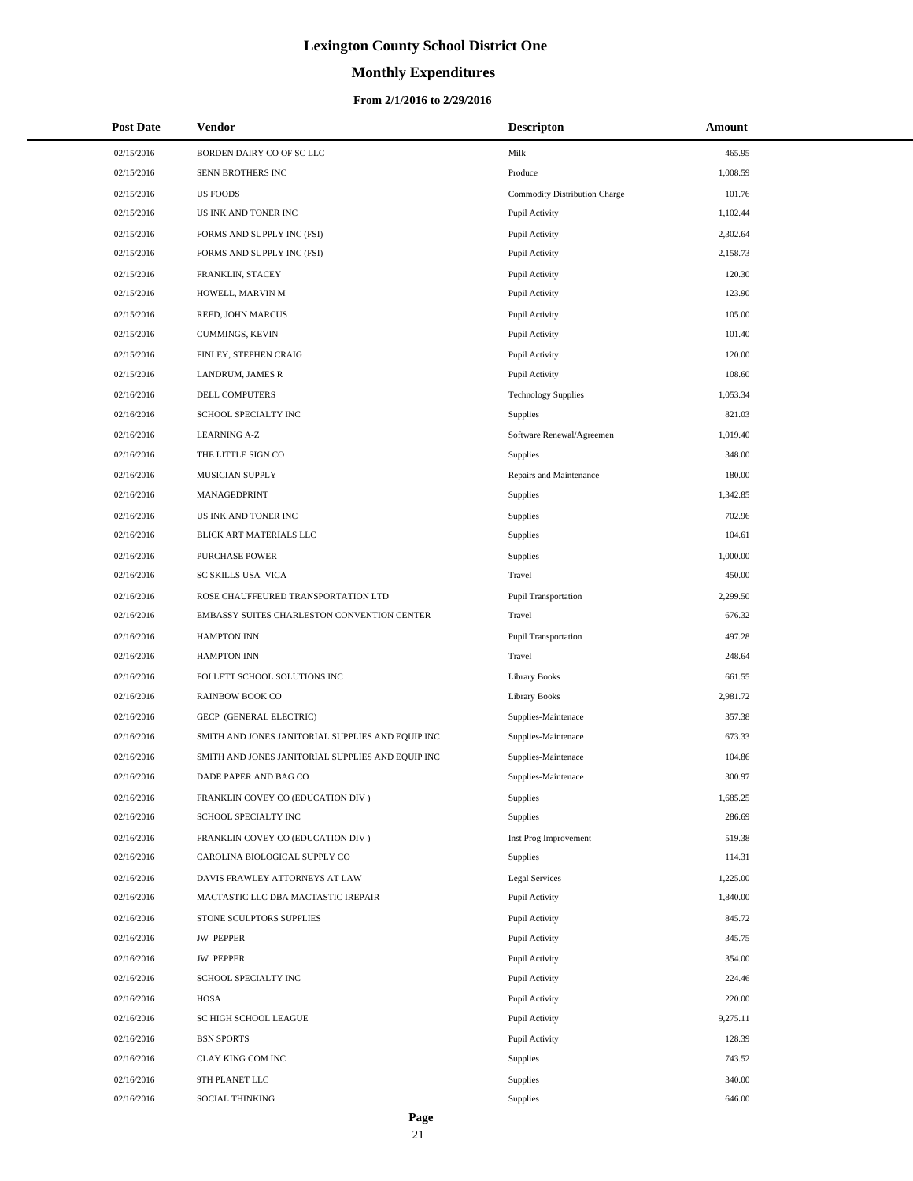# Lexington County School District One

## Monthly Expenditures

### From 2/1/2016 to 2/29/2016

| Post Date | Vendor | Descripton | Amount |
|---|---|---|---|
| 02/15/2016 | BORDEN DAIRY CO OF SC LLC | Milk | 465.95 |
| 02/15/2016 | SENN BROTHERS INC | Produce | 1,008.59 |
| 02/15/2016 | US FOODS | Commodity Distribution Charge | 101.76 |
| 02/15/2016 | US INK AND TONER INC | Pupil Activity | 1,102.44 |
| 02/15/2016 | FORMS AND SUPPLY INC (FSI) | Pupil Activity | 2,302.64 |
| 02/15/2016 | FORMS AND SUPPLY INC (FSI) | Pupil Activity | 2,158.73 |
| 02/15/2016 | FRANKLIN, STACEY | Pupil Activity | 120.30 |
| 02/15/2016 | HOWELL, MARVIN M | Pupil Activity | 123.90 |
| 02/15/2016 | REED, JOHN MARCUS | Pupil Activity | 105.00 |
| 02/15/2016 | CUMMINGS, KEVIN | Pupil Activity | 101.40 |
| 02/15/2016 | FINLEY, STEPHEN CRAIG | Pupil Activity | 120.00 |
| 02/15/2016 | LANDRUM, JAMES R | Pupil Activity | 108.60 |
| 02/16/2016 | DELL COMPUTERS | Technology Supplies | 1,053.34 |
| 02/16/2016 | SCHOOL SPECIALTY INC | Supplies | 821.03 |
| 02/16/2016 | LEARNING A-Z | Software Renewal/Agreemen | 1,019.40 |
| 02/16/2016 | THE LITTLE SIGN CO | Supplies | 348.00 |
| 02/16/2016 | MUSICIAN SUPPLY | Repairs and Maintenance | 180.00 |
| 02/16/2016 | MANAGEDPRINT | Supplies | 1,342.85 |
| 02/16/2016 | US INK AND TONER INC | Supplies | 702.96 |
| 02/16/2016 | BLICK ART MATERIALS LLC | Supplies | 104.61 |
| 02/16/2016 | PURCHASE POWER | Supplies | 1,000.00 |
| 02/16/2016 | SC SKILLS USA VICA | Travel | 450.00 |
| 02/16/2016 | ROSE CHAUFFEURED TRANSPORTATION LTD | Pupil Transportation | 2,299.50 |
| 02/16/2016 | EMBASSY SUITES CHARLESTON CONVENTION CENTER | Travel | 676.32 |
| 02/16/2016 | HAMPTON INN | Pupil Transportation | 497.28 |
| 02/16/2016 | HAMPTON INN | Travel | 248.64 |
| 02/16/2016 | FOLLETT SCHOOL SOLUTIONS INC | Library Books | 661.55 |
| 02/16/2016 | RAINBOW BOOK CO | Library Books | 2,981.72 |
| 02/16/2016 | GECP (GENERAL ELECTRIC) | Supplies-Maintenace | 357.38 |
| 02/16/2016 | SMITH AND JONES JANITORIAL SUPPLIES AND EQUIP INC | Supplies-Maintenace | 673.33 |
| 02/16/2016 | SMITH AND JONES JANITORIAL SUPPLIES AND EQUIP INC | Supplies-Maintenace | 104.86 |
| 02/16/2016 | DADE PAPER AND BAG CO | Supplies-Maintenace | 300.97 |
| 02/16/2016 | FRANKLIN COVEY CO (EDUCATION DIV ) | Supplies | 1,685.25 |
| 02/16/2016 | SCHOOL SPECIALTY INC | Supplies | 286.69 |
| 02/16/2016 | FRANKLIN COVEY CO (EDUCATION DIV ) | Inst Prog Improvement | 519.38 |
| 02/16/2016 | CAROLINA BIOLOGICAL SUPPLY CO | Supplies | 114.31 |
| 02/16/2016 | DAVIS FRAWLEY ATTORNEYS AT LAW | Legal Services | 1,225.00 |
| 02/16/2016 | MACTASTIC LLC DBA MACTASTIC IREPAIR | Pupil Activity | 1,840.00 |
| 02/16/2016 | STONE SCULPTORS SUPPLIES | Pupil Activity | 845.72 |
| 02/16/2016 | JW PEPPER | Pupil Activity | 345.75 |
| 02/16/2016 | JW PEPPER | Pupil Activity | 354.00 |
| 02/16/2016 | SCHOOL SPECIALTY INC | Pupil Activity | 224.46 |
| 02/16/2016 | HOSA | Pupil Activity | 220.00 |
| 02/16/2016 | SC HIGH SCHOOL LEAGUE | Pupil Activity | 9,275.11 |
| 02/16/2016 | BSN SPORTS | Pupil Activity | 128.39 |
| 02/16/2016 | CLAY KING COM INC | Supplies | 743.52 |
| 02/16/2016 | 9TH PLANET LLC | Supplies | 340.00 |
| 02/16/2016 | SOCIAL THINKING | Supplies | 646.00 |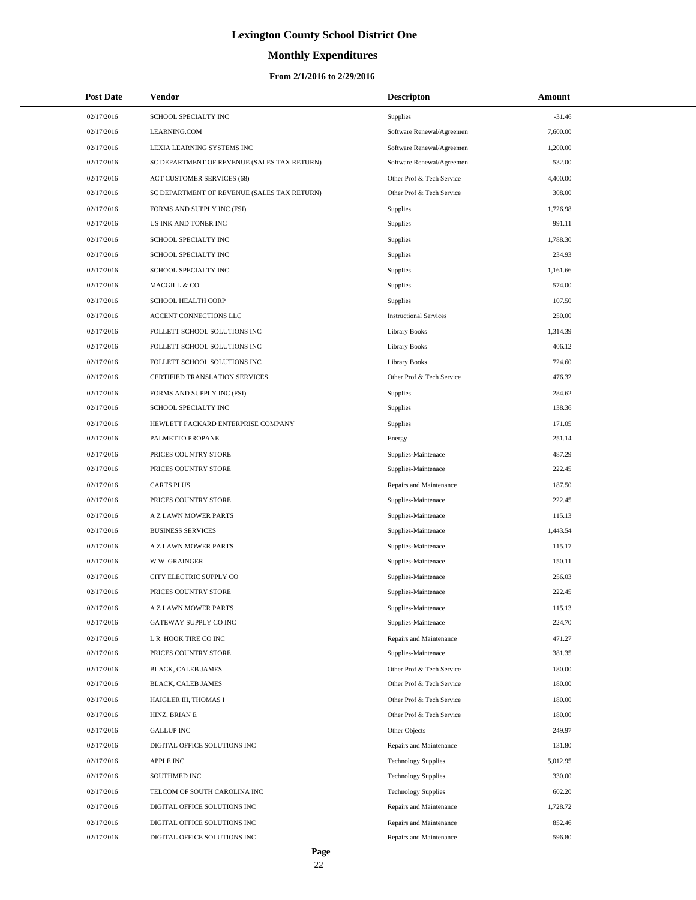# Lexington County School District One

## Monthly Expenditures

### From 2/1/2016 to 2/29/2016

| Post Date | Vendor | Descripton | Amount |
|---|---|---|---|
| 02/17/2016 | SCHOOL SPECIALTY INC | Supplies | -31.46 |
| 02/17/2016 | LEARNING.COM | Software Renewal/Agreemen | 7,600.00 |
| 02/17/2016 | LEXIA LEARNING SYSTEMS INC | Software Renewal/Agreemen | 1,200.00 |
| 02/17/2016 | SC DEPARTMENT OF REVENUE (SALES TAX RETURN) | Software Renewal/Agreemen | 532.00 |
| 02/17/2016 | ACT CUSTOMER SERVICES (68) | Other Prof & Tech Service | 4,400.00 |
| 02/17/2016 | SC DEPARTMENT OF REVENUE (SALES TAX RETURN) | Other Prof & Tech Service | 308.00 |
| 02/17/2016 | FORMS AND SUPPLY INC (FSI) | Supplies | 1,726.98 |
| 02/17/2016 | US INK AND TONER INC | Supplies | 991.11 |
| 02/17/2016 | SCHOOL SPECIALTY INC | Supplies | 1,788.30 |
| 02/17/2016 | SCHOOL SPECIALTY INC | Supplies | 234.93 |
| 02/17/2016 | SCHOOL SPECIALTY INC | Supplies | 1,161.66 |
| 02/17/2016 | MACGILL & CO | Supplies | 574.00 |
| 02/17/2016 | SCHOOL HEALTH CORP | Supplies | 107.50 |
| 02/17/2016 | ACCENT CONNECTIONS LLC | Instructional Services | 250.00 |
| 02/17/2016 | FOLLETT SCHOOL SOLUTIONS INC | Library Books | 1,314.39 |
| 02/17/2016 | FOLLETT SCHOOL SOLUTIONS INC | Library Books | 406.12 |
| 02/17/2016 | FOLLETT SCHOOL SOLUTIONS INC | Library Books | 724.60 |
| 02/17/2016 | CERTIFIED TRANSLATION SERVICES | Other Prof & Tech Service | 476.32 |
| 02/17/2016 | FORMS AND SUPPLY INC (FSI) | Supplies | 284.62 |
| 02/17/2016 | SCHOOL SPECIALTY INC | Supplies | 138.36 |
| 02/17/2016 | HEWLETT PACKARD ENTERPRISE COMPANY | Supplies | 171.05 |
| 02/17/2016 | PALMETTO PROPANE | Energy | 251.14 |
| 02/17/2016 | PRICES COUNTRY STORE | Supplies-Maintenace | 487.29 |
| 02/17/2016 | PRICES COUNTRY STORE | Supplies-Maintenace | 222.45 |
| 02/17/2016 | CARTS PLUS | Repairs and Maintenance | 187.50 |
| 02/17/2016 | PRICES COUNTRY STORE | Supplies-Maintenace | 222.45 |
| 02/17/2016 | A Z LAWN MOWER PARTS | Supplies-Maintenace | 115.13 |
| 02/17/2016 | BUSINESS SERVICES | Supplies-Maintenace | 1,443.54 |
| 02/17/2016 | A Z LAWN MOWER PARTS | Supplies-Maintenace | 115.17 |
| 02/17/2016 | W W GRAINGER | Supplies-Maintenace | 150.11 |
| 02/17/2016 | CITY ELECTRIC SUPPLY CO | Supplies-Maintenace | 256.03 |
| 02/17/2016 | PRICES COUNTRY STORE | Supplies-Maintenace | 222.45 |
| 02/17/2016 | A Z LAWN MOWER PARTS | Supplies-Maintenace | 115.13 |
| 02/17/2016 | GATEWAY SUPPLY CO INC | Supplies-Maintenace | 224.70 |
| 02/17/2016 | L R HOOK TIRE CO INC | Repairs and Maintenance | 471.27 |
| 02/17/2016 | PRICES COUNTRY STORE | Supplies-Maintenace | 381.35 |
| 02/17/2016 | BLACK, CALEB JAMES | Other Prof & Tech Service | 180.00 |
| 02/17/2016 | BLACK, CALEB JAMES | Other Prof & Tech Service | 180.00 |
| 02/17/2016 | HAIGLER III, THOMAS I | Other Prof & Tech Service | 180.00 |
| 02/17/2016 | HINZ, BRIAN E | Other Prof & Tech Service | 180.00 |
| 02/17/2016 | GALLUP INC | Other Objects | 249.97 |
| 02/17/2016 | DIGITAL OFFICE SOLUTIONS INC | Repairs and Maintenance | 131.80 |
| 02/17/2016 | APPLE INC | Technology Supplies | 5,012.95 |
| 02/17/2016 | SOUTHMED INC | Technology Supplies | 330.00 |
| 02/17/2016 | TELCOM OF SOUTH CAROLINA INC | Technology Supplies | 602.20 |
| 02/17/2016 | DIGITAL OFFICE SOLUTIONS INC | Repairs and Maintenance | 1,728.72 |
| 02/17/2016 | DIGITAL OFFICE SOLUTIONS INC | Repairs and Maintenance | 852.46 |
| 02/17/2016 | DIGITAL OFFICE SOLUTIONS INC | Repairs and Maintenance | 596.80 |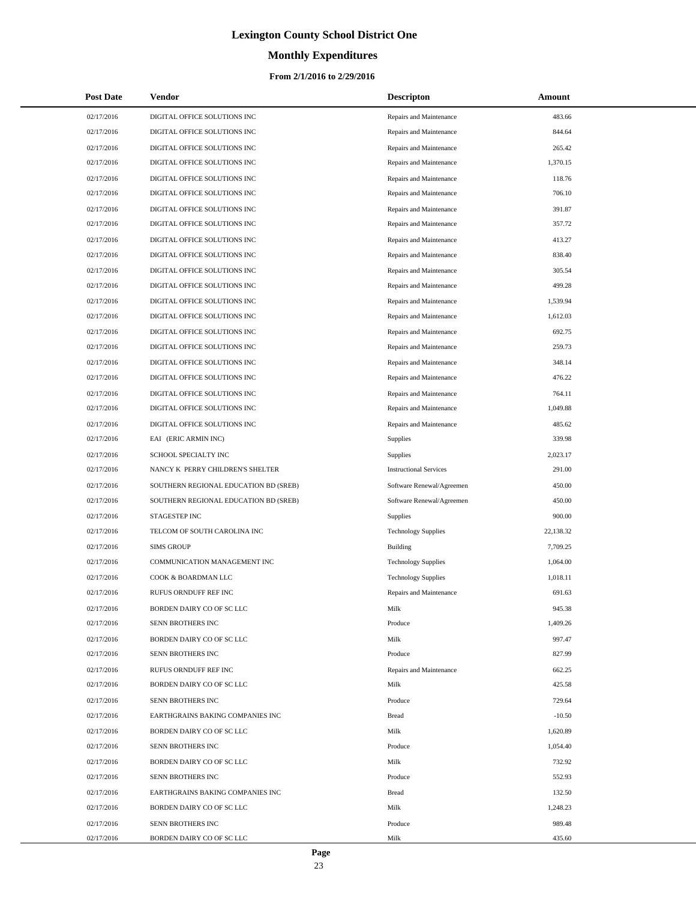# Lexington County School District One

## Monthly Expenditures

### From 2/1/2016 to 2/29/2016

| Post Date | Vendor | Descripton | Amount |
|---|---|---|---|
| 02/17/2016 | DIGITAL OFFICE SOLUTIONS INC | Repairs and Maintenance | 483.66 |
| 02/17/2016 | DIGITAL OFFICE SOLUTIONS INC | Repairs and Maintenance | 844.64 |
| 02/17/2016 | DIGITAL OFFICE SOLUTIONS INC | Repairs and Maintenance | 265.42 |
| 02/17/2016 | DIGITAL OFFICE SOLUTIONS INC | Repairs and Maintenance | 1,370.15 |
| 02/17/2016 | DIGITAL OFFICE SOLUTIONS INC | Repairs and Maintenance | 118.76 |
| 02/17/2016 | DIGITAL OFFICE SOLUTIONS INC | Repairs and Maintenance | 706.10 |
| 02/17/2016 | DIGITAL OFFICE SOLUTIONS INC | Repairs and Maintenance | 391.87 |
| 02/17/2016 | DIGITAL OFFICE SOLUTIONS INC | Repairs and Maintenance | 357.72 |
| 02/17/2016 | DIGITAL OFFICE SOLUTIONS INC | Repairs and Maintenance | 413.27 |
| 02/17/2016 | DIGITAL OFFICE SOLUTIONS INC | Repairs and Maintenance | 838.40 |
| 02/17/2016 | DIGITAL OFFICE SOLUTIONS INC | Repairs and Maintenance | 305.54 |
| 02/17/2016 | DIGITAL OFFICE SOLUTIONS INC | Repairs and Maintenance | 499.28 |
| 02/17/2016 | DIGITAL OFFICE SOLUTIONS INC | Repairs and Maintenance | 1,539.94 |
| 02/17/2016 | DIGITAL OFFICE SOLUTIONS INC | Repairs and Maintenance | 1,612.03 |
| 02/17/2016 | DIGITAL OFFICE SOLUTIONS INC | Repairs and Maintenance | 692.75 |
| 02/17/2016 | DIGITAL OFFICE SOLUTIONS INC | Repairs and Maintenance | 259.73 |
| 02/17/2016 | DIGITAL OFFICE SOLUTIONS INC | Repairs and Maintenance | 348.14 |
| 02/17/2016 | DIGITAL OFFICE SOLUTIONS INC | Repairs and Maintenance | 476.22 |
| 02/17/2016 | DIGITAL OFFICE SOLUTIONS INC | Repairs and Maintenance | 764.11 |
| 02/17/2016 | DIGITAL OFFICE SOLUTIONS INC | Repairs and Maintenance | 1,049.88 |
| 02/17/2016 | DIGITAL OFFICE SOLUTIONS INC | Repairs and Maintenance | 485.62 |
| 02/17/2016 | EAI (ERIC ARMIN INC) | Supplies | 339.98 |
| 02/17/2016 | SCHOOL SPECIALTY INC | Supplies | 2,023.17 |
| 02/17/2016 | NANCY K PERRY CHILDREN'S SHELTER | Instructional Services | 291.00 |
| 02/17/2016 | SOUTHERN REGIONAL EDUCATION BD (SREB) | Software Renewal/Agreemen | 450.00 |
| 02/17/2016 | SOUTHERN REGIONAL EDUCATION BD (SREB) | Software Renewal/Agreemen | 450.00 |
| 02/17/2016 | STAGESTEP INC | Supplies | 900.00 |
| 02/17/2016 | TELCOM OF SOUTH CAROLINA INC | Technology Supplies | 22,138.32 |
| 02/17/2016 | SIMS GROUP | Building | 7,709.25 |
| 02/17/2016 | COMMUNICATION MANAGEMENT INC | Technology Supplies | 1,064.00 |
| 02/17/2016 | COOK & BOARDMAN LLC | Technology Supplies | 1,018.11 |
| 02/17/2016 | RUFUS ORNDUFF REF INC | Repairs and Maintenance | 691.63 |
| 02/17/2016 | BORDEN DAIRY CO OF SC LLC | Milk | 945.38 |
| 02/17/2016 | SENN BROTHERS INC | Produce | 1,409.26 |
| 02/17/2016 | BORDEN DAIRY CO OF SC LLC | Milk | 997.47 |
| 02/17/2016 | SENN BROTHERS INC | Produce | 827.99 |
| 02/17/2016 | RUFUS ORNDUFF REF INC | Repairs and Maintenance | 662.25 |
| 02/17/2016 | BORDEN DAIRY CO OF SC LLC | Milk | 425.58 |
| 02/17/2016 | SENN BROTHERS INC | Produce | 729.64 |
| 02/17/2016 | EARTHGRAINS BAKING COMPANIES INC | Bread | -10.50 |
| 02/17/2016 | BORDEN DAIRY CO OF SC LLC | Milk | 1,620.89 |
| 02/17/2016 | SENN BROTHERS INC | Produce | 1,054.40 |
| 02/17/2016 | BORDEN DAIRY CO OF SC LLC | Milk | 732.92 |
| 02/17/2016 | SENN BROTHERS INC | Produce | 552.93 |
| 02/17/2016 | EARTHGRAINS BAKING COMPANIES INC | Bread | 132.50 |
| 02/17/2016 | BORDEN DAIRY CO OF SC LLC | Milk | 1,248.23 |
| 02/17/2016 | SENN BROTHERS INC | Produce | 989.48 |
| 02/17/2016 | BORDEN DAIRY CO OF SC LLC | Milk | 435.60 |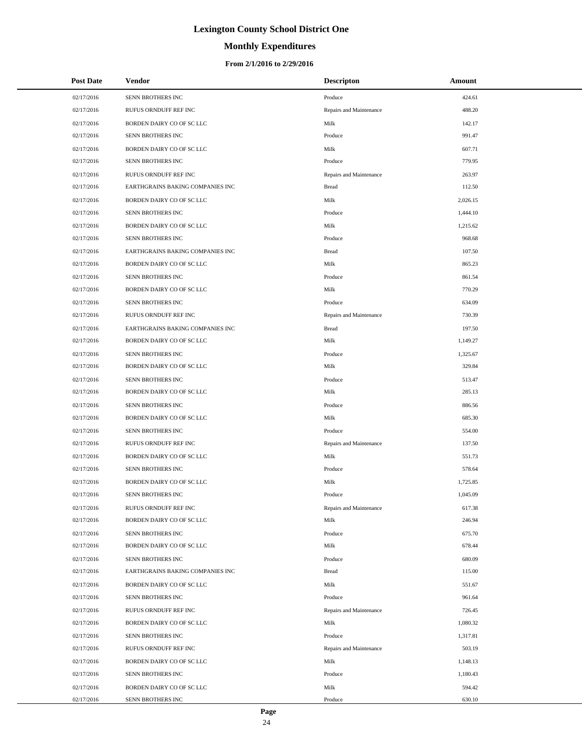# Lexington County School District One

## Monthly Expenditures

### From 2/1/2016 to 2/29/2016

| Post Date | Vendor | Descripton | Amount |
|---|---|---|---|
| 02/17/2016 | SENN BROTHERS INC | Produce | 424.61 |
| 02/17/2016 | RUFUS ORNDUFF REF INC | Repairs and Maintenance | 488.20 |
| 02/17/2016 | BORDEN DAIRY CO OF SC LLC | Milk | 142.17 |
| 02/17/2016 | SENN BROTHERS INC | Produce | 991.47 |
| 02/17/2016 | BORDEN DAIRY CO OF SC LLC | Milk | 607.71 |
| 02/17/2016 | SENN BROTHERS INC | Produce | 779.95 |
| 02/17/2016 | RUFUS ORNDUFF REF INC | Repairs and Maintenance | 263.97 |
| 02/17/2016 | EARTHGRAINS BAKING COMPANIES INC | Bread | 112.50 |
| 02/17/2016 | BORDEN DAIRY CO OF SC LLC | Milk | 2,026.15 |
| 02/17/2016 | SENN BROTHERS INC | Produce | 1,444.10 |
| 02/17/2016 | BORDEN DAIRY CO OF SC LLC | Milk | 1,215.62 |
| 02/17/2016 | SENN BROTHERS INC | Produce | 968.68 |
| 02/17/2016 | EARTHGRAINS BAKING COMPANIES INC | Bread | 107.50 |
| 02/17/2016 | BORDEN DAIRY CO OF SC LLC | Milk | 865.23 |
| 02/17/2016 | SENN BROTHERS INC | Produce | 861.54 |
| 02/17/2016 | BORDEN DAIRY CO OF SC LLC | Milk | 770.29 |
| 02/17/2016 | SENN BROTHERS INC | Produce | 634.09 |
| 02/17/2016 | RUFUS ORNDUFF REF INC | Repairs and Maintenance | 730.39 |
| 02/17/2016 | EARTHGRAINS BAKING COMPANIES INC | Bread | 197.50 |
| 02/17/2016 | BORDEN DAIRY CO OF SC LLC | Milk | 1,149.27 |
| 02/17/2016 | SENN BROTHERS INC | Produce | 1,325.67 |
| 02/17/2016 | BORDEN DAIRY CO OF SC LLC | Milk | 329.84 |
| 02/17/2016 | SENN BROTHERS INC | Produce | 513.47 |
| 02/17/2016 | BORDEN DAIRY CO OF SC LLC | Milk | 285.13 |
| 02/17/2016 | SENN BROTHERS INC | Produce | 886.56 |
| 02/17/2016 | BORDEN DAIRY CO OF SC LLC | Milk | 685.30 |
| 02/17/2016 | SENN BROTHERS INC | Produce | 554.00 |
| 02/17/2016 | RUFUS ORNDUFF REF INC | Repairs and Maintenance | 137.50 |
| 02/17/2016 | BORDEN DAIRY CO OF SC LLC | Milk | 551.73 |
| 02/17/2016 | SENN BROTHERS INC | Produce | 578.64 |
| 02/17/2016 | BORDEN DAIRY CO OF SC LLC | Milk | 1,725.85 |
| 02/17/2016 | SENN BROTHERS INC | Produce | 1,045.09 |
| 02/17/2016 | RUFUS ORNDUFF REF INC | Repairs and Maintenance | 617.38 |
| 02/17/2016 | BORDEN DAIRY CO OF SC LLC | Milk | 246.94 |
| 02/17/2016 | SENN BROTHERS INC | Produce | 675.70 |
| 02/17/2016 | BORDEN DAIRY CO OF SC LLC | Milk | 678.44 |
| 02/17/2016 | SENN BROTHERS INC | Produce | 680.09 |
| 02/17/2016 | EARTHGRAINS BAKING COMPANIES INC | Bread | 115.00 |
| 02/17/2016 | BORDEN DAIRY CO OF SC LLC | Milk | 551.67 |
| 02/17/2016 | SENN BROTHERS INC | Produce | 961.64 |
| 02/17/2016 | RUFUS ORNDUFF REF INC | Repairs and Maintenance | 726.45 |
| 02/17/2016 | BORDEN DAIRY CO OF SC LLC | Milk | 1,080.32 |
| 02/17/2016 | SENN BROTHERS INC | Produce | 1,317.81 |
| 02/17/2016 | RUFUS ORNDUFF REF INC | Repairs and Maintenance | 503.19 |
| 02/17/2016 | BORDEN DAIRY CO OF SC LLC | Milk | 1,148.13 |
| 02/17/2016 | SENN BROTHERS INC | Produce | 1,180.43 |
| 02/17/2016 | BORDEN DAIRY CO OF SC LLC | Milk | 594.42 |
| 02/17/2016 | SENN BROTHERS INC | Produce | 630.10 |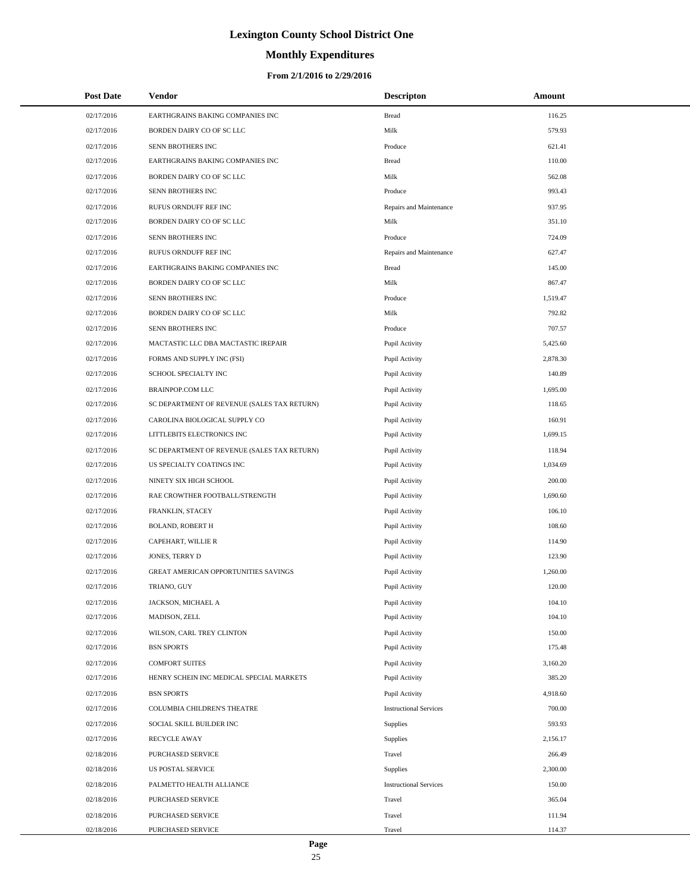# Lexington County School District One

## Monthly Expenditures

### From 2/1/2016 to 2/29/2016

| Post Date | Vendor | Descripton | Amount |
|---|---|---|---|
| 02/17/2016 | EARTHGRAINS BAKING COMPANIES INC | Bread | 116.25 |
| 02/17/2016 | BORDEN DAIRY CO OF SC LLC | Milk | 579.93 |
| 02/17/2016 | SENN BROTHERS INC | Produce | 621.41 |
| 02/17/2016 | EARTHGRAINS BAKING COMPANIES INC | Bread | 110.00 |
| 02/17/2016 | BORDEN DAIRY CO OF SC LLC | Milk | 562.08 |
| 02/17/2016 | SENN BROTHERS INC | Produce | 993.43 |
| 02/17/2016 | RUFUS ORNDUFF REF INC | Repairs and Maintenance | 937.95 |
| 02/17/2016 | BORDEN DAIRY CO OF SC LLC | Milk | 351.10 |
| 02/17/2016 | SENN BROTHERS INC | Produce | 724.09 |
| 02/17/2016 | RUFUS ORNDUFF REF INC | Repairs and Maintenance | 627.47 |
| 02/17/2016 | EARTHGRAINS BAKING COMPANIES INC | Bread | 145.00 |
| 02/17/2016 | BORDEN DAIRY CO OF SC LLC | Milk | 867.47 |
| 02/17/2016 | SENN BROTHERS INC | Produce | 1,519.47 |
| 02/17/2016 | BORDEN DAIRY CO OF SC LLC | Milk | 792.82 |
| 02/17/2016 | SENN BROTHERS INC | Produce | 707.57 |
| 02/17/2016 | MACTASTIC LLC DBA MACTASTIC IREPAIR | Pupil Activity | 5,425.60 |
| 02/17/2016 | FORMS AND SUPPLY INC (FSI) | Pupil Activity | 2,878.30 |
| 02/17/2016 | SCHOOL SPECIALTY INC | Pupil Activity | 140.89 |
| 02/17/2016 | BRAINPOP.COM LLC | Pupil Activity | 1,695.00 |
| 02/17/2016 | SC DEPARTMENT OF REVENUE (SALES TAX RETURN) | Pupil Activity | 118.65 |
| 02/17/2016 | CAROLINA BIOLOGICAL SUPPLY CO | Pupil Activity | 160.91 |
| 02/17/2016 | LITTLEBITS ELECTRONICS INC | Pupil Activity | 1,699.15 |
| 02/17/2016 | SC DEPARTMENT OF REVENUE (SALES TAX RETURN) | Pupil Activity | 118.94 |
| 02/17/2016 | US SPECIALTY COATINGS INC | Pupil Activity | 1,034.69 |
| 02/17/2016 | NINETY SIX HIGH SCHOOL | Pupil Activity | 200.00 |
| 02/17/2016 | RAE CROWTHER FOOTBALL/STRENGTH | Pupil Activity | 1,690.60 |
| 02/17/2016 | FRANKLIN, STACEY | Pupil Activity | 106.10 |
| 02/17/2016 | BOLAND, ROBERT H | Pupil Activity | 108.60 |
| 02/17/2016 | CAPEHART, WILLIE R | Pupil Activity | 114.90 |
| 02/17/2016 | JONES, TERRY D | Pupil Activity | 123.90 |
| 02/17/2016 | GREAT AMERICAN OPPORTUNITIES SAVINGS | Pupil Activity | 1,260.00 |
| 02/17/2016 | TRIANO, GUY | Pupil Activity | 120.00 |
| 02/17/2016 | JACKSON, MICHAEL A | Pupil Activity | 104.10 |
| 02/17/2016 | MADISON, ZELL | Pupil Activity | 104.10 |
| 02/17/2016 | WILSON, CARL TREY CLINTON | Pupil Activity | 150.00 |
| 02/17/2016 | BSN SPORTS | Pupil Activity | 175.48 |
| 02/17/2016 | COMFORT SUITES | Pupil Activity | 3,160.20 |
| 02/17/2016 | HENRY SCHEIN INC MEDICAL SPECIAL MARKETS | Pupil Activity | 385.20 |
| 02/17/2016 | BSN SPORTS | Pupil Activity | 4,918.60 |
| 02/17/2016 | COLUMBIA CHILDREN'S THEATRE | Instructional Services | 700.00 |
| 02/17/2016 | SOCIAL SKILL BUILDER INC | Supplies | 593.93 |
| 02/17/2016 | RECYCLE AWAY | Supplies | 2,156.17 |
| 02/18/2016 | PURCHASED SERVICE | Travel | 266.49 |
| 02/18/2016 | US POSTAL SERVICE | Supplies | 2,300.00 |
| 02/18/2016 | PALMETTO HEALTH ALLIANCE | Instructional Services | 150.00 |
| 02/18/2016 | PURCHASED SERVICE | Travel | 365.04 |
| 02/18/2016 | PURCHASED SERVICE | Travel | 111.94 |
| 02/18/2016 | PURCHASED SERVICE | Travel | 114.37 |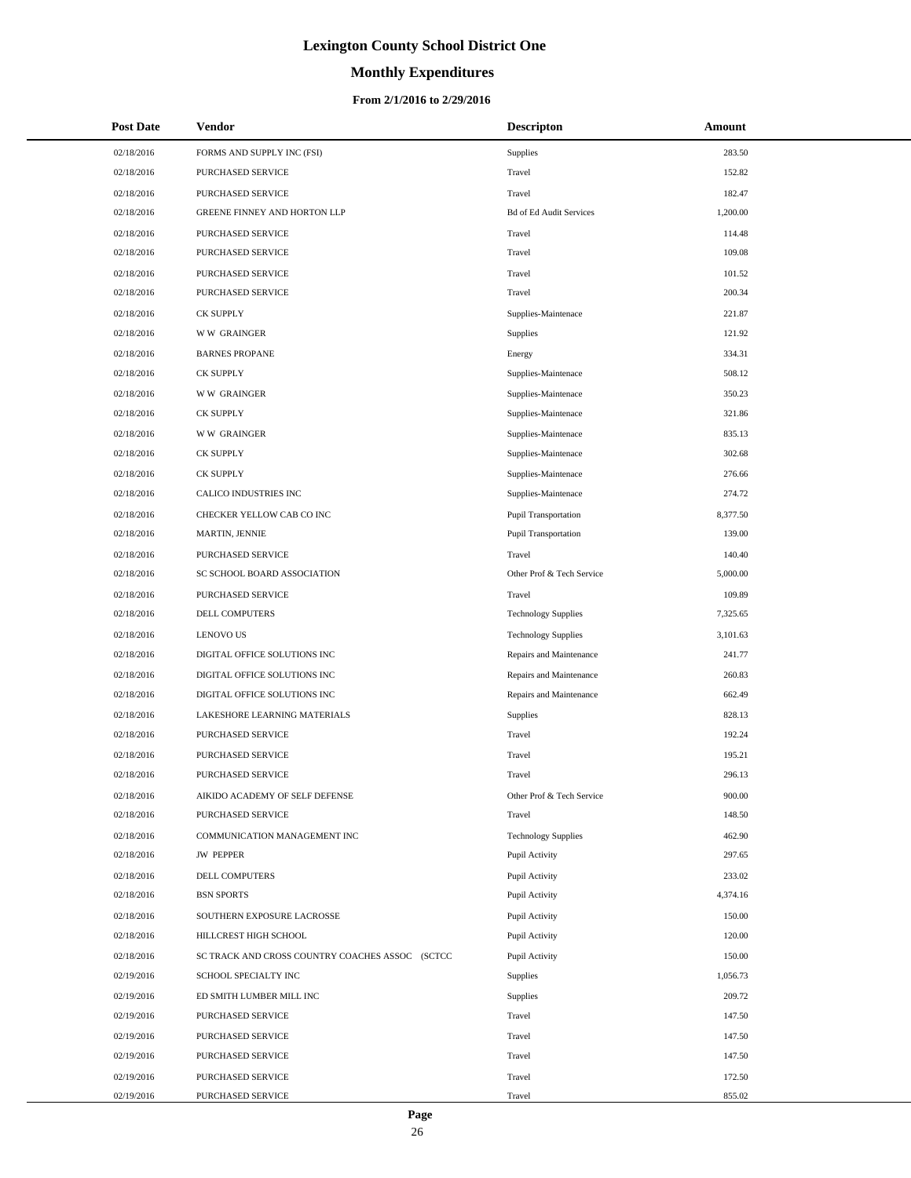# Lexington County School District One

## Monthly Expenditures

### From 2/1/2016 to 2/29/2016

| Post Date | Vendor | Descripton | Amount |
|---|---|---|---|
| 02/18/2016 | FORMS AND SUPPLY INC (FSI) | Supplies | 283.50 |
| 02/18/2016 | PURCHASED SERVICE | Travel | 152.82 |
| 02/18/2016 | PURCHASED SERVICE | Travel | 182.47 |
| 02/18/2016 | GREENE FINNEY AND HORTON LLP | Bd of Ed Audit Services | 1,200.00 |
| 02/18/2016 | PURCHASED SERVICE | Travel | 114.48 |
| 02/18/2016 | PURCHASED SERVICE | Travel | 109.08 |
| 02/18/2016 | PURCHASED SERVICE | Travel | 101.52 |
| 02/18/2016 | PURCHASED SERVICE | Travel | 200.34 |
| 02/18/2016 | CK SUPPLY | Supplies-Maintenace | 221.87 |
| 02/18/2016 | W W GRAINGER | Supplies | 121.92 |
| 02/18/2016 | BARNES PROPANE | Energy | 334.31 |
| 02/18/2016 | CK SUPPLY | Supplies-Maintenace | 508.12 |
| 02/18/2016 | W W GRAINGER | Supplies-Maintenace | 350.23 |
| 02/18/2016 | CK SUPPLY | Supplies-Maintenace | 321.86 |
| 02/18/2016 | W W GRAINGER | Supplies-Maintenace | 835.13 |
| 02/18/2016 | CK SUPPLY | Supplies-Maintenace | 302.68 |
| 02/18/2016 | CK SUPPLY | Supplies-Maintenace | 276.66 |
| 02/18/2016 | CALICO INDUSTRIES INC | Supplies-Maintenace | 274.72 |
| 02/18/2016 | CHECKER YELLOW CAB CO INC | Pupil Transportation | 8,377.50 |
| 02/18/2016 | MARTIN, JENNIE | Pupil Transportation | 139.00 |
| 02/18/2016 | PURCHASED SERVICE | Travel | 140.40 |
| 02/18/2016 | SC SCHOOL BOARD ASSOCIATION | Other Prof & Tech Service | 5,000.00 |
| 02/18/2016 | PURCHASED SERVICE | Travel | 109.89 |
| 02/18/2016 | DELL COMPUTERS | Technology Supplies | 7,325.65 |
| 02/18/2016 | LENOVO US | Technology Supplies | 3,101.63 |
| 02/18/2016 | DIGITAL OFFICE SOLUTIONS INC | Repairs and Maintenance | 241.77 |
| 02/18/2016 | DIGITAL OFFICE SOLUTIONS INC | Repairs and Maintenance | 260.83 |
| 02/18/2016 | DIGITAL OFFICE SOLUTIONS INC | Repairs and Maintenance | 662.49 |
| 02/18/2016 | LAKESHORE LEARNING MATERIALS | Supplies | 828.13 |
| 02/18/2016 | PURCHASED SERVICE | Travel | 192.24 |
| 02/18/2016 | PURCHASED SERVICE | Travel | 195.21 |
| 02/18/2016 | PURCHASED SERVICE | Travel | 296.13 |
| 02/18/2016 | AIKIDO ACADEMY OF SELF DEFENSE | Other Prof & Tech Service | 900.00 |
| 02/18/2016 | PURCHASED SERVICE | Travel | 148.50 |
| 02/18/2016 | COMMUNICATION MANAGEMENT INC | Technology Supplies | 462.90 |
| 02/18/2016 | JW PEPPER | Pupil Activity | 297.65 |
| 02/18/2016 | DELL COMPUTERS | Pupil Activity | 233.02 |
| 02/18/2016 | BSN SPORTS | Pupil Activity | 4,374.16 |
| 02/18/2016 | SOUTHERN EXPOSURE LACROSSE | Pupil Activity | 150.00 |
| 02/18/2016 | HILLCREST HIGH SCHOOL | Pupil Activity | 120.00 |
| 02/18/2016 | SC TRACK AND CROSS COUNTRY COACHES ASSOC (SCTCC | Pupil Activity | 150.00 |
| 02/19/2016 | SCHOOL SPECIALTY INC | Supplies | 1,056.73 |
| 02/19/2016 | ED SMITH LUMBER MILL INC | Supplies | 209.72 |
| 02/19/2016 | PURCHASED SERVICE | Travel | 147.50 |
| 02/19/2016 | PURCHASED SERVICE | Travel | 147.50 |
| 02/19/2016 | PURCHASED SERVICE | Travel | 147.50 |
| 02/19/2016 | PURCHASED SERVICE | Travel | 172.50 |
| 02/19/2016 | PURCHASED SERVICE | Travel | 855.02 |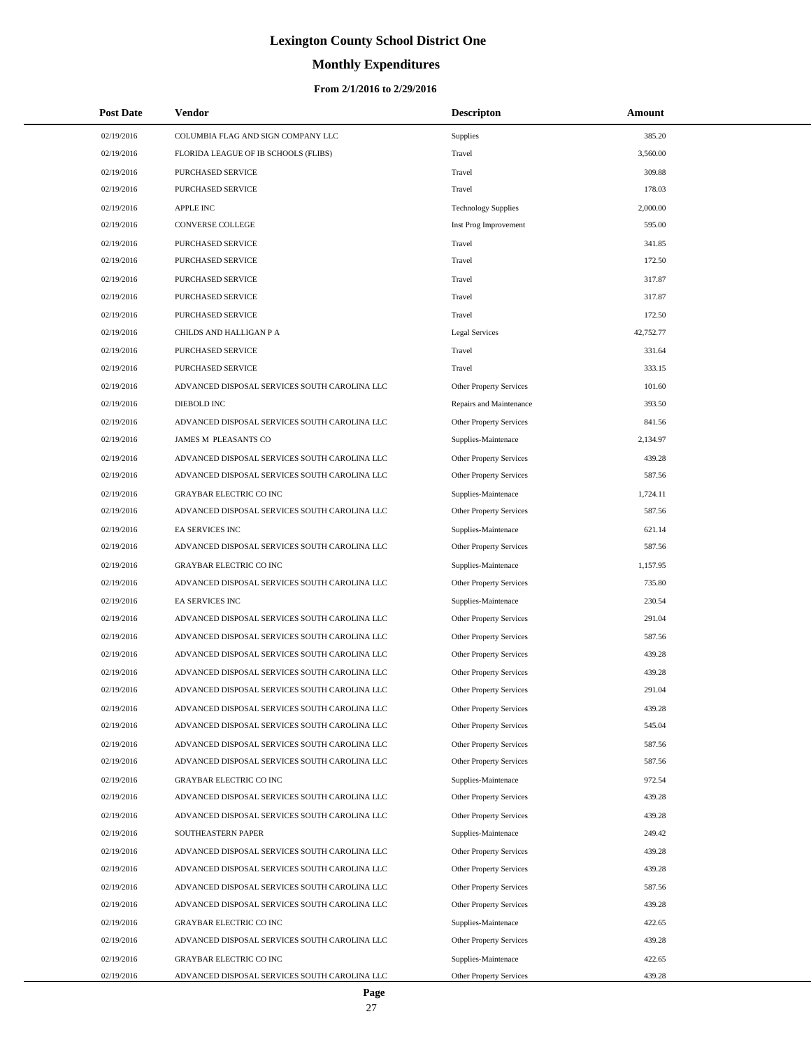# Lexington County School District One

## Monthly Expenditures

### From 2/1/2016 to 2/29/2016

| Post Date | Vendor | Descripton | Amount |
|---|---|---|---|
| 02/19/2016 | COLUMBIA FLAG AND SIGN COMPANY LLC | Supplies | 385.20 |
| 02/19/2016 | FLORIDA LEAGUE OF IB SCHOOLS (FLIBS) | Travel | 3,560.00 |
| 02/19/2016 | PURCHASED SERVICE | Travel | 309.88 |
| 02/19/2016 | PURCHASED SERVICE | Travel | 178.03 |
| 02/19/2016 | APPLE INC | Technology Supplies | 2,000.00 |
| 02/19/2016 | CONVERSE COLLEGE | Inst Prog Improvement | 595.00 |
| 02/19/2016 | PURCHASED SERVICE | Travel | 341.85 |
| 02/19/2016 | PURCHASED SERVICE | Travel | 172.50 |
| 02/19/2016 | PURCHASED SERVICE | Travel | 317.87 |
| 02/19/2016 | PURCHASED SERVICE | Travel | 317.87 |
| 02/19/2016 | PURCHASED SERVICE | Travel | 172.50 |
| 02/19/2016 | CHILDS AND HALLIGAN P A | Legal Services | 42,752.77 |
| 02/19/2016 | PURCHASED SERVICE | Travel | 331.64 |
| 02/19/2016 | PURCHASED SERVICE | Travel | 333.15 |
| 02/19/2016 | ADVANCED DISPOSAL SERVICES SOUTH CAROLINA LLC | Other Property Services | 101.60 |
| 02/19/2016 | DIEBOLD INC | Repairs and Maintenance | 393.50 |
| 02/19/2016 | ADVANCED DISPOSAL SERVICES SOUTH CAROLINA LLC | Other Property Services | 841.56 |
| 02/19/2016 | JAMES M PLEASANTS CO | Supplies-Maintenace | 2,134.97 |
| 02/19/2016 | ADVANCED DISPOSAL SERVICES SOUTH CAROLINA LLC | Other Property Services | 439.28 |
| 02/19/2016 | ADVANCED DISPOSAL SERVICES SOUTH CAROLINA LLC | Other Property Services | 587.56 |
| 02/19/2016 | GRAYBAR ELECTRIC CO INC | Supplies-Maintenace | 1,724.11 |
| 02/19/2016 | ADVANCED DISPOSAL SERVICES SOUTH CAROLINA LLC | Other Property Services | 587.56 |
| 02/19/2016 | EA SERVICES INC | Supplies-Maintenace | 621.14 |
| 02/19/2016 | ADVANCED DISPOSAL SERVICES SOUTH CAROLINA LLC | Other Property Services | 587.56 |
| 02/19/2016 | GRAYBAR ELECTRIC CO INC | Supplies-Maintenace | 1,157.95 |
| 02/19/2016 | ADVANCED DISPOSAL SERVICES SOUTH CAROLINA LLC | Other Property Services | 735.80 |
| 02/19/2016 | EA SERVICES INC | Supplies-Maintenace | 230.54 |
| 02/19/2016 | ADVANCED DISPOSAL SERVICES SOUTH CAROLINA LLC | Other Property Services | 291.04 |
| 02/19/2016 | ADVANCED DISPOSAL SERVICES SOUTH CAROLINA LLC | Other Property Services | 587.56 |
| 02/19/2016 | ADVANCED DISPOSAL SERVICES SOUTH CAROLINA LLC | Other Property Services | 439.28 |
| 02/19/2016 | ADVANCED DISPOSAL SERVICES SOUTH CAROLINA LLC | Other Property Services | 439.28 |
| 02/19/2016 | ADVANCED DISPOSAL SERVICES SOUTH CAROLINA LLC | Other Property Services | 291.04 |
| 02/19/2016 | ADVANCED DISPOSAL SERVICES SOUTH CAROLINA LLC | Other Property Services | 439.28 |
| 02/19/2016 | ADVANCED DISPOSAL SERVICES SOUTH CAROLINA LLC | Other Property Services | 545.04 |
| 02/19/2016 | ADVANCED DISPOSAL SERVICES SOUTH CAROLINA LLC | Other Property Services | 587.56 |
| 02/19/2016 | ADVANCED DISPOSAL SERVICES SOUTH CAROLINA LLC | Other Property Services | 587.56 |
| 02/19/2016 | GRAYBAR ELECTRIC CO INC | Supplies-Maintenace | 972.54 |
| 02/19/2016 | ADVANCED DISPOSAL SERVICES SOUTH CAROLINA LLC | Other Property Services | 439.28 |
| 02/19/2016 | ADVANCED DISPOSAL SERVICES SOUTH CAROLINA LLC | Other Property Services | 439.28 |
| 02/19/2016 | SOUTHEASTERN PAPER | Supplies-Maintenace | 249.42 |
| 02/19/2016 | ADVANCED DISPOSAL SERVICES SOUTH CAROLINA LLC | Other Property Services | 439.28 |
| 02/19/2016 | ADVANCED DISPOSAL SERVICES SOUTH CAROLINA LLC | Other Property Services | 439.28 |
| 02/19/2016 | ADVANCED DISPOSAL SERVICES SOUTH CAROLINA LLC | Other Property Services | 587.56 |
| 02/19/2016 | ADVANCED DISPOSAL SERVICES SOUTH CAROLINA LLC | Other Property Services | 439.28 |
| 02/19/2016 | GRAYBAR ELECTRIC CO INC | Supplies-Maintenace | 422.65 |
| 02/19/2016 | ADVANCED DISPOSAL SERVICES SOUTH CAROLINA LLC | Other Property Services | 439.28 |
| 02/19/2016 | GRAYBAR ELECTRIC CO INC | Supplies-Maintenace | 422.65 |
| 02/19/2016 | ADVANCED DISPOSAL SERVICES SOUTH CAROLINA LLC | Other Property Services | 439.28 |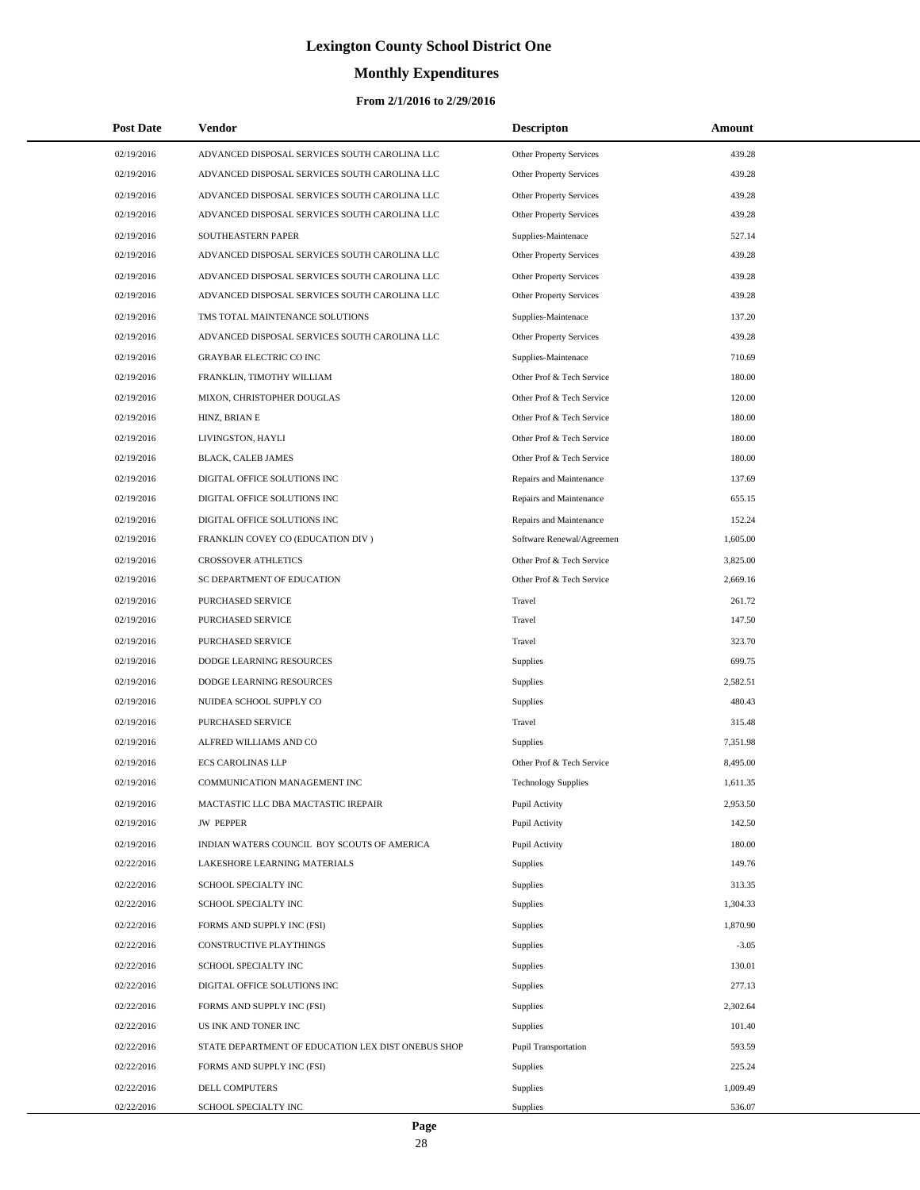# Lexington County School District One

## Monthly Expenditures

### From 2/1/2016 to 2/29/2016

| Post Date | Vendor | Descripton | Amount |
|---|---|---|---|
| 02/19/2016 | ADVANCED DISPOSAL SERVICES SOUTH CAROLINA LLC | Other Property Services | 439.28 |
| 02/19/2016 | ADVANCED DISPOSAL SERVICES SOUTH CAROLINA LLC | Other Property Services | 439.28 |
| 02/19/2016 | ADVANCED DISPOSAL SERVICES SOUTH CAROLINA LLC | Other Property Services | 439.28 |
| 02/19/2016 | ADVANCED DISPOSAL SERVICES SOUTH CAROLINA LLC | Other Property Services | 439.28 |
| 02/19/2016 | SOUTHEASTERN PAPER | Supplies-Maintenace | 527.14 |
| 02/19/2016 | ADVANCED DISPOSAL SERVICES SOUTH CAROLINA LLC | Other Property Services | 439.28 |
| 02/19/2016 | ADVANCED DISPOSAL SERVICES SOUTH CAROLINA LLC | Other Property Services | 439.28 |
| 02/19/2016 | ADVANCED DISPOSAL SERVICES SOUTH CAROLINA LLC | Other Property Services | 439.28 |
| 02/19/2016 | TMS TOTAL MAINTENANCE SOLUTIONS | Supplies-Maintenace | 137.20 |
| 02/19/2016 | ADVANCED DISPOSAL SERVICES SOUTH CAROLINA LLC | Other Property Services | 439.28 |
| 02/19/2016 | GRAYBAR ELECTRIC CO INC | Supplies-Maintenace | 710.69 |
| 02/19/2016 | FRANKLIN, TIMOTHY WILLIAM | Other Prof & Tech Service | 180.00 |
| 02/19/2016 | MIXON, CHRISTOPHER DOUGLAS | Other Prof & Tech Service | 120.00 |
| 02/19/2016 | HINZ, BRIAN E | Other Prof & Tech Service | 180.00 |
| 02/19/2016 | LIVINGSTON, HAYLI | Other Prof & Tech Service | 180.00 |
| 02/19/2016 | BLACK, CALEB JAMES | Other Prof & Tech Service | 180.00 |
| 02/19/2016 | DIGITAL OFFICE SOLUTIONS INC | Repairs and Maintenance | 137.69 |
| 02/19/2016 | DIGITAL OFFICE SOLUTIONS INC | Repairs and Maintenance | 655.15 |
| 02/19/2016 | DIGITAL OFFICE SOLUTIONS INC | Repairs and Maintenance | 152.24 |
| 02/19/2016 | FRANKLIN COVEY CO (EDUCATION DIV ) | Software Renewal/Agreemen | 1,605.00 |
| 02/19/2016 | CROSSOVER ATHLETICS | Other Prof & Tech Service | 3,825.00 |
| 02/19/2016 | SC DEPARTMENT OF EDUCATION | Other Prof & Tech Service | 2,669.16 |
| 02/19/2016 | PURCHASED SERVICE | Travel | 261.72 |
| 02/19/2016 | PURCHASED SERVICE | Travel | 147.50 |
| 02/19/2016 | PURCHASED SERVICE | Travel | 323.70 |
| 02/19/2016 | DODGE LEARNING RESOURCES | Supplies | 699.75 |
| 02/19/2016 | DODGE LEARNING RESOURCES | Supplies | 2,582.51 |
| 02/19/2016 | NUIDEA SCHOOL SUPPLY CO | Supplies | 480.43 |
| 02/19/2016 | PURCHASED SERVICE | Travel | 315.48 |
| 02/19/2016 | ALFRED WILLIAMS AND CO | Supplies | 7,351.98 |
| 02/19/2016 | ECS CAROLINAS LLP | Other Prof & Tech Service | 8,495.00 |
| 02/19/2016 | COMMUNICATION MANAGEMENT INC | Technology Supplies | 1,611.35 |
| 02/19/2016 | MACTASTIC LLC DBA MACTASTIC IREPAIR | Pupil Activity | 2,953.50 |
| 02/19/2016 | JW PEPPER | Pupil Activity | 142.50 |
| 02/19/2016 | INDIAN WATERS COUNCIL BOY SCOUTS OF AMERICA | Pupil Activity | 180.00 |
| 02/22/2016 | LAKESHORE LEARNING MATERIALS | Supplies | 149.76 |
| 02/22/2016 | SCHOOL SPECIALTY INC | Supplies | 313.35 |
| 02/22/2016 | SCHOOL SPECIALTY INC | Supplies | 1,304.33 |
| 02/22/2016 | FORMS AND SUPPLY INC (FSI) | Supplies | 1,870.90 |
| 02/22/2016 | CONSTRUCTIVE PLAYTHINGS | Supplies | -3.05 |
| 02/22/2016 | SCHOOL SPECIALTY INC | Supplies | 130.01 |
| 02/22/2016 | DIGITAL OFFICE SOLUTIONS INC | Supplies | 277.13 |
| 02/22/2016 | FORMS AND SUPPLY INC (FSI) | Supplies | 2,302.64 |
| 02/22/2016 | US INK AND TONER INC | Supplies | 101.40 |
| 02/22/2016 | STATE DEPARTMENT OF EDUCATION LEX DIST ONEBUS SHOP | Pupil Transportation | 593.59 |
| 02/22/2016 | FORMS AND SUPPLY INC (FSI) | Supplies | 225.24 |
| 02/22/2016 | DELL COMPUTERS | Supplies | 1,009.49 |
| 02/22/2016 | SCHOOL SPECIALTY INC | Supplies | 536.07 |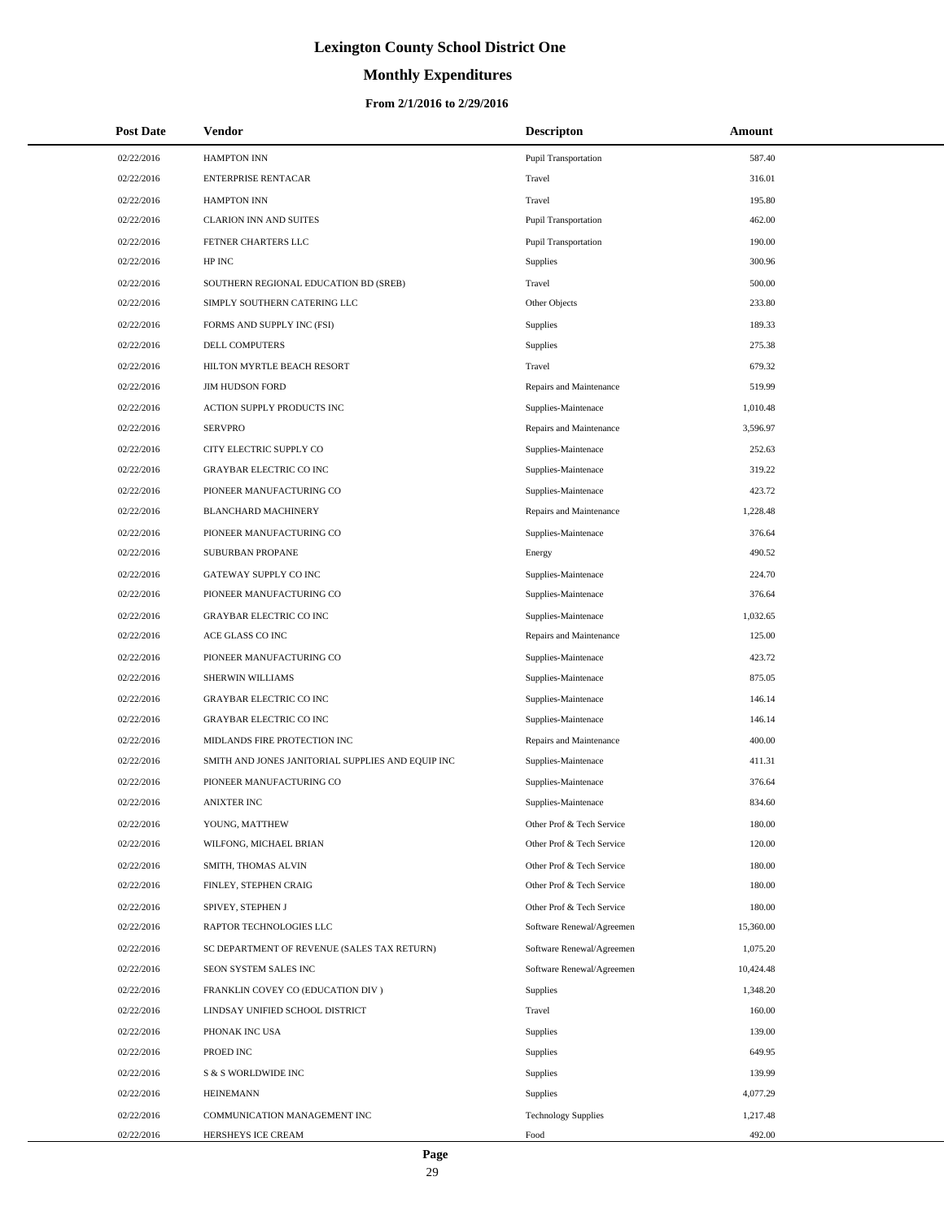# Lexington County School District One

## Monthly Expenditures

### From 2/1/2016 to 2/29/2016

| Post Date | Vendor | Descripton | Amount |
|---|---|---|---|
| 02/22/2016 | HAMPTON INN | Pupil Transportation | 587.40 |
| 02/22/2016 | ENTERPRISE RENTACAR | Travel | 316.01 |
| 02/22/2016 | HAMPTON INN | Travel | 195.80 |
| 02/22/2016 | CLARION INN AND SUITES | Pupil Transportation | 462.00 |
| 02/22/2016 | FETNER CHARTERS LLC | Pupil Transportation | 190.00 |
| 02/22/2016 | HP INC | Supplies | 300.96 |
| 02/22/2016 | SOUTHERN REGIONAL EDUCATION BD (SREB) | Travel | 500.00 |
| 02/22/2016 | SIMPLY SOUTHERN CATERING LLC | Other Objects | 233.80 |
| 02/22/2016 | FORMS AND SUPPLY INC (FSI) | Supplies | 189.33 |
| 02/22/2016 | DELL COMPUTERS | Supplies | 275.38 |
| 02/22/2016 | HILTON MYRTLE BEACH RESORT | Travel | 679.32 |
| 02/22/2016 | JIM HUDSON FORD | Repairs and Maintenance | 519.99 |
| 02/22/2016 | ACTION SUPPLY PRODUCTS INC | Supplies-Maintenace | 1,010.48 |
| 02/22/2016 | SERVPRO | Repairs and Maintenance | 3,596.97 |
| 02/22/2016 | CITY ELECTRIC SUPPLY CO | Supplies-Maintenace | 252.63 |
| 02/22/2016 | GRAYBAR ELECTRIC CO INC | Supplies-Maintenace | 319.22 |
| 02/22/2016 | PIONEER MANUFACTURING CO | Supplies-Maintenace | 423.72 |
| 02/22/2016 | BLANCHARD MACHINERY | Repairs and Maintenance | 1,228.48 |
| 02/22/2016 | PIONEER MANUFACTURING CO | Supplies-Maintenace | 376.64 |
| 02/22/2016 | SUBURBAN PROPANE | Energy | 490.52 |
| 02/22/2016 | GATEWAY SUPPLY CO INC | Supplies-Maintenace | 224.70 |
| 02/22/2016 | PIONEER MANUFACTURING CO | Supplies-Maintenace | 376.64 |
| 02/22/2016 | GRAYBAR ELECTRIC CO INC | Supplies-Maintenace | 1,032.65 |
| 02/22/2016 | ACE GLASS CO INC | Repairs and Maintenance | 125.00 |
| 02/22/2016 | PIONEER MANUFACTURING CO | Supplies-Maintenace | 423.72 |
| 02/22/2016 | SHERWIN WILLIAMS | Supplies-Maintenace | 875.05 |
| 02/22/2016 | GRAYBAR ELECTRIC CO INC | Supplies-Maintenace | 146.14 |
| 02/22/2016 | GRAYBAR ELECTRIC CO INC | Supplies-Maintenace | 146.14 |
| 02/22/2016 | MIDLANDS FIRE PROTECTION INC | Repairs and Maintenance | 400.00 |
| 02/22/2016 | SMITH AND JONES JANITORIAL SUPPLIES AND EQUIP INC | Supplies-Maintenace | 411.31 |
| 02/22/2016 | PIONEER MANUFACTURING CO | Supplies-Maintenace | 376.64 |
| 02/22/2016 | ANIXTER INC | Supplies-Maintenace | 834.60 |
| 02/22/2016 | YOUNG, MATTHEW | Other Prof & Tech Service | 180.00 |
| 02/22/2016 | WILFONG, MICHAEL BRIAN | Other Prof & Tech Service | 120.00 |
| 02/22/2016 | SMITH, THOMAS ALVIN | Other Prof & Tech Service | 180.00 |
| 02/22/2016 | FINLEY, STEPHEN CRAIG | Other Prof & Tech Service | 180.00 |
| 02/22/2016 | SPIVEY, STEPHEN J | Other Prof & Tech Service | 180.00 |
| 02/22/2016 | RAPTOR TECHNOLOGIES LLC | Software Renewal/Agreemen | 15,360.00 |
| 02/22/2016 | SC DEPARTMENT OF REVENUE (SALES TAX RETURN) | Software Renewal/Agreemen | 1,075.20 |
| 02/22/2016 | SEON SYSTEM SALES INC | Software Renewal/Agreemen | 10,424.48 |
| 02/22/2016 | FRANKLIN COVEY CO (EDUCATION DIV ) | Supplies | 1,348.20 |
| 02/22/2016 | LINDSAY UNIFIED SCHOOL DISTRICT | Travel | 160.00 |
| 02/22/2016 | PHONAK INC USA | Supplies | 139.00 |
| 02/22/2016 | PROED INC | Supplies | 649.95 |
| 02/22/2016 | S & S WORLDWIDE INC | Supplies | 139.99 |
| 02/22/2016 | HEINEMANN | Supplies | 4,077.29 |
| 02/22/2016 | COMMUNICATION MANAGEMENT INC | Technology Supplies | 1,217.48 |
| 02/22/2016 | HERSHEYS ICE CREAM | Food | 492.00 |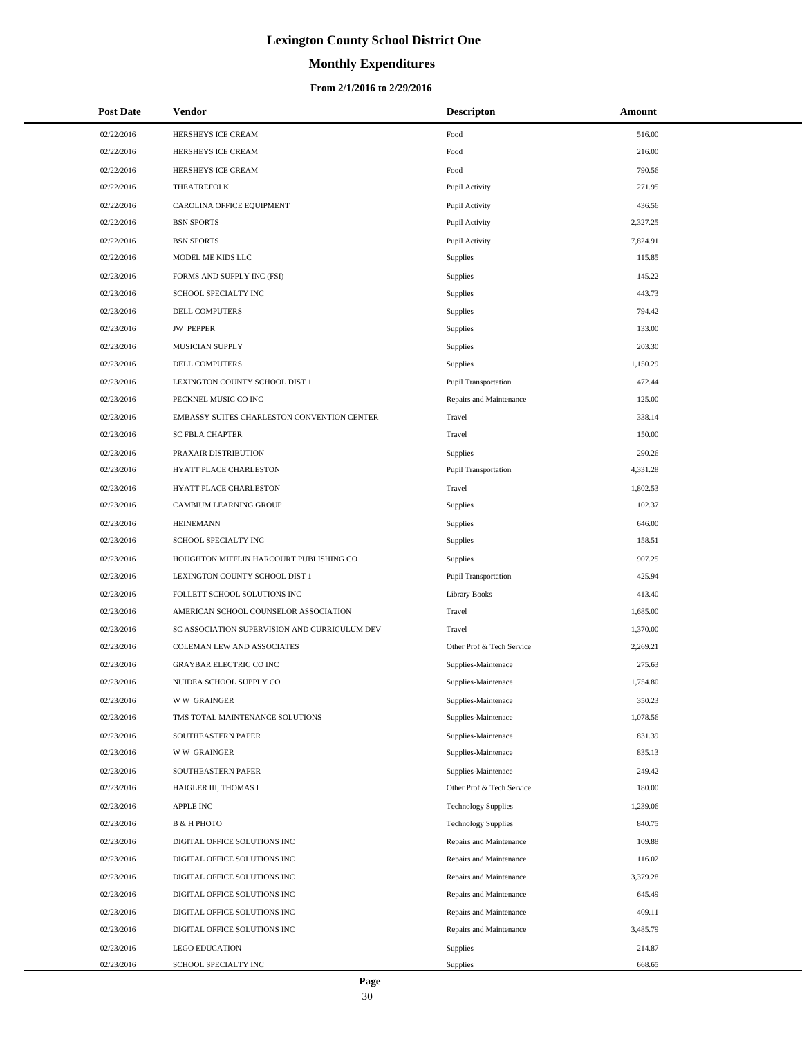# Lexington County School District One

## Monthly Expenditures

### From 2/1/2016 to 2/29/2016

| Post Date | Vendor | Descripton | Amount |
|---|---|---|---|
| 02/22/2016 | HERSHEYS ICE CREAM | Food | 516.00 |
| 02/22/2016 | HERSHEYS ICE CREAM | Food | 216.00 |
| 02/22/2016 | HERSHEYS ICE CREAM | Food | 790.56 |
| 02/22/2016 | THEATREFOLK | Pupil Activity | 271.95 |
| 02/22/2016 | CAROLINA OFFICE EQUIPMENT | Pupil Activity | 436.56 |
| 02/22/2016 | BSN SPORTS | Pupil Activity | 2,327.25 |
| 02/22/2016 | BSN SPORTS | Pupil Activity | 7,824.91 |
| 02/22/2016 | MODEL ME KIDS LLC | Supplies | 115.85 |
| 02/23/2016 | FORMS AND SUPPLY INC (FSI) | Supplies | 145.22 |
| 02/23/2016 | SCHOOL SPECIALTY INC | Supplies | 443.73 |
| 02/23/2016 | DELL COMPUTERS | Supplies | 794.42 |
| 02/23/2016 | JW PEPPER | Supplies | 133.00 |
| 02/23/2016 | MUSICIAN SUPPLY | Supplies | 203.30 |
| 02/23/2016 | DELL COMPUTERS | Supplies | 1,150.29 |
| 02/23/2016 | LEXINGTON COUNTY SCHOOL DIST 1 | Pupil Transportation | 472.44 |
| 02/23/2016 | PECKNEL MUSIC CO INC | Repairs and Maintenance | 125.00 |
| 02/23/2016 | EMBASSY SUITES CHARLESTON CONVENTION CENTER | Travel | 338.14 |
| 02/23/2016 | SC FBLA CHAPTER | Travel | 150.00 |
| 02/23/2016 | PRAXAIR DISTRIBUTION | Supplies | 290.26 |
| 02/23/2016 | HYATT PLACE CHARLESTON | Pupil Transportation | 4,331.28 |
| 02/23/2016 | HYATT PLACE CHARLESTON | Travel | 1,802.53 |
| 02/23/2016 | CAMBIUM LEARNING GROUP | Supplies | 102.37 |
| 02/23/2016 | HEINEMANN | Supplies | 646.00 |
| 02/23/2016 | SCHOOL SPECIALTY INC | Supplies | 158.51 |
| 02/23/2016 | HOUGHTON MIFFLIN HARCOURT PUBLISHING CO | Supplies | 907.25 |
| 02/23/2016 | LEXINGTON COUNTY SCHOOL DIST 1 | Pupil Transportation | 425.94 |
| 02/23/2016 | FOLLETT SCHOOL SOLUTIONS INC | Library Books | 413.40 |
| 02/23/2016 | AMERICAN SCHOOL COUNSELOR ASSOCIATION | Travel | 1,685.00 |
| 02/23/2016 | SC ASSOCIATION SUPERVISION AND CURRICULUM DEV | Travel | 1,370.00 |
| 02/23/2016 | COLEMAN LEW AND ASSOCIATES | Other Prof & Tech Service | 2,269.21 |
| 02/23/2016 | GRAYBAR ELECTRIC CO INC | Supplies-Maintenace | 275.63 |
| 02/23/2016 | NUIDEA SCHOOL SUPPLY CO | Supplies-Maintenace | 1,754.80 |
| 02/23/2016 | W W GRAINGER | Supplies-Maintenace | 350.23 |
| 02/23/2016 | TMS TOTAL MAINTENANCE SOLUTIONS | Supplies-Maintenace | 1,078.56 |
| 02/23/2016 | SOUTHEASTERN PAPER | Supplies-Maintenace | 831.39 |
| 02/23/2016 | W W GRAINGER | Supplies-Maintenace | 835.13 |
| 02/23/2016 | SOUTHEASTERN PAPER | Supplies-Maintenace | 249.42 |
| 02/23/2016 | HAIGLER III, THOMAS I | Other Prof & Tech Service | 180.00 |
| 02/23/2016 | APPLE INC | Technology Supplies | 1,239.06 |
| 02/23/2016 | B & H PHOTO | Technology Supplies | 840.75 |
| 02/23/2016 | DIGITAL OFFICE SOLUTIONS INC | Repairs and Maintenance | 109.88 |
| 02/23/2016 | DIGITAL OFFICE SOLUTIONS INC | Repairs and Maintenance | 116.02 |
| 02/23/2016 | DIGITAL OFFICE SOLUTIONS INC | Repairs and Maintenance | 3,379.28 |
| 02/23/2016 | DIGITAL OFFICE SOLUTIONS INC | Repairs and Maintenance | 645.49 |
| 02/23/2016 | DIGITAL OFFICE SOLUTIONS INC | Repairs and Maintenance | 409.11 |
| 02/23/2016 | DIGITAL OFFICE SOLUTIONS INC | Repairs and Maintenance | 3,485.79 |
| 02/23/2016 | LEGO EDUCATION | Supplies | 214.87 |
| 02/23/2016 | SCHOOL SPECIALTY INC | Supplies | 668.65 |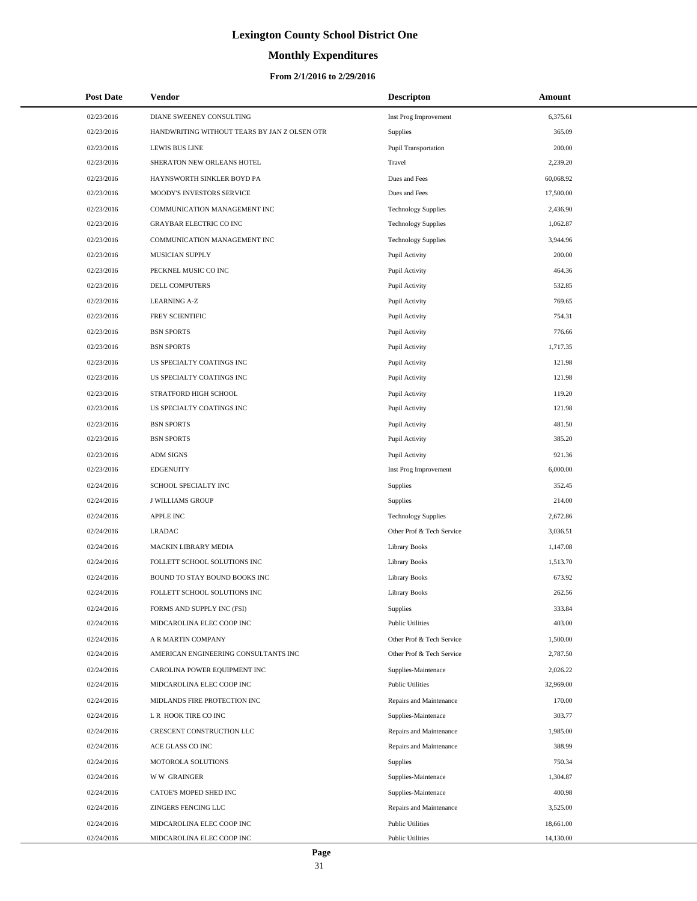# Lexington County School District One

## Monthly Expenditures

### From 2/1/2016 to 2/29/2016

| Post Date | Vendor | Descripton | Amount |
|---|---|---|---|
| 02/23/2016 | DIANE SWEENEY CONSULTING | Inst Prog Improvement | 6,375.61 |
| 02/23/2016 | HANDWRITING WITHOUT TEARS BY JAN Z OLSEN OTR | Supplies | 365.09 |
| 02/23/2016 | LEWIS BUS LINE | Pupil Transportation | 200.00 |
| 02/23/2016 | SHERATON NEW ORLEANS HOTEL | Travel | 2,239.20 |
| 02/23/2016 | HAYNSWORTH SINKLER BOYD PA | Dues and Fees | 60,068.92 |
| 02/23/2016 | MOODY'S INVESTORS SERVICE | Dues and Fees | 17,500.00 |
| 02/23/2016 | COMMUNICATION MANAGEMENT INC | Technology Supplies | 2,436.90 |
| 02/23/2016 | GRAYBAR ELECTRIC CO INC | Technology Supplies | 1,062.87 |
| 02/23/2016 | COMMUNICATION MANAGEMENT INC | Technology Supplies | 3,944.96 |
| 02/23/2016 | MUSICIAN SUPPLY | Pupil Activity | 200.00 |
| 02/23/2016 | PECKNEL MUSIC CO INC | Pupil Activity | 464.36 |
| 02/23/2016 | DELL COMPUTERS | Pupil Activity | 532.85 |
| 02/23/2016 | LEARNING A-Z | Pupil Activity | 769.65 |
| 02/23/2016 | FREY SCIENTIFIC | Pupil Activity | 754.31 |
| 02/23/2016 | BSN SPORTS | Pupil Activity | 776.66 |
| 02/23/2016 | BSN SPORTS | Pupil Activity | 1,717.35 |
| 02/23/2016 | US SPECIALTY COATINGS INC | Pupil Activity | 121.98 |
| 02/23/2016 | US SPECIALTY COATINGS INC | Pupil Activity | 121.98 |
| 02/23/2016 | STRATFORD HIGH SCHOOL | Pupil Activity | 119.20 |
| 02/23/2016 | US SPECIALTY COATINGS INC | Pupil Activity | 121.98 |
| 02/23/2016 | BSN SPORTS | Pupil Activity | 481.50 |
| 02/23/2016 | BSN SPORTS | Pupil Activity | 385.20 |
| 02/23/2016 | ADM SIGNS | Pupil Activity | 921.36 |
| 02/23/2016 | EDGENUITY | Inst Prog Improvement | 6,000.00 |
| 02/24/2016 | SCHOOL SPECIALTY INC | Supplies | 352.45 |
| 02/24/2016 | J WILLIAMS GROUP | Supplies | 214.00 |
| 02/24/2016 | APPLE INC | Technology Supplies | 2,672.86 |
| 02/24/2016 | LRADAC | Other Prof & Tech Service | 3,036.51 |
| 02/24/2016 | MACKIN LIBRARY MEDIA | Library Books | 1,147.08 |
| 02/24/2016 | FOLLETT SCHOOL SOLUTIONS INC | Library Books | 1,513.70 |
| 02/24/2016 | BOUND TO STAY BOUND BOOKS INC | Library Books | 673.92 |
| 02/24/2016 | FOLLETT SCHOOL SOLUTIONS INC | Library Books | 262.56 |
| 02/24/2016 | FORMS AND SUPPLY INC (FSI) | Supplies | 333.84 |
| 02/24/2016 | MIDCAROLINA ELEC COOP INC | Public Utilities | 403.00 |
| 02/24/2016 | A R MARTIN COMPANY | Other Prof & Tech Service | 1,500.00 |
| 02/24/2016 | AMERICAN ENGINEERING CONSULTANTS INC | Other Prof & Tech Service | 2,787.50 |
| 02/24/2016 | CAROLINA POWER EQUIPMENT INC | Supplies-Maintenace | 2,026.22 |
| 02/24/2016 | MIDCAROLINA ELEC COOP INC | Public Utilities | 32,969.00 |
| 02/24/2016 | MIDLANDS FIRE PROTECTION INC | Repairs and Maintenance | 170.00 |
| 02/24/2016 | L R HOOK TIRE CO INC | Supplies-Maintenace | 303.77 |
| 02/24/2016 | CRESCENT CONSTRUCTION LLC | Repairs and Maintenance | 1,985.00 |
| 02/24/2016 | ACE GLASS CO INC | Repairs and Maintenance | 388.99 |
| 02/24/2016 | MOTOROLA SOLUTIONS | Supplies | 750.34 |
| 02/24/2016 | W W GRAINGER | Supplies-Maintenace | 1,304.87 |
| 02/24/2016 | CATOE'S MOPED SHED INC | Supplies-Maintenace | 400.98 |
| 02/24/2016 | ZINGERS FENCING LLC | Repairs and Maintenance | 3,525.00 |
| 02/24/2016 | MIDCAROLINA ELEC COOP INC | Public Utilities | 18,661.00 |
| 02/24/2016 | MIDCAROLINA ELEC COOP INC | Public Utilities | 14,130.00 |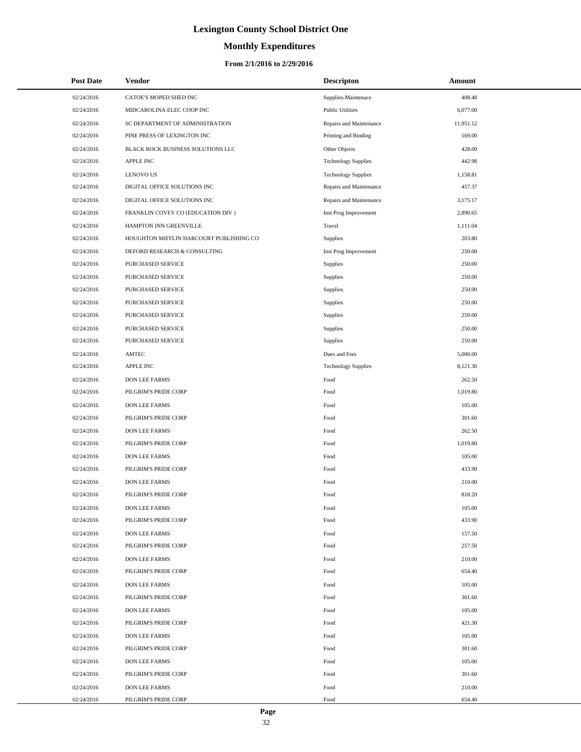# Lexington County School District One

## Monthly Expenditures

### From 2/1/2016 to 2/29/2016

| Post Date | Vendor | Descripton | Amount |
|---|---|---|---|
| 02/24/2016 | CATOE'S MOPED SHED INC | Supplies-Maintenace | 408.48 |
| 02/24/2016 | MIDCAROLINA ELEC COOP INC | Public Utilities | 6,077.00 |
| 02/24/2016 | SC DEPARTMENT OF ADMINISTRATION | Repairs and Maintenance | 11,951.12 |
| 02/24/2016 | PINE PRESS OF LEXINGTON INC | Printing and Binding | 169.00 |
| 02/24/2016 | BLACK ROCK BUSINESS SOLUTIONS LLC | Other Objects | 428.00 |
| 02/24/2016 | APPLE INC | Technology Supplies | 442.98 |
| 02/24/2016 | LENOVO US | Technology Supplies | 1,158.81 |
| 02/24/2016 | DIGITAL OFFICE SOLUTIONS INC | Repairs and Maintenance | 457.37 |
| 02/24/2016 | DIGITAL OFFICE SOLUTIONS INC | Repairs and Maintenance | 3,175.17 |
| 02/24/2016 | FRANKLIN COVEY CO (EDUCATION DIV ) | Inst Prog Improvement | 2,890.65 |
| 02/24/2016 | HAMPTON INN GREENVILLE | Travel | 1,111.04 |
| 02/24/2016 | HOUGHTON MIFFLIN HARCOURT PUBLISHING CO | Supplies | 203.80 |
| 02/24/2016 | DEFORD RESEARCH & CONSULTING | Inst Prog Improvement | 250.00 |
| 02/24/2016 | PURCHASED SERVICE | Supplies | 250.00 |
| 02/24/2016 | PURCHASED SERVICE | Supplies | 250.00 |
| 02/24/2016 | PURCHASED SERVICE | Supplies | 250.00 |
| 02/24/2016 | PURCHASED SERVICE | Supplies | 250.00 |
| 02/24/2016 | PURCHASED SERVICE | Supplies | 250.00 |
| 02/24/2016 | PURCHASED SERVICE | Supplies | 250.00 |
| 02/24/2016 | PURCHASED SERVICE | Supplies | 250.00 |
| 02/24/2016 | AMTEC | Dues and Fees | 5,000.00 |
| 02/24/2016 | APPLE INC | Technology Supplies | 8,121.30 |
| 02/24/2016 | DON LEE FARMS | Food | 262.50 |
| 02/24/2016 | PILGRIM'S PRIDE CORP | Food | 1,019.80 |
| 02/24/2016 | DON LEE FARMS | Food | 105.00 |
| 02/24/2016 | PILGRIM'S PRIDE CORP | Food | 301.60 |
| 02/24/2016 | DON LEE FARMS | Food | 262.50 |
| 02/24/2016 | PILGRIM'S PRIDE CORP | Food | 1,019.80 |
| 02/24/2016 | DON LEE FARMS | Food | 105.00 |
| 02/24/2016 | PILGRIM'S PRIDE CORP | Food | 433.90 |
| 02/24/2016 | DON LEE FARMS | Food | 210.00 |
| 02/24/2016 | PILGRIM'S PRIDE CORP | Food | 818.20 |
| 02/24/2016 | DON LEE FARMS | Food | 105.00 |
| 02/24/2016 | PILGRIM'S PRIDE CORP | Food | 433.90 |
| 02/24/2016 | DON LEE FARMS | Food | 157.50 |
| 02/24/2016 | PILGRIM'S PRIDE CORP | Food | 257.50 |
| 02/24/2016 | DON LEE FARMS | Food | 210.00 |
| 02/24/2016 | PILGRIM'S PRIDE CORP | Food | 654.40 |
| 02/24/2016 | DON LEE FARMS | Food | 105.00 |
| 02/24/2016 | PILGRIM'S PRIDE CORP | Food | 301.60 |
| 02/24/2016 | DON LEE FARMS | Food | 105.00 |
| 02/24/2016 | PILGRIM'S PRIDE CORP | Food | 421.30 |
| 02/24/2016 | DON LEE FARMS | Food | 105.00 |
| 02/24/2016 | PILGRIM'S PRIDE CORP | Food | 301.60 |
| 02/24/2016 | DON LEE FARMS | Food | 105.00 |
| 02/24/2016 | PILGRIM'S PRIDE CORP | Food | 301.60 |
| 02/24/2016 | DON LEE FARMS | Food | 210.00 |
| 02/24/2016 | PILGRIM'S PRIDE CORP | Food | 654.40 |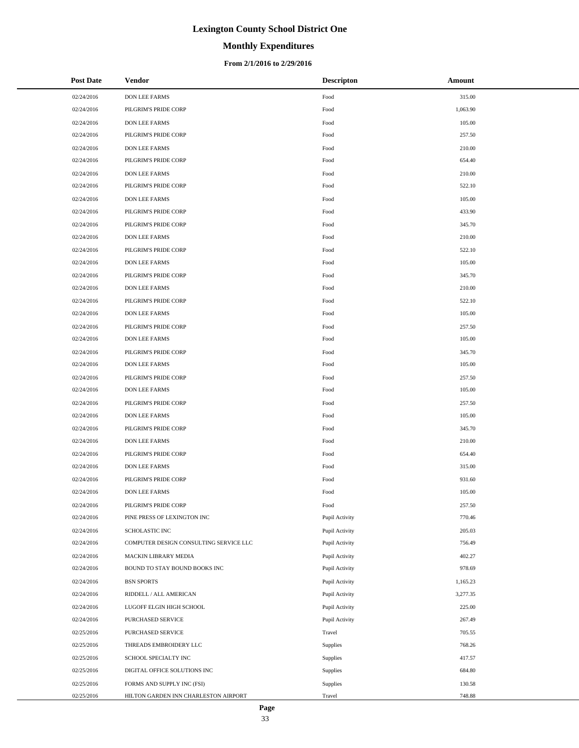# Lexington County School District One

## Monthly Expenditures

### From 2/1/2016 to 2/29/2016

| Post Date | Vendor | Descripton | Amount |
|---|---|---|---|
| 02/24/2016 | DON LEE FARMS | Food | 315.00 |
| 02/24/2016 | PILGRIM'S PRIDE CORP | Food | 1,063.90 |
| 02/24/2016 | DON LEE FARMS | Food | 105.00 |
| 02/24/2016 | PILGRIM'S PRIDE CORP | Food | 257.50 |
| 02/24/2016 | DON LEE FARMS | Food | 210.00 |
| 02/24/2016 | PILGRIM'S PRIDE CORP | Food | 654.40 |
| 02/24/2016 | DON LEE FARMS | Food | 210.00 |
| 02/24/2016 | PILGRIM'S PRIDE CORP | Food | 522.10 |
| 02/24/2016 | DON LEE FARMS | Food | 105.00 |
| 02/24/2016 | PILGRIM'S PRIDE CORP | Food | 433.90 |
| 02/24/2016 | PILGRIM'S PRIDE CORP | Food | 345.70 |
| 02/24/2016 | DON LEE FARMS | Food | 210.00 |
| 02/24/2016 | PILGRIM'S PRIDE CORP | Food | 522.10 |
| 02/24/2016 | DON LEE FARMS | Food | 105.00 |
| 02/24/2016 | PILGRIM'S PRIDE CORP | Food | 345.70 |
| 02/24/2016 | DON LEE FARMS | Food | 210.00 |
| 02/24/2016 | PILGRIM'S PRIDE CORP | Food | 522.10 |
| 02/24/2016 | DON LEE FARMS | Food | 105.00 |
| 02/24/2016 | PILGRIM'S PRIDE CORP | Food | 257.50 |
| 02/24/2016 | DON LEE FARMS | Food | 105.00 |
| 02/24/2016 | PILGRIM'S PRIDE CORP | Food | 345.70 |
| 02/24/2016 | DON LEE FARMS | Food | 105.00 |
| 02/24/2016 | PILGRIM'S PRIDE CORP | Food | 257.50 |
| 02/24/2016 | DON LEE FARMS | Food | 105.00 |
| 02/24/2016 | PILGRIM'S PRIDE CORP | Food | 257.50 |
| 02/24/2016 | DON LEE FARMS | Food | 105.00 |
| 02/24/2016 | PILGRIM'S PRIDE CORP | Food | 345.70 |
| 02/24/2016 | DON LEE FARMS | Food | 210.00 |
| 02/24/2016 | PILGRIM'S PRIDE CORP | Food | 654.40 |
| 02/24/2016 | DON LEE FARMS | Food | 315.00 |
| 02/24/2016 | PILGRIM'S PRIDE CORP | Food | 931.60 |
| 02/24/2016 | DON LEE FARMS | Food | 105.00 |
| 02/24/2016 | PILGRIM'S PRIDE CORP | Food | 257.50 |
| 02/24/2016 | PINE PRESS OF LEXINGTON INC | Pupil Activity | 770.46 |
| 02/24/2016 | SCHOLASTIC INC | Pupil Activity | 205.03 |
| 02/24/2016 | COMPUTER DESIGN CONSULTING SERVICE LLC | Pupil Activity | 756.49 |
| 02/24/2016 | MACKIN LIBRARY MEDIA | Pupil Activity | 402.27 |
| 02/24/2016 | BOUND TO STAY BOUND BOOKS INC | Pupil Activity | 978.69 |
| 02/24/2016 | BSN SPORTS | Pupil Activity | 1,165.23 |
| 02/24/2016 | RIDDELL / ALL AMERICAN | Pupil Activity | 3,277.35 |
| 02/24/2016 | LUGOFF ELGIN HIGH SCHOOL | Pupil Activity | 225.00 |
| 02/24/2016 | PURCHASED SERVICE | Pupil Activity | 267.49 |
| 02/25/2016 | PURCHASED SERVICE | Travel | 705.55 |
| 02/25/2016 | THREADS EMBROIDERY LLC | Supplies | 768.26 |
| 02/25/2016 | SCHOOL SPECIALTY INC | Supplies | 417.57 |
| 02/25/2016 | DIGITAL OFFICE SOLUTIONS INC | Supplies | 684.80 |
| 02/25/2016 | FORMS AND SUPPLY INC (FSI) | Supplies | 130.58 |
| 02/25/2016 | HILTON GARDEN INN CHARLESTON AIRPORT | Travel | 748.88 |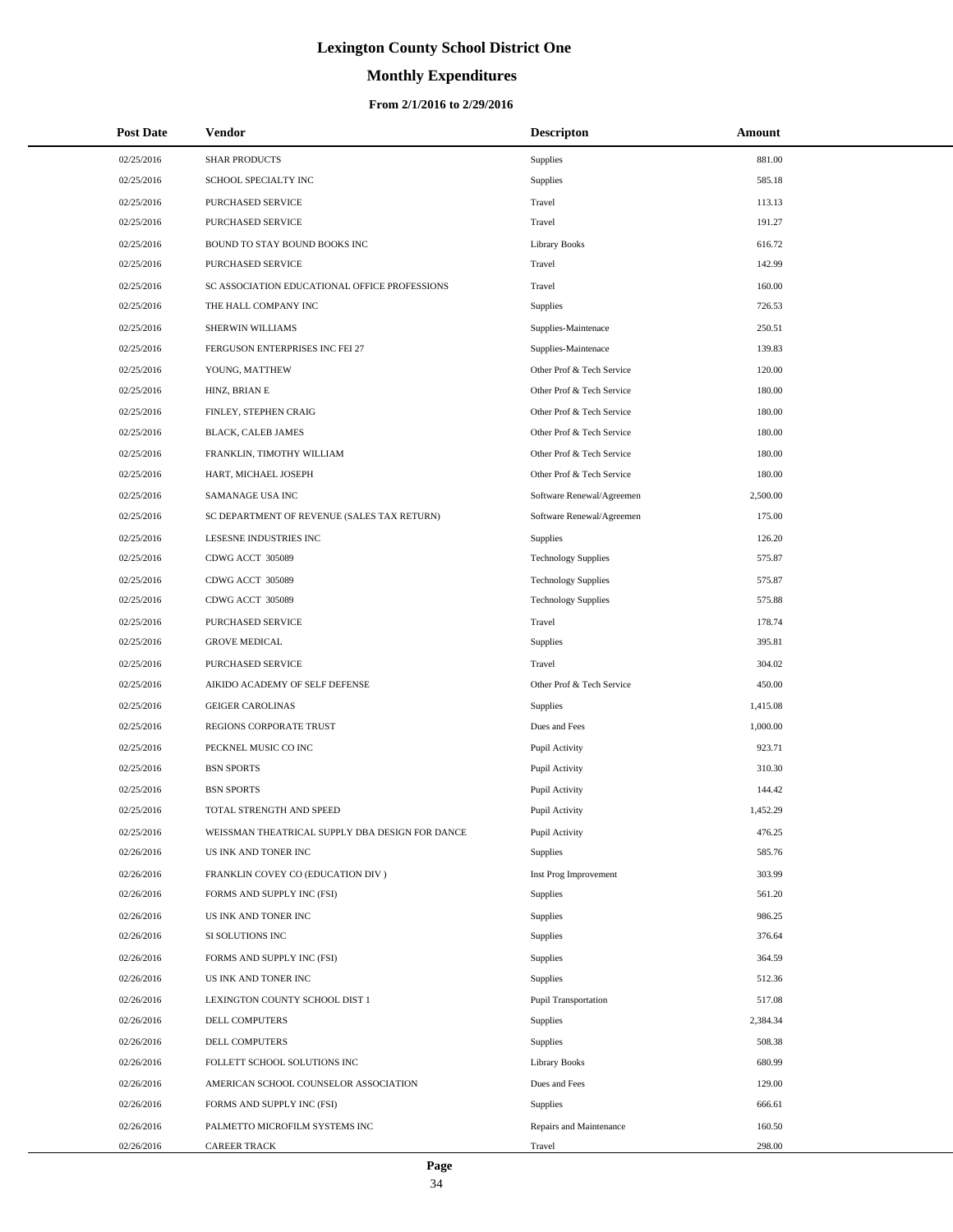# Lexington County School District One

## Monthly Expenditures

### From 2/1/2016 to 2/29/2016

| Post Date | Vendor | Descripton | Amount |
|---|---|---|---|
| 02/25/2016 | SHAR PRODUCTS | Supplies | 881.00 |
| 02/25/2016 | SCHOOL SPECIALTY INC | Supplies | 585.18 |
| 02/25/2016 | PURCHASED SERVICE | Travel | 113.13 |
| 02/25/2016 | PURCHASED SERVICE | Travel | 191.27 |
| 02/25/2016 | BOUND TO STAY BOUND BOOKS INC | Library Books | 616.72 |
| 02/25/2016 | PURCHASED SERVICE | Travel | 142.99 |
| 02/25/2016 | SC ASSOCIATION EDUCATIONAL OFFICE PROFESSIONS | Travel | 160.00 |
| 02/25/2016 | THE HALL COMPANY INC | Supplies | 726.53 |
| 02/25/2016 | SHERWIN WILLIAMS | Supplies-Maintenace | 250.51 |
| 02/25/2016 | FERGUSON ENTERPRISES INC FEI 27 | Supplies-Maintenace | 139.83 |
| 02/25/2016 | YOUNG, MATTHEW | Other Prof & Tech Service | 120.00 |
| 02/25/2016 | HINZ, BRIAN E | Other Prof & Tech Service | 180.00 |
| 02/25/2016 | FINLEY, STEPHEN CRAIG | Other Prof & Tech Service | 180.00 |
| 02/25/2016 | BLACK, CALEB JAMES | Other Prof & Tech Service | 180.00 |
| 02/25/2016 | FRANKLIN, TIMOTHY WILLIAM | Other Prof & Tech Service | 180.00 |
| 02/25/2016 | HART, MICHAEL JOSEPH | Other Prof & Tech Service | 180.00 |
| 02/25/2016 | SAMANAGE USA INC | Software Renewal/Agreemen | 2,500.00 |
| 02/25/2016 | SC DEPARTMENT OF REVENUE (SALES TAX RETURN) | Software Renewal/Agreemen | 175.00 |
| 02/25/2016 | LESESNE INDUSTRIES INC | Supplies | 126.20 |
| 02/25/2016 | CDWG ACCT 305089 | Technology Supplies | 575.87 |
| 02/25/2016 | CDWG ACCT 305089 | Technology Supplies | 575.87 |
| 02/25/2016 | CDWG ACCT 305089 | Technology Supplies | 575.88 |
| 02/25/2016 | PURCHASED SERVICE | Travel | 178.74 |
| 02/25/2016 | GROVE MEDICAL | Supplies | 395.81 |
| 02/25/2016 | PURCHASED SERVICE | Travel | 304.02 |
| 02/25/2016 | AIKIDO ACADEMY OF SELF DEFENSE | Other Prof & Tech Service | 450.00 |
| 02/25/2016 | GEIGER CAROLINAS | Supplies | 1,415.08 |
| 02/25/2016 | REGIONS CORPORATE TRUST | Dues and Fees | 1,000.00 |
| 02/25/2016 | PECKNEL MUSIC CO INC | Pupil Activity | 923.71 |
| 02/25/2016 | BSN SPORTS | Pupil Activity | 310.30 |
| 02/25/2016 | BSN SPORTS | Pupil Activity | 144.42 |
| 02/25/2016 | TOTAL STRENGTH AND SPEED | Pupil Activity | 1,452.29 |
| 02/25/2016 | WEISSMAN THEATRICAL SUPPLY DBA DESIGN FOR DANCE | Pupil Activity | 476.25 |
| 02/26/2016 | US INK AND TONER INC | Supplies | 585.76 |
| 02/26/2016 | FRANKLIN COVEY CO (EDUCATION DIV ) | Inst Prog Improvement | 303.99 |
| 02/26/2016 | FORMS AND SUPPLY INC (FSI) | Supplies | 561.20 |
| 02/26/2016 | US INK AND TONER INC | Supplies | 986.25 |
| 02/26/2016 | SI SOLUTIONS INC | Supplies | 376.64 |
| 02/26/2016 | FORMS AND SUPPLY INC (FSI) | Supplies | 364.59 |
| 02/26/2016 | US INK AND TONER INC | Supplies | 512.36 |
| 02/26/2016 | LEXINGTON COUNTY SCHOOL DIST 1 | Pupil Transportation | 517.08 |
| 02/26/2016 | DELL COMPUTERS | Supplies | 2,384.34 |
| 02/26/2016 | DELL COMPUTERS | Supplies | 508.38 |
| 02/26/2016 | FOLLETT SCHOOL SOLUTIONS INC | Library Books | 680.99 |
| 02/26/2016 | AMERICAN SCHOOL COUNSELOR ASSOCIATION | Dues and Fees | 129.00 |
| 02/26/2016 | FORMS AND SUPPLY INC (FSI) | Supplies | 666.61 |
| 02/26/2016 | PALMETTO MICROFILM SYSTEMS INC | Repairs and Maintenance | 160.50 |
| 02/26/2016 | CAREER TRACK | Travel | 298.00 |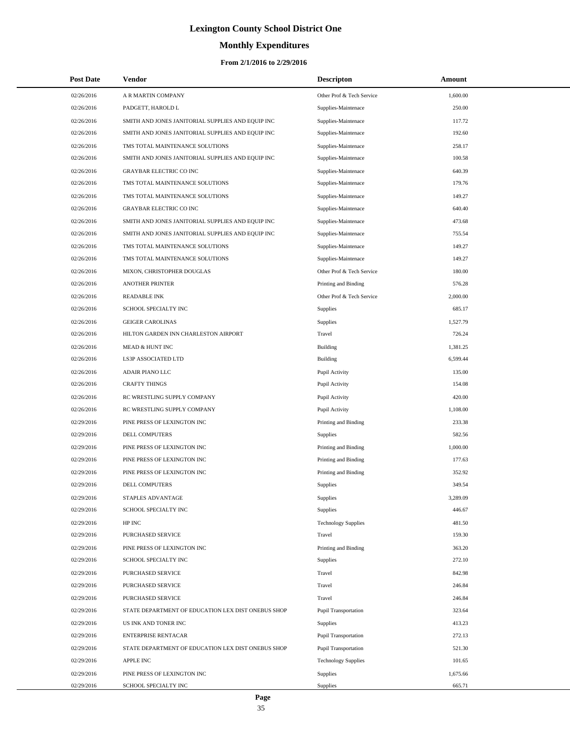# Lexington County School District One

## Monthly Expenditures

### From 2/1/2016 to 2/29/2016

| Post Date | Vendor | Descripton | Amount |
|---|---|---|---|
| 02/26/2016 | A R MARTIN COMPANY | Other Prof & Tech Service | 1,600.00 |
| 02/26/2016 | PADGETT, HAROLD L | Supplies-Maintenace | 250.00 |
| 02/26/2016 | SMITH AND JONES JANITORIAL SUPPLIES AND EQUIP INC | Supplies-Maintenace | 117.72 |
| 02/26/2016 | SMITH AND JONES JANITORIAL SUPPLIES AND EQUIP INC | Supplies-Maintenace | 192.60 |
| 02/26/2016 | TMS TOTAL MAINTENANCE SOLUTIONS | Supplies-Maintenace | 258.17 |
| 02/26/2016 | SMITH AND JONES JANITORIAL SUPPLIES AND EQUIP INC | Supplies-Maintenace | 100.58 |
| 02/26/2016 | GRAYBAR ELECTRIC CO INC | Supplies-Maintenace | 640.39 |
| 02/26/2016 | TMS TOTAL MAINTENANCE SOLUTIONS | Supplies-Maintenace | 179.76 |
| 02/26/2016 | TMS TOTAL MAINTENANCE SOLUTIONS | Supplies-Maintenace | 149.27 |
| 02/26/2016 | GRAYBAR ELECTRIC CO INC | Supplies-Maintenace | 640.40 |
| 02/26/2016 | SMITH AND JONES JANITORIAL SUPPLIES AND EQUIP INC | Supplies-Maintenace | 473.68 |
| 02/26/2016 | SMITH AND JONES JANITORIAL SUPPLIES AND EQUIP INC | Supplies-Maintenace | 755.54 |
| 02/26/2016 | TMS TOTAL MAINTENANCE SOLUTIONS | Supplies-Maintenace | 149.27 |
| 02/26/2016 | TMS TOTAL MAINTENANCE SOLUTIONS | Supplies-Maintenace | 149.27 |
| 02/26/2016 | MIXON, CHRISTOPHER DOUGLAS | Other Prof & Tech Service | 180.00 |
| 02/26/2016 | ANOTHER PRINTER | Printing and Binding | 576.28 |
| 02/26/2016 | READABLE INK | Other Prof & Tech Service | 2,000.00 |
| 02/26/2016 | SCHOOL SPECIALTY INC | Supplies | 685.17 |
| 02/26/2016 | GEIGER CAROLINAS | Supplies | 1,527.79 |
| 02/26/2016 | HILTON GARDEN INN CHARLESTON AIRPORT | Travel | 726.24 |
| 02/26/2016 | MEAD & HUNT INC | Building | 1,381.25 |
| 02/26/2016 | LS3P ASSOCIATED LTD | Building | 6,599.44 |
| 02/26/2016 | ADAIR PIANO LLC | Pupil Activity | 135.00 |
| 02/26/2016 | CRAFTY THINGS | Pupil Activity | 154.08 |
| 02/26/2016 | RC WRESTLING SUPPLY COMPANY | Pupil Activity | 420.00 |
| 02/26/2016 | RC WRESTLING SUPPLY COMPANY | Pupil Activity | 1,108.00 |
| 02/29/2016 | PINE PRESS OF LEXINGTON INC | Printing and Binding | 233.38 |
| 02/29/2016 | DELL COMPUTERS | Supplies | 582.56 |
| 02/29/2016 | PINE PRESS OF LEXINGTON INC | Printing and Binding | 1,000.00 |
| 02/29/2016 | PINE PRESS OF LEXINGTON INC | Printing and Binding | 177.63 |
| 02/29/2016 | PINE PRESS OF LEXINGTON INC | Printing and Binding | 352.92 |
| 02/29/2016 | DELL COMPUTERS | Supplies | 349.54 |
| 02/29/2016 | STAPLES ADVANTAGE | Supplies | 3,289.09 |
| 02/29/2016 | SCHOOL SPECIALTY INC | Supplies | 446.67 |
| 02/29/2016 | HP INC | Technology Supplies | 481.50 |
| 02/29/2016 | PURCHASED SERVICE | Travel | 159.30 |
| 02/29/2016 | PINE PRESS OF LEXINGTON INC | Printing and Binding | 363.20 |
| 02/29/2016 | SCHOOL SPECIALTY INC | Supplies | 272.10 |
| 02/29/2016 | PURCHASED SERVICE | Travel | 842.98 |
| 02/29/2016 | PURCHASED SERVICE | Travel | 246.84 |
| 02/29/2016 | PURCHASED SERVICE | Travel | 246.84 |
| 02/29/2016 | STATE DEPARTMENT OF EDUCATION LEX DIST ONEBUS SHOP | Pupil Transportation | 323.64 |
| 02/29/2016 | US INK AND TONER INC | Supplies | 413.23 |
| 02/29/2016 | ENTERPRISE RENTACAR | Pupil Transportation | 272.13 |
| 02/29/2016 | STATE DEPARTMENT OF EDUCATION LEX DIST ONEBUS SHOP | Pupil Transportation | 521.30 |
| 02/29/2016 | APPLE INC | Technology Supplies | 101.65 |
| 02/29/2016 | PINE PRESS OF LEXINGTON INC | Supplies | 1,675.66 |
| 02/29/2016 | SCHOOL SPECIALTY INC | Supplies | 665.71 |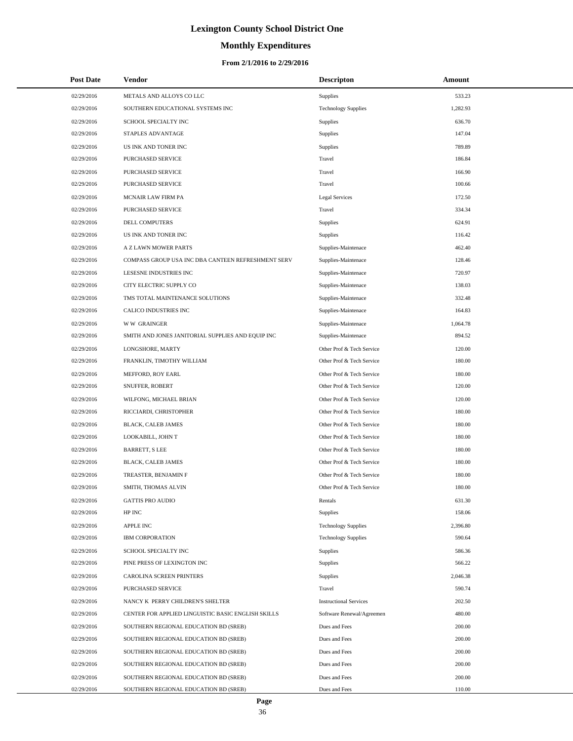# Lexington County School District One

## Monthly Expenditures

### From 2/1/2016 to 2/29/2016

| Post Date | Vendor | Descripton | Amount |
|---|---|---|---|
| 02/29/2016 | METALS AND ALLOYS CO LLC | Supplies | 533.23 |
| 02/29/2016 | SOUTHERN EDUCATIONAL SYSTEMS INC | Technology Supplies | 1,282.93 |
| 02/29/2016 | SCHOOL SPECIALTY INC | Supplies | 636.70 |
| 02/29/2016 | STAPLES ADVANTAGE | Supplies | 147.04 |
| 02/29/2016 | US INK AND TONER INC | Supplies | 789.89 |
| 02/29/2016 | PURCHASED SERVICE | Travel | 186.84 |
| 02/29/2016 | PURCHASED SERVICE | Travel | 166.90 |
| 02/29/2016 | PURCHASED SERVICE | Travel | 100.66 |
| 02/29/2016 | MCNAIR LAW FIRM PA | Legal Services | 172.50 |
| 02/29/2016 | PURCHASED SERVICE | Travel | 334.34 |
| 02/29/2016 | DELL COMPUTERS | Supplies | 624.91 |
| 02/29/2016 | US INK AND TONER INC | Supplies | 116.42 |
| 02/29/2016 | A Z LAWN MOWER PARTS | Supplies-Maintenace | 462.40 |
| 02/29/2016 | COMPASS GROUP USA INC DBA CANTEEN REFRESHMENT SERV | Supplies-Maintenace | 128.46 |
| 02/29/2016 | LESESNE INDUSTRIES INC | Supplies-Maintenace | 720.97 |
| 02/29/2016 | CITY ELECTRIC SUPPLY CO | Supplies-Maintenace | 138.03 |
| 02/29/2016 | TMS TOTAL MAINTENANCE SOLUTIONS | Supplies-Maintenace | 332.48 |
| 02/29/2016 | CALICO INDUSTRIES INC | Supplies-Maintenace | 164.83 |
| 02/29/2016 | W W GRAINGER | Supplies-Maintenace | 1,064.78 |
| 02/29/2016 | SMITH AND JONES JANITORIAL SUPPLIES AND EQUIP INC | Supplies-Maintenace | 894.52 |
| 02/29/2016 | LONGSHORE, MARTY | Other Prof & Tech Service | 120.00 |
| 02/29/2016 | FRANKLIN, TIMOTHY WILLIAM | Other Prof & Tech Service | 180.00 |
| 02/29/2016 | MEFFORD, ROY EARL | Other Prof & Tech Service | 180.00 |
| 02/29/2016 | SNUFFER, ROBERT | Other Prof & Tech Service | 120.00 |
| 02/29/2016 | WILFONG, MICHAEL BRIAN | Other Prof & Tech Service | 120.00 |
| 02/29/2016 | RICCIARDI, CHRISTOPHER | Other Prof & Tech Service | 180.00 |
| 02/29/2016 | BLACK, CALEB JAMES | Other Prof & Tech Service | 180.00 |
| 02/29/2016 | LOOKABILL, JOHN T | Other Prof & Tech Service | 180.00 |
| 02/29/2016 | BARRETT, S LEE | Other Prof & Tech Service | 180.00 |
| 02/29/2016 | BLACK, CALEB JAMES | Other Prof & Tech Service | 180.00 |
| 02/29/2016 | TREASTER, BENJAMIN F | Other Prof & Tech Service | 180.00 |
| 02/29/2016 | SMITH, THOMAS ALVIN | Other Prof & Tech Service | 180.00 |
| 02/29/2016 | GATTIS PRO AUDIO | Rentals | 631.30 |
| 02/29/2016 | HP INC | Supplies | 158.06 |
| 02/29/2016 | APPLE INC | Technology Supplies | 2,396.80 |
| 02/29/2016 | IBM CORPORATION | Technology Supplies | 590.64 |
| 02/29/2016 | SCHOOL SPECIALTY INC | Supplies | 586.36 |
| 02/29/2016 | PINE PRESS OF LEXINGTON INC | Supplies | 566.22 |
| 02/29/2016 | CAROLINA SCREEN PRINTERS | Supplies | 2,046.38 |
| 02/29/2016 | PURCHASED SERVICE | Travel | 590.74 |
| 02/29/2016 | NANCY K PERRY CHILDREN'S SHELTER | Instructional Services | 202.50 |
| 02/29/2016 | CENTER FOR APPLIED LINGUISTIC BASIC ENGLISH SKILLS | Software Renewal/Agreemen | 480.00 |
| 02/29/2016 | SOUTHERN REGIONAL EDUCATION BD (SREB) | Dues and Fees | 200.00 |
| 02/29/2016 | SOUTHERN REGIONAL EDUCATION BD (SREB) | Dues and Fees | 200.00 |
| 02/29/2016 | SOUTHERN REGIONAL EDUCATION BD (SREB) | Dues and Fees | 200.00 |
| 02/29/2016 | SOUTHERN REGIONAL EDUCATION BD (SREB) | Dues and Fees | 200.00 |
| 02/29/2016 | SOUTHERN REGIONAL EDUCATION BD (SREB) | Dues and Fees | 200.00 |
| 02/29/2016 | SOUTHERN REGIONAL EDUCATION BD (SREB) | Dues and Fees | 110.00 |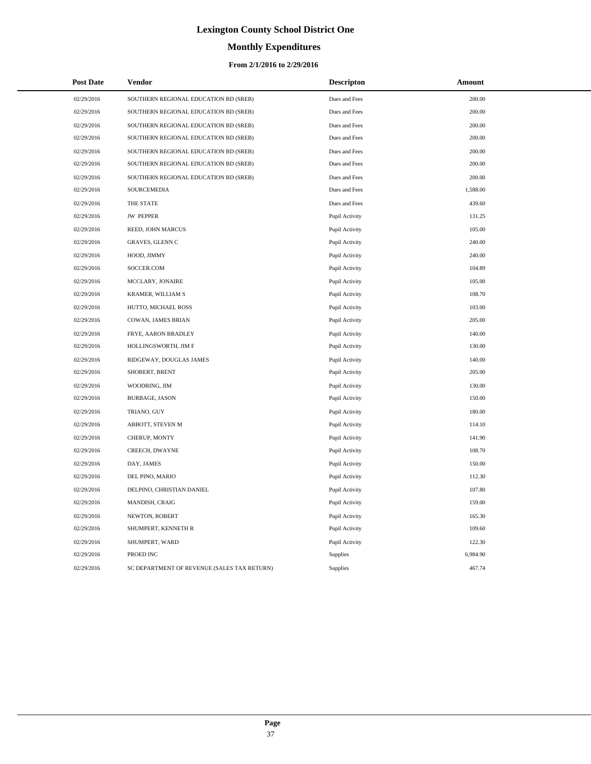# Lexington County School District One

## Monthly Expenditures

### From 2/1/2016 to 2/29/2016

| Post Date | Vendor | Descripton | Amount |
|---|---|---|---|
| 02/29/2016 | SOUTHERN REGIONAL EDUCATION BD (SREB) | Dues and Fees | 200.00 |
| 02/29/2016 | SOUTHERN REGIONAL EDUCATION BD (SREB) | Dues and Fees | 200.00 |
| 02/29/2016 | SOUTHERN REGIONAL EDUCATION BD (SREB) | Dues and Fees | 200.00 |
| 02/29/2016 | SOUTHERN REGIONAL EDUCATION BD (SREB) | Dues and Fees | 200.00 |
| 02/29/2016 | SOUTHERN REGIONAL EDUCATION BD (SREB) | Dues and Fees | 200.00 |
| 02/29/2016 | SOUTHERN REGIONAL EDUCATION BD (SREB) | Dues and Fees | 200.00 |
| 02/29/2016 | SOUTHERN REGIONAL EDUCATION BD (SREB) | Dues and Fees | 200.00 |
| 02/29/2016 | SOURCEMEDIA | Dues and Fees | 1,588.00 |
| 02/29/2016 | THE STATE | Dues and Fees | 439.60 |
| 02/29/2016 | JW PEPPER | Pupil Activity | 131.25 |
| 02/29/2016 | REED, JOHN MARCUS | Pupil Activity | 105.00 |
| 02/29/2016 | GRAVES, GLENN C | Pupil Activity | 240.00 |
| 02/29/2016 | HOOD, JIMMY | Pupil Activity | 240.00 |
| 02/29/2016 | SOCCER.COM | Pupil Activity | 104.89 |
| 02/29/2016 | MCCLARY, JONAIRE | Pupil Activity | 105.00 |
| 02/29/2016 | KRAMER, WILLIAM S | Pupil Activity | 108.70 |
| 02/29/2016 | HUTTO, MICHAEL ROSS | Pupil Activity | 103.00 |
| 02/29/2016 | COWAN, JAMES BRIAN | Pupil Activity | 205.00 |
| 02/29/2016 | FRYE, AARON BRADLEY | Pupil Activity | 140.00 |
| 02/29/2016 | HOLLINGSWORTH, JIM F | Pupil Activity | 130.00 |
| 02/29/2016 | RIDGEWAY, DOUGLAS JAMES | Pupil Activity | 140.00 |
| 02/29/2016 | SHOBERT, BRENT | Pupil Activity | 205.00 |
| 02/29/2016 | WOODRING, JIM | Pupil Activity | 130.00 |
| 02/29/2016 | BURBAGE, JASON | Pupil Activity | 150.00 |
| 02/29/2016 | TRIANO, GUY | Pupil Activity | 180.00 |
| 02/29/2016 | ABBOTT, STEVEN M | Pupil Activity | 114.10 |
| 02/29/2016 | CHERUP, MONTY | Pupil Activity | 141.90 |
| 02/29/2016 | CREECH, DWAYNE | Pupil Activity | 108.70 |
| 02/29/2016 | DAY, JAMES | Pupil Activity | 150.00 |
| 02/29/2016 | DEL PINO, MARIO | Pupil Activity | 112.30 |
| 02/29/2016 | DELPINO, CHRISTIAN DANIEL | Pupil Activity | 107.80 |
| 02/29/2016 | MANDISH, CRAIG | Pupil Activity | 159.00 |
| 02/29/2016 | NEWTON, ROBERT | Pupil Activity | 165.30 |
| 02/29/2016 | SHUMPERT, KENNETH R | Pupil Activity | 109.60 |
| 02/29/2016 | SHUMPERT, WARD | Pupil Activity | 122.30 |
| 02/29/2016 | PROED INC | Supplies | 6,984.90 |
| 02/29/2016 | SC DEPARTMENT OF REVENUE (SALES TAX RETURN) | Supplies | 467.74 |